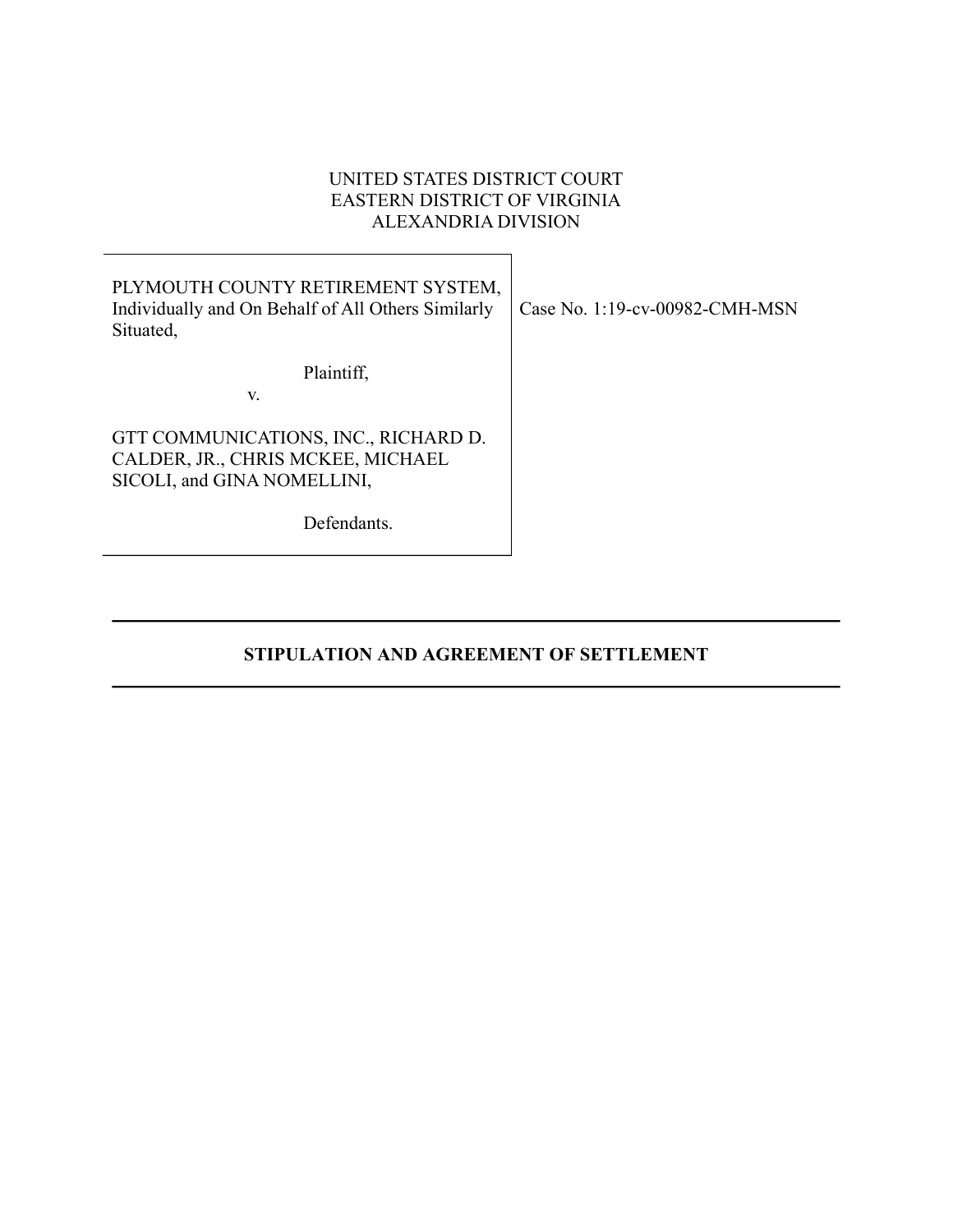UNITED STATES DISTRICT COURT
EASTERN DISTRICT OF VIRGINIA
ALEXANDRIA DIVISION

| | |
|---|---|
| PLYMOUTH COUNTY RETIREMENT SYSTEM, Individually and On Behalf of All Others Similarly Situated,<br><br>Plaintiff,<br><br>v.<br><br>GTT COMMUNICATIONS, INC., RICHARD D. CALDER, JR., CHRIS MCKEE, MICHAEL SICOLI, and GINA NOMELLINI,<br><br>Defendants. | Case No. 1:19-cv-00982-CMH-MSN |

---

**STIPULATION AND AGREEMENT OF SETTLEMENT**

---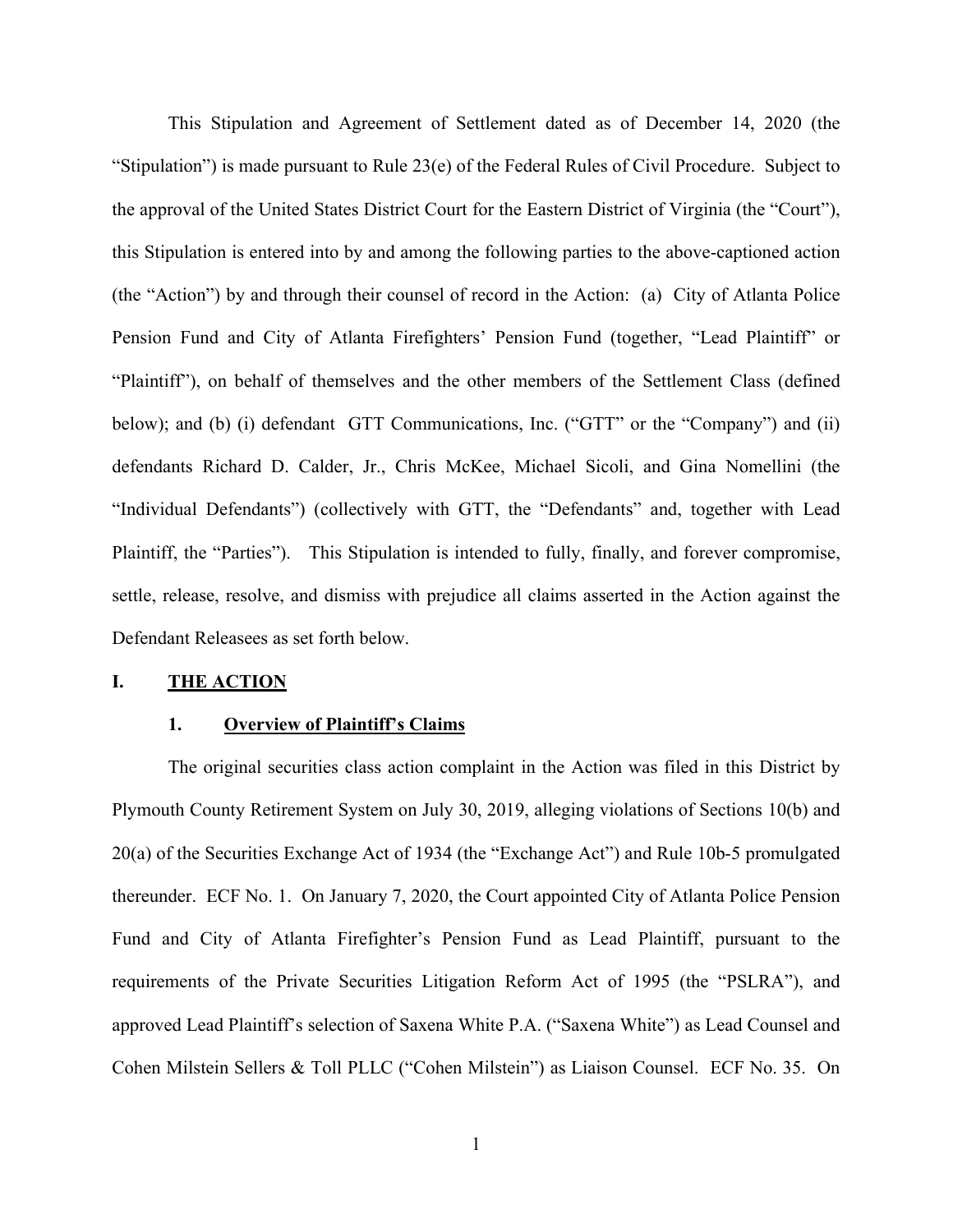This Stipulation and Agreement of Settlement dated as of December 14, 2020 (the "Stipulation") is made pursuant to Rule 23(e) of the Federal Rules of Civil Procedure. Subject to the approval of the United States District Court for the Eastern District of Virginia (the "Court"), this Stipulation is entered into by and among the following parties to the above-captioned action (the "Action") by and through their counsel of record in the Action: (a) City of Atlanta Police Pension Fund and City of Atlanta Firefighters' Pension Fund (together, "Lead Plaintiff" or "Plaintiff"), on behalf of themselves and the other members of the Settlement Class (defined below); and (b) (i) defendant GTT Communications, Inc. ("GTT" or the "Company") and (ii) defendants Richard D. Calder, Jr., Chris McKee, Michael Sicoli, and Gina Nomellini (the "Individual Defendants") (collectively with GTT, the "Defendants" and, together with Lead Plaintiff, the "Parties"). This Stipulation is intended to fully, finally, and forever compromise, settle, release, resolve, and dismiss with prejudice all claims asserted in the Action against the Defendant Releasees as set forth below.

## I. THE ACTION

### 1. Overview of Plaintiff's Claims

The original securities class action complaint in the Action was filed in this District by Plymouth County Retirement System on July 30, 2019, alleging violations of Sections 10(b) and 20(a) of the Securities Exchange Act of 1934 (the "Exchange Act") and Rule 10b-5 promulgated thereunder. ECF No. 1. On January 7, 2020, the Court appointed City of Atlanta Police Pension Fund and City of Atlanta Firefighter's Pension Fund as Lead Plaintiff, pursuant to the requirements of the Private Securities Litigation Reform Act of 1995 (the "PSLRA"), and approved Lead Plaintiff's selection of Saxena White P.A. ("Saxena White") as Lead Counsel and Cohen Milstein Sellers & Toll PLLC ("Cohen Milstein") as Liaison Counsel. ECF No. 35. On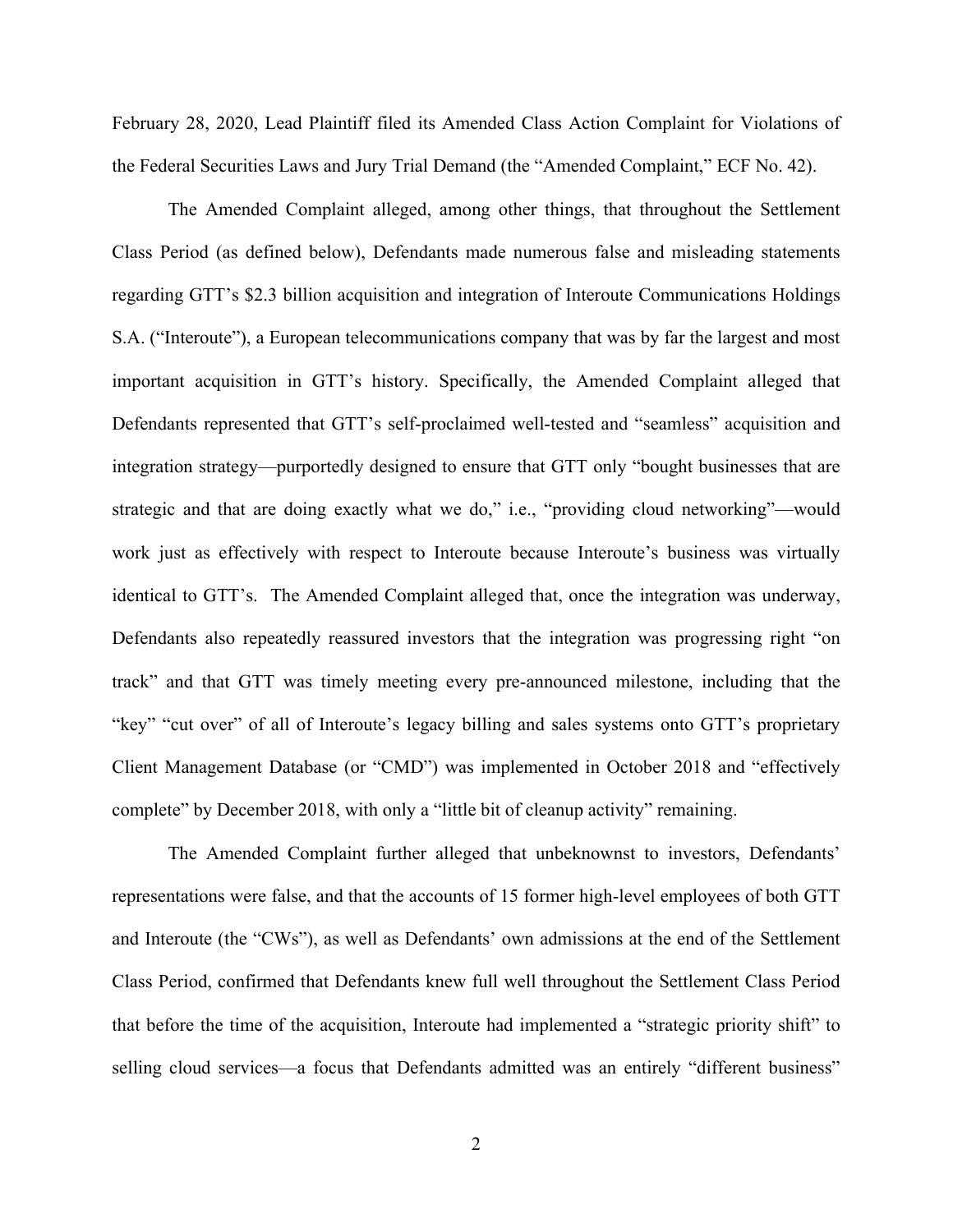February 28, 2020, Lead Plaintiff filed its Amended Class Action Complaint for Violations of the Federal Securities Laws and Jury Trial Demand (the "Amended Complaint," ECF No. 42).

The Amended Complaint alleged, among other things, that throughout the Settlement Class Period (as defined below), Defendants made numerous false and misleading statements regarding GTT's $2.3 billion acquisition and integration of Interoute Communications Holdings S.A. ("Interoute"), a European telecommunications company that was by far the largest and most important acquisition in GTT's history. Specifically, the Amended Complaint alleged that Defendants represented that GTT's self-proclaimed well-tested and "seamless" acquisition and integration strategy—purportedly designed to ensure that GTT only "bought businesses that are strategic and that are doing exactly what we do," i.e., "providing cloud networking"—would work just as effectively with respect to Interoute because Interoute's business was virtually identical to GTT's. The Amended Complaint alleged that, once the integration was underway, Defendants also repeatedly reassured investors that the integration was progressing right "on track" and that GTT was timely meeting every pre-announced milestone, including that the "key" "cut over" of all of Interoute's legacy billing and sales systems onto GTT's proprietary Client Management Database (or "CMD") was implemented in October 2018 and "effectively complete" by December 2018, with only a "little bit of cleanup activity" remaining.

The Amended Complaint further alleged that unbeknownst to investors, Defendants' representations were false, and that the accounts of 15 former high-level employees of both GTT and Interoute (the "CWs"), as well as Defendants' own admissions at the end of the Settlement Class Period, confirmed that Defendants knew full well throughout the Settlement Class Period that before the time of the acquisition, Interoute had implemented a "strategic priority shift" to selling cloud services—a focus that Defendants admitted was an entirely "different business"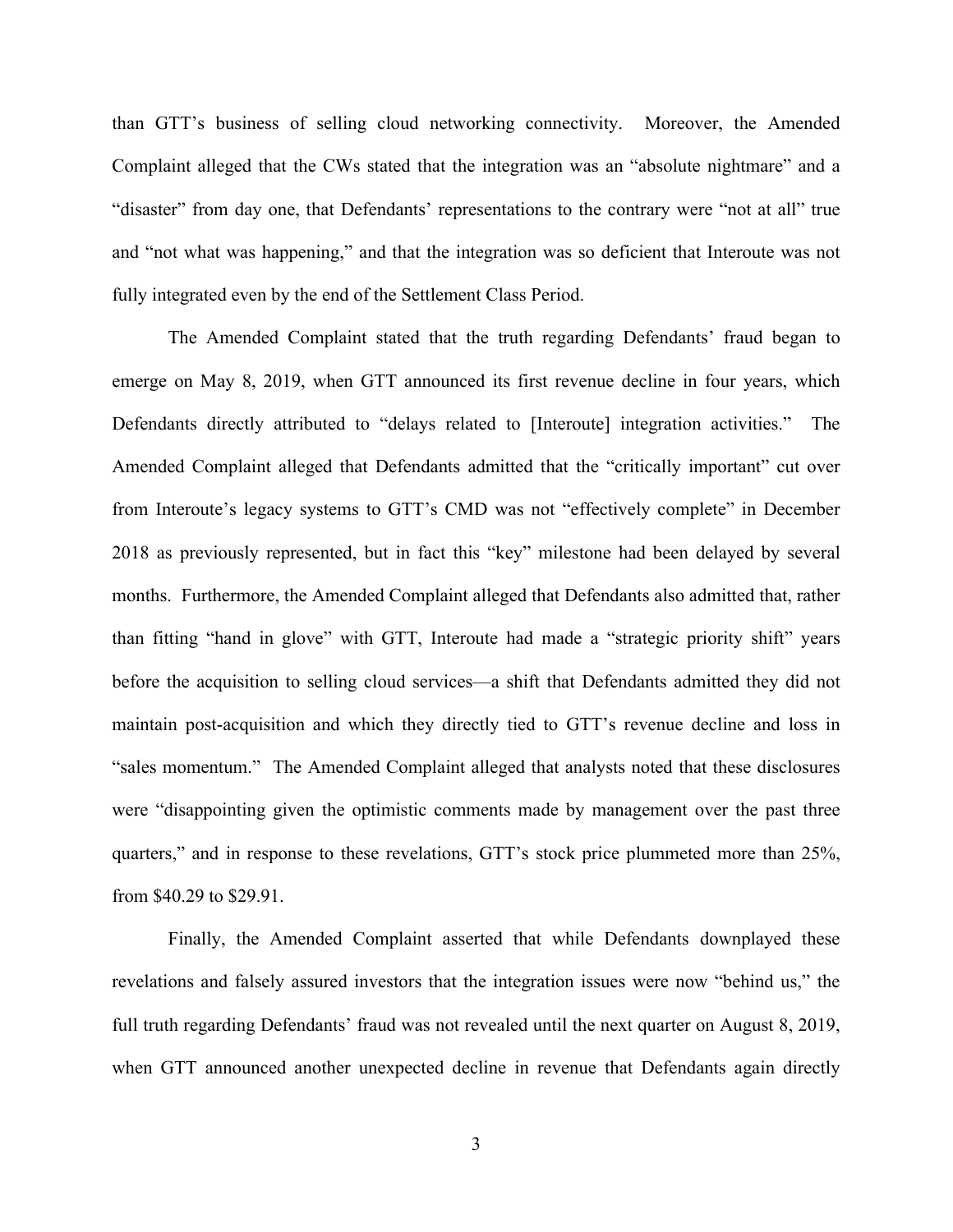than GTT's business of selling cloud networking connectivity. Moreover, the Amended Complaint alleged that the CWs stated that the integration was an "absolute nightmare" and a "disaster" from day one, that Defendants' representations to the contrary were "not at all" true and "not what was happening," and that the integration was so deficient that Interoute was not fully integrated even by the end of the Settlement Class Period.

The Amended Complaint stated that the truth regarding Defendants' fraud began to emerge on May 8, 2019, when GTT announced its first revenue decline in four years, which Defendants directly attributed to "delays related to [Interoute] integration activities." The Amended Complaint alleged that Defendants admitted that the "critically important" cut over from Interoute's legacy systems to GTT's CMD was not "effectively complete" in December 2018 as previously represented, but in fact this "key" milestone had been delayed by several months. Furthermore, the Amended Complaint alleged that Defendants also admitted that, rather than fitting "hand in glove" with GTT, Interoute had made a "strategic priority shift" years before the acquisition to selling cloud services—a shift that Defendants admitted they did not maintain post-acquisition and which they directly tied to GTT's revenue decline and loss in "sales momentum." The Amended Complaint alleged that analysts noted that these disclosures were "disappointing given the optimistic comments made by management over the past three quarters," and in response to these revelations, GTT's stock price plummeted more than 25%, from $40.29 to $29.91.

Finally, the Amended Complaint asserted that while Defendants downplayed these revelations and falsely assured investors that the integration issues were now "behind us," the full truth regarding Defendants' fraud was not revealed until the next quarter on August 8, 2019, when GTT announced another unexpected decline in revenue that Defendants again directly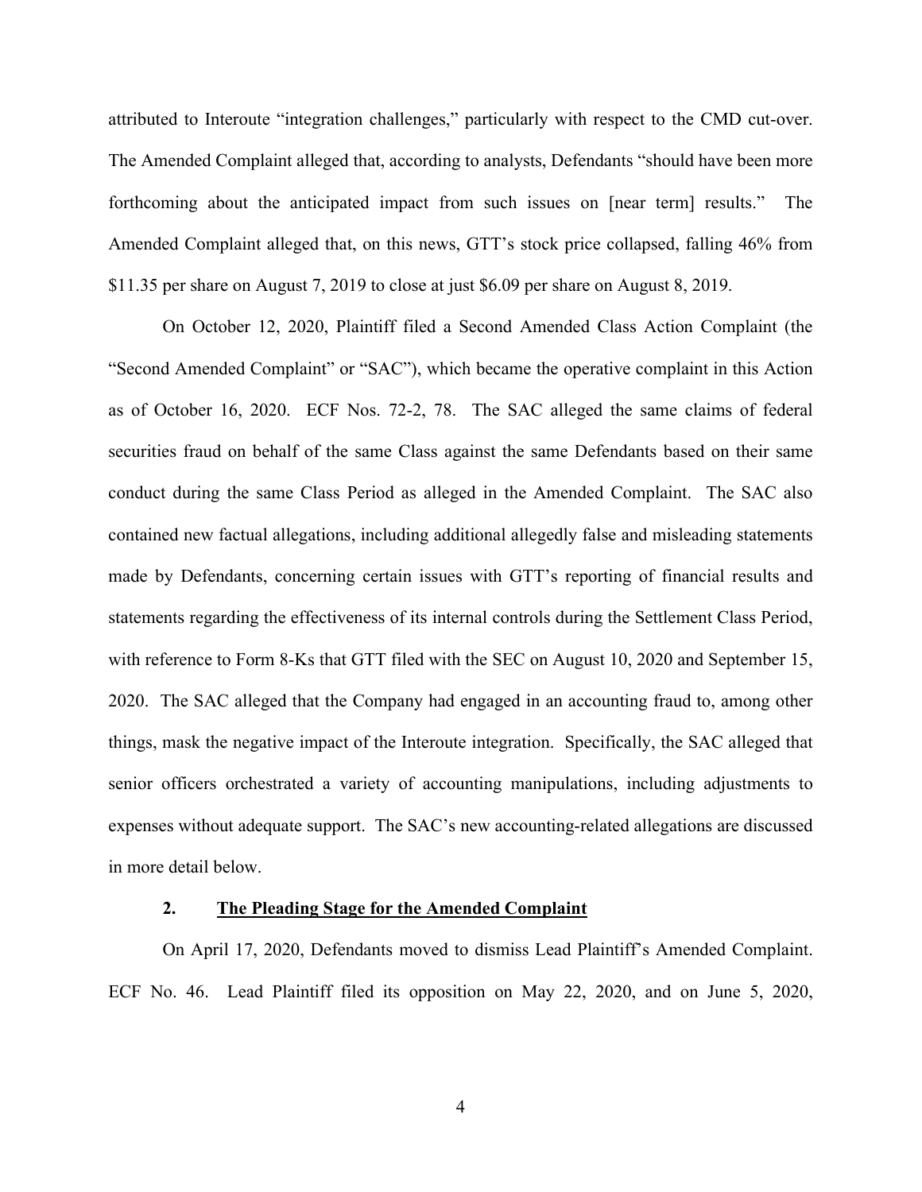attributed to Interoute "integration challenges," particularly with respect to the CMD cut-over. The Amended Complaint alleged that, according to analysts, Defendants "should have been more forthcoming about the anticipated impact from such issues on [near term] results." The Amended Complaint alleged that, on this news, GTT's stock price collapsed, falling 46% from $11.35 per share on August 7, 2019 to close at just $6.09 per share on August 8, 2019.

On October 12, 2020, Plaintiff filed a Second Amended Class Action Complaint (the "Second Amended Complaint" or "SAC"), which became the operative complaint in this Action as of October 16, 2020. ECF Nos. 72-2, 78. The SAC alleged the same claims of federal securities fraud on behalf of the same Class against the same Defendants based on their same conduct during the same Class Period as alleged in the Amended Complaint. The SAC also contained new factual allegations, including additional allegedly false and misleading statements made by Defendants, concerning certain issues with GTT's reporting of financial results and statements regarding the effectiveness of its internal controls during the Settlement Class Period, with reference to Form 8-Ks that GTT filed with the SEC on August 10, 2020 and September 15, 2020. The SAC alleged that the Company had engaged in an accounting fraud to, among other things, mask the negative impact of the Interoute integration. Specifically, the SAC alleged that senior officers orchestrated a variety of accounting manipulations, including adjustments to expenses without adequate support. The SAC's new accounting-related allegations are discussed in more detail below.

### 2. <u>The Pleading Stage for the Amended Complaint</u>

On April 17, 2020, Defendants moved to dismiss Lead Plaintiff's Amended Complaint. ECF No. 46. Lead Plaintiff filed its opposition on May 22, 2020, and on June 5, 2020,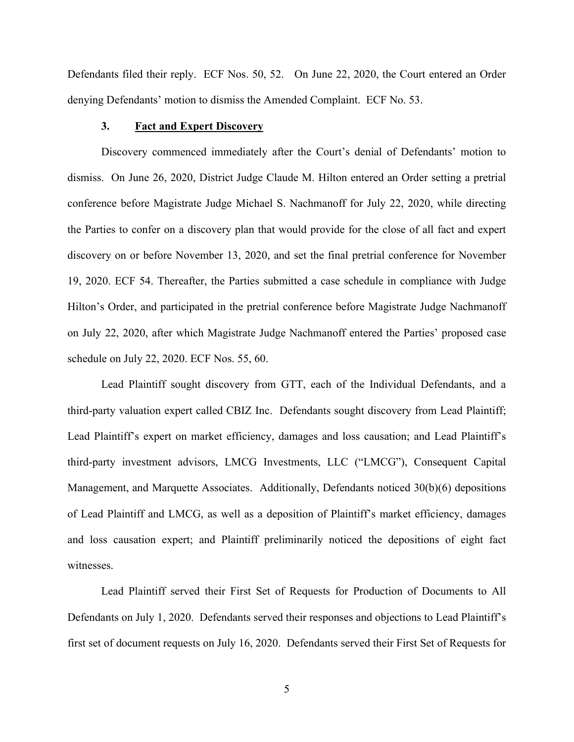Defendants filed their reply. ECF Nos. 50, 52. On June 22, 2020, the Court entered an Order denying Defendants' motion to dismiss the Amended Complaint. ECF No. 53.

### 3. Fact and Expert Discovery

Discovery commenced immediately after the Court's denial of Defendants' motion to dismiss. On June 26, 2020, District Judge Claude M. Hilton entered an Order setting a pretrial conference before Magistrate Judge Michael S. Nachmanoff for July 22, 2020, while directing the Parties to confer on a discovery plan that would provide for the close of all fact and expert discovery on or before November 13, 2020, and set the final pretrial conference for November 19, 2020. ECF 54. Thereafter, the Parties submitted a case schedule in compliance with Judge Hilton's Order, and participated in the pretrial conference before Magistrate Judge Nachmanoff on July 22, 2020, after which Magistrate Judge Nachmanoff entered the Parties' proposed case schedule on July 22, 2020. ECF Nos. 55, 60.

Lead Plaintiff sought discovery from GTT, each of the Individual Defendants, and a third-party valuation expert called CBIZ Inc. Defendants sought discovery from Lead Plaintiff; Lead Plaintiff's expert on market efficiency, damages and loss causation; and Lead Plaintiff's third-party investment advisors, LMCG Investments, LLC ("LMCG"), Consequent Capital Management, and Marquette Associates. Additionally, Defendants noticed 30(b)(6) depositions of Lead Plaintiff and LMCG, as well as a deposition of Plaintiff's market efficiency, damages and loss causation expert; and Plaintiff preliminarily noticed the depositions of eight fact witnesses.

Lead Plaintiff served their First Set of Requests for Production of Documents to All Defendants on July 1, 2020. Defendants served their responses and objections to Lead Plaintiff's first set of document requests on July 16, 2020. Defendants served their First Set of Requests for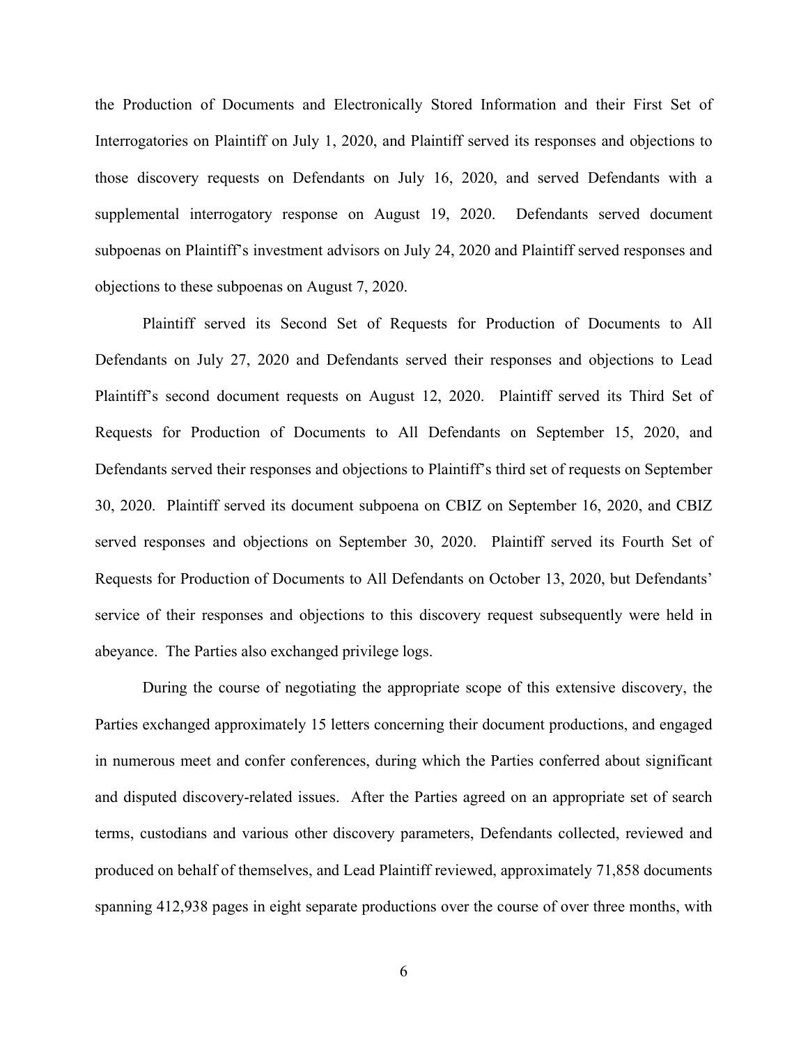the Production of Documents and Electronically Stored Information and their First Set of Interrogatories on Plaintiff on July 1, 2020, and Plaintiff served its responses and objections to those discovery requests on Defendants on July 16, 2020, and served Defendants with a supplemental interrogatory response on August 19, 2020. Defendants served document subpoenas on Plaintiff's investment advisors on July 24, 2020 and Plaintiff served responses and objections to these subpoenas on August 7, 2020.

Plaintiff served its Second Set of Requests for Production of Documents to All Defendants on July 27, 2020 and Defendants served their responses and objections to Lead Plaintiff's second document requests on August 12, 2020. Plaintiff served its Third Set of Requests for Production of Documents to All Defendants on September 15, 2020, and Defendants served their responses and objections to Plaintiff's third set of requests on September 30, 2020. Plaintiff served its document subpoena on CBIZ on September 16, 2020, and CBIZ served responses and objections on September 30, 2020. Plaintiff served its Fourth Set of Requests for Production of Documents to All Defendants on October 13, 2020, but Defendants' service of their responses and objections to this discovery request subsequently were held in abeyance. The Parties also exchanged privilege logs.

During the course of negotiating the appropriate scope of this extensive discovery, the Parties exchanged approximately 15 letters concerning their document productions, and engaged in numerous meet and confer conferences, during which the Parties conferred about significant and disputed discovery-related issues. After the Parties agreed on an appropriate set of search terms, custodians and various other discovery parameters, Defendants collected, reviewed and produced on behalf of themselves, and Lead Plaintiff reviewed, approximately 71,858 documents spanning 412,938 pages in eight separate productions over the course of over three months, with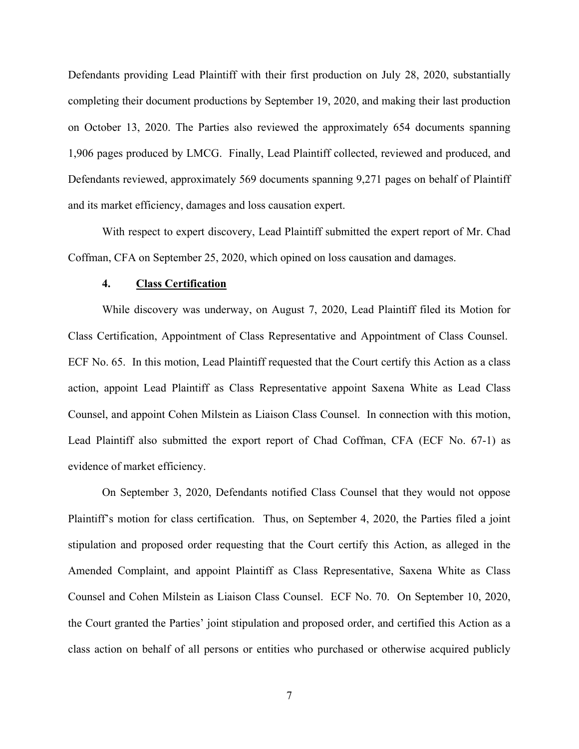Defendants providing Lead Plaintiff with their first production on July 28, 2020, substantially completing their document productions by September 19, 2020, and making their last production on October 13, 2020. The Parties also reviewed the approximately 654 documents spanning 1,906 pages produced by LMCG. Finally, Lead Plaintiff collected, reviewed and produced, and Defendants reviewed, approximately 569 documents spanning 9,271 pages on behalf of Plaintiff and its market efficiency, damages and loss causation expert.

With respect to expert discovery, Lead Plaintiff submitted the expert report of Mr. Chad Coffman, CFA on September 25, 2020, which opined on loss causation and damages.

#### 4. **Class Certification**

While discovery was underway, on August 7, 2020, Lead Plaintiff filed its Motion for Class Certification, Appointment of Class Representative and Appointment of Class Counsel. ECF No. 65. In this motion, Lead Plaintiff requested that the Court certify this Action as a class action, appoint Lead Plaintiff as Class Representative appoint Saxena White as Lead Class Counsel, and appoint Cohen Milstein as Liaison Class Counsel. In connection with this motion, Lead Plaintiff also submitted the export report of Chad Coffman, CFA (ECF No. 67-1) as evidence of market efficiency.

On September 3, 2020, Defendants notified Class Counsel that they would not oppose Plaintiff's motion for class certification. Thus, on September 4, 2020, the Parties filed a joint stipulation and proposed order requesting that the Court certify this Action, as alleged in the Amended Complaint, and appoint Plaintiff as Class Representative, Saxena White as Class Counsel and Cohen Milstein as Liaison Class Counsel. ECF No. 70. On September 10, 2020, the Court granted the Parties' joint stipulation and proposed order, and certified this Action as a class action on behalf of all persons or entities who purchased or otherwise acquired publicly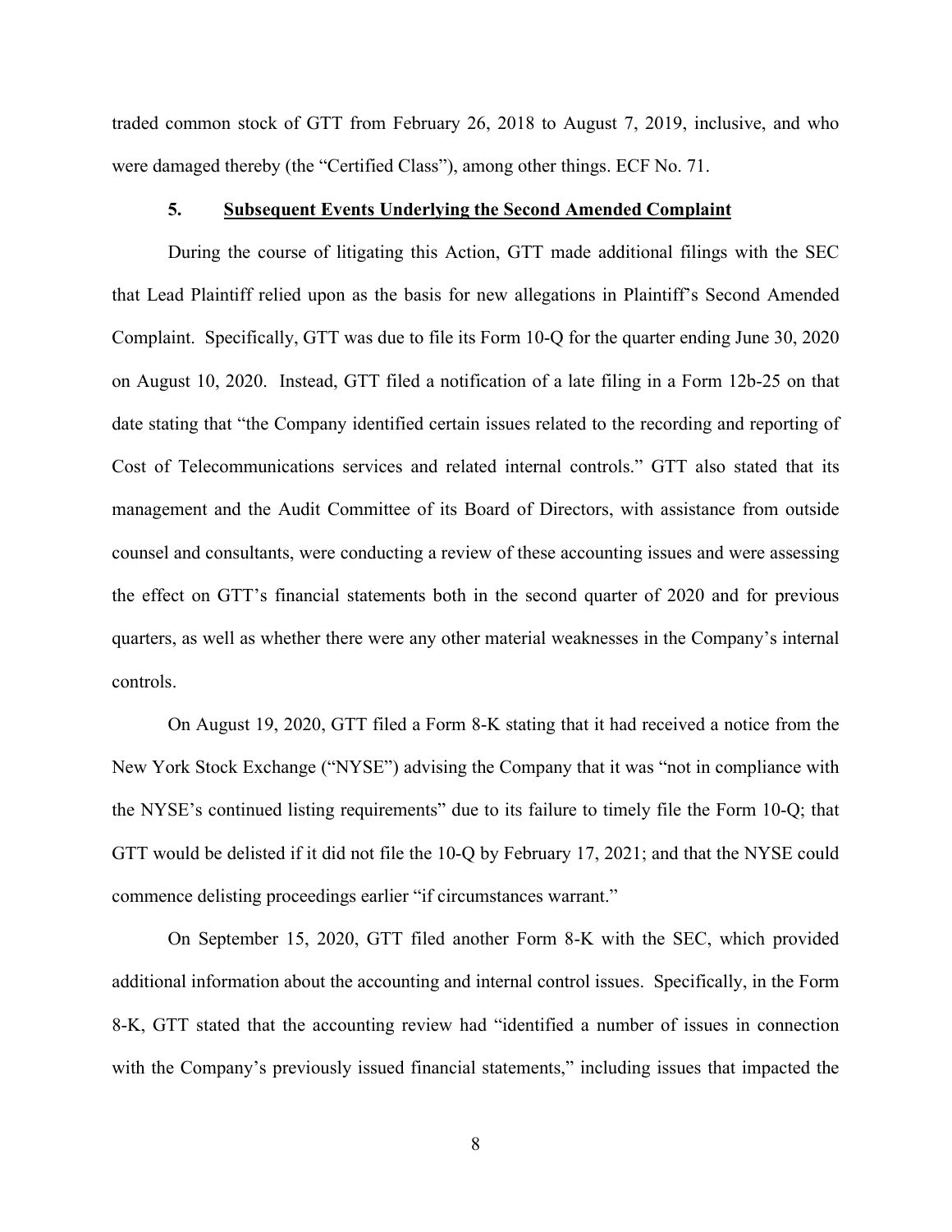traded common stock of GTT from February 26, 2018 to August 7, 2019, inclusive, and who were damaged thereby (the "Certified Class"), among other things. ECF No. 71.

### 5. Subsequent Events Underlying the Second Amended Complaint

During the course of litigating this Action, GTT made additional filings with the SEC that Lead Plaintiff relied upon as the basis for new allegations in Plaintiff's Second Amended Complaint. Specifically, GTT was due to file its Form 10-Q for the quarter ending June 30, 2020 on August 10, 2020. Instead, GTT filed a notification of a late filing in a Form 12b-25 on that date stating that "the Company identified certain issues related to the recording and reporting of Cost of Telecommunications services and related internal controls." GTT also stated that its management and the Audit Committee of its Board of Directors, with assistance from outside counsel and consultants, were conducting a review of these accounting issues and were assessing the effect on GTT's financial statements both in the second quarter of 2020 and for previous quarters, as well as whether there were any other material weaknesses in the Company's internal controls.

On August 19, 2020, GTT filed a Form 8-K stating that it had received a notice from the New York Stock Exchange ("NYSE") advising the Company that it was "not in compliance with the NYSE's continued listing requirements" due to its failure to timely file the Form 10-Q; that GTT would be delisted if it did not file the 10-Q by February 17, 2021; and that the NYSE could commence delisting proceedings earlier "if circumstances warrant."

On September 15, 2020, GTT filed another Form 8-K with the SEC, which provided additional information about the accounting and internal control issues. Specifically, in the Form 8-K, GTT stated that the accounting review had "identified a number of issues in connection with the Company's previously issued financial statements," including issues that impacted the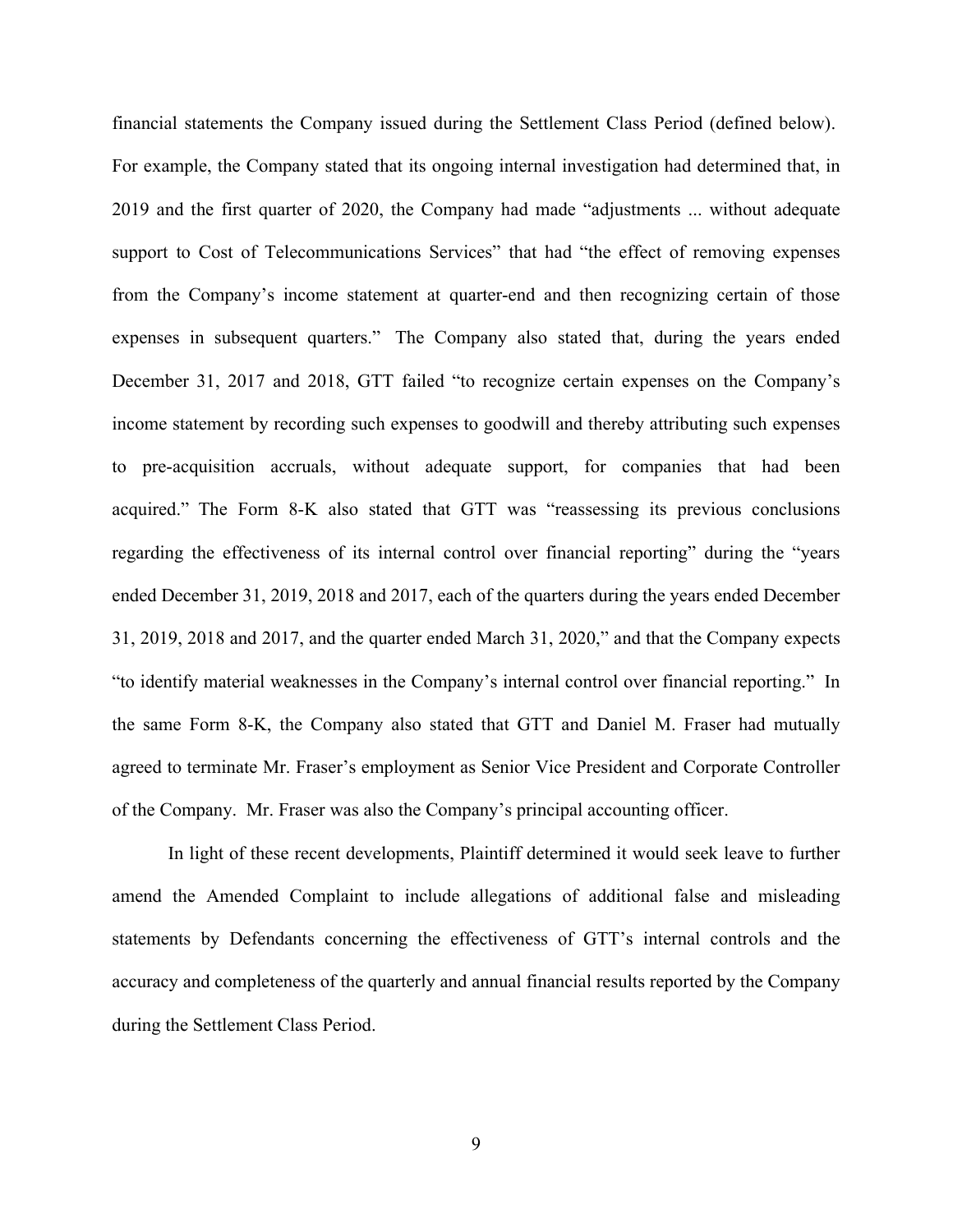financial statements the Company issued during the Settlement Class Period (defined below). For example, the Company stated that its ongoing internal investigation had determined that, in 2019 and the first quarter of 2020, the Company had made "adjustments ... without adequate support to Cost of Telecommunications Services" that had "the effect of removing expenses from the Company's income statement at quarter-end and then recognizing certain of those expenses in subsequent quarters." The Company also stated that, during the years ended December 31, 2017 and 2018, GTT failed "to recognize certain expenses on the Company's income statement by recording such expenses to goodwill and thereby attributing such expenses to pre-acquisition accruals, without adequate support, for companies that had been acquired." The Form 8-K also stated that GTT was "reassessing its previous conclusions regarding the effectiveness of its internal control over financial reporting" during the "years ended December 31, 2019, 2018 and 2017, each of the quarters during the years ended December 31, 2019, 2018 and 2017, and the quarter ended March 31, 2020," and that the Company expects "to identify material weaknesses in the Company's internal control over financial reporting." In the same Form 8-K, the Company also stated that GTT and Daniel M. Fraser had mutually agreed to terminate Mr. Fraser's employment as Senior Vice President and Corporate Controller of the Company. Mr. Fraser was also the Company's principal accounting officer.

In light of these recent developments, Plaintiff determined it would seek leave to further amend the Amended Complaint to include allegations of additional false and misleading statements by Defendants concerning the effectiveness of GTT's internal controls and the accuracy and completeness of the quarterly and annual financial results reported by the Company during the Settlement Class Period.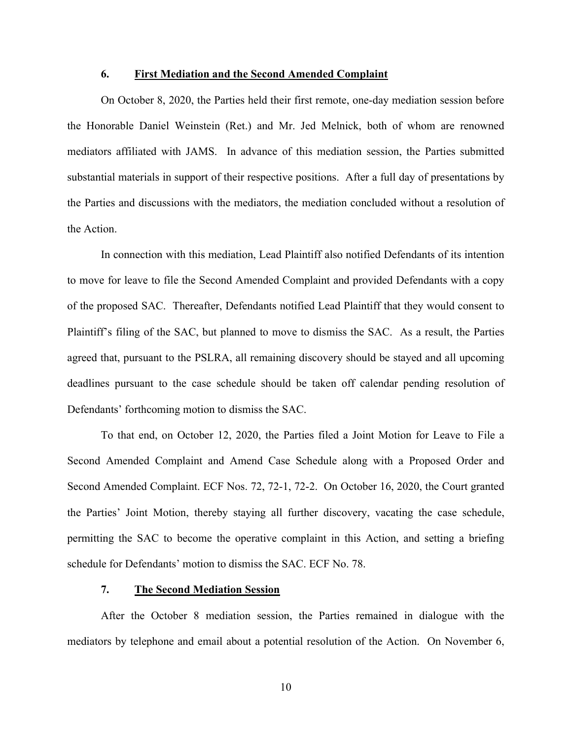### 6. First Mediation and the Second Amended Complaint

On October 8, 2020, the Parties held their first remote, one-day mediation session before the Honorable Daniel Weinstein (Ret.) and Mr. Jed Melnick, both of whom are renowned mediators affiliated with JAMS. In advance of this mediation session, the Parties submitted substantial materials in support of their respective positions. After a full day of presentations by the Parties and discussions with the mediators, the mediation concluded without a resolution of the Action.

In connection with this mediation, Lead Plaintiff also notified Defendants of its intention to move for leave to file the Second Amended Complaint and provided Defendants with a copy of the proposed SAC. Thereafter, Defendants notified Lead Plaintiff that they would consent to Plaintiff's filing of the SAC, but planned to move to dismiss the SAC. As a result, the Parties agreed that, pursuant to the PSLRA, all remaining discovery should be stayed and all upcoming deadlines pursuant to the case schedule should be taken off calendar pending resolution of Defendants' forthcoming motion to dismiss the SAC.

To that end, on October 12, 2020, the Parties filed a Joint Motion for Leave to File a Second Amended Complaint and Amend Case Schedule along with a Proposed Order and Second Amended Complaint. ECF Nos. 72, 72-1, 72-2. On October 16, 2020, the Court granted the Parties' Joint Motion, thereby staying all further discovery, vacating the case schedule, permitting the SAC to become the operative complaint in this Action, and setting a briefing schedule for Defendants' motion to dismiss the SAC. ECF No. 78.

### 7. The Second Mediation Session

After the October 8 mediation session, the Parties remained in dialogue with the mediators by telephone and email about a potential resolution of the Action. On November 6,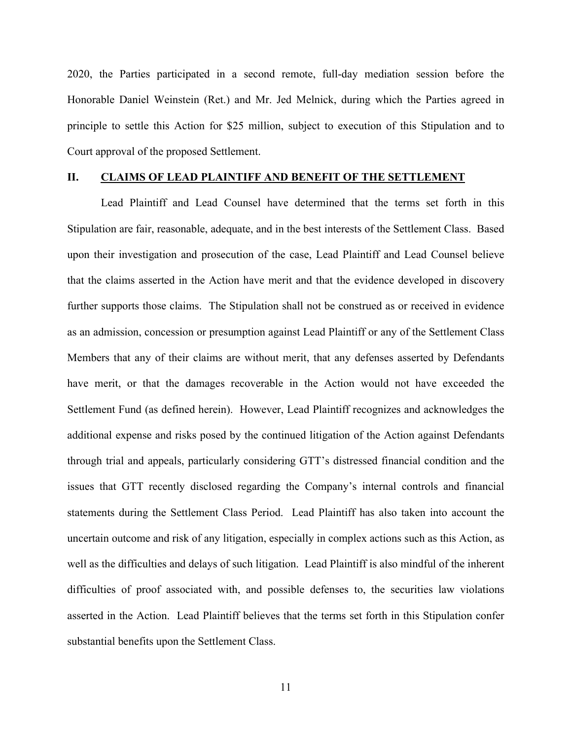2020, the Parties participated in a second remote, full-day mediation session before the Honorable Daniel Weinstein (Ret.) and Mr. Jed Melnick, during which the Parties agreed in principle to settle this Action for $25 million, subject to execution of this Stipulation and to Court approval of the proposed Settlement.

## II. CLAIMS OF LEAD PLAINTIFF AND BENEFIT OF THE SETTLEMENT

Lead Plaintiff and Lead Counsel have determined that the terms set forth in this Stipulation are fair, reasonable, adequate, and in the best interests of the Settlement Class. Based upon their investigation and prosecution of the case, Lead Plaintiff and Lead Counsel believe that the claims asserted in the Action have merit and that the evidence developed in discovery further supports those claims. The Stipulation shall not be construed as or received in evidence as an admission, concession or presumption against Lead Plaintiff or any of the Settlement Class Members that any of their claims are without merit, that any defenses asserted by Defendants have merit, or that the damages recoverable in the Action would not have exceeded the Settlement Fund (as defined herein). However, Lead Plaintiff recognizes and acknowledges the additional expense and risks posed by the continued litigation of the Action against Defendants through trial and appeals, particularly considering GTT's distressed financial condition and the issues that GTT recently disclosed regarding the Company's internal controls and financial statements during the Settlement Class Period. Lead Plaintiff has also taken into account the uncertain outcome and risk of any litigation, especially in complex actions such as this Action, as well as the difficulties and delays of such litigation. Lead Plaintiff is also mindful of the inherent difficulties of proof associated with, and possible defenses to, the securities law violations asserted in the Action. Lead Plaintiff believes that the terms set forth in this Stipulation confer substantial benefits upon the Settlement Class.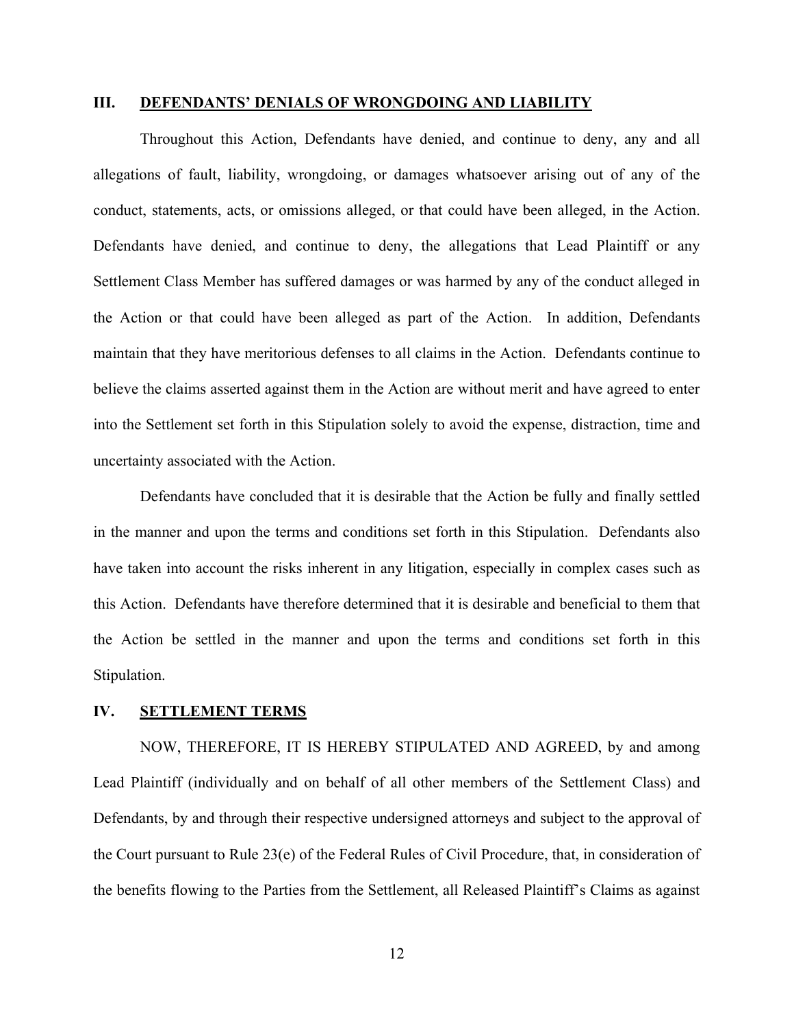## III. DEFENDANTS' DENIALS OF WRONGDOING AND LIABILITY

Throughout this Action, Defendants have denied, and continue to deny, any and all allegations of fault, liability, wrongdoing, or damages whatsoever arising out of any of the conduct, statements, acts, or omissions alleged, or that could have been alleged, in the Action. Defendants have denied, and continue to deny, the allegations that Lead Plaintiff or any Settlement Class Member has suffered damages or was harmed by any of the conduct alleged in the Action or that could have been alleged as part of the Action. In addition, Defendants maintain that they have meritorious defenses to all claims in the Action. Defendants continue to believe the claims asserted against them in the Action are without merit and have agreed to enter into the Settlement set forth in this Stipulation solely to avoid the expense, distraction, time and uncertainty associated with the Action.

Defendants have concluded that it is desirable that the Action be fully and finally settled in the manner and upon the terms and conditions set forth in this Stipulation. Defendants also have taken into account the risks inherent in any litigation, especially in complex cases such as this Action. Defendants have therefore determined that it is desirable and beneficial to them that the Action be settled in the manner and upon the terms and conditions set forth in this Stipulation.

## IV. SETTLEMENT TERMS

NOW, THEREFORE, IT IS HEREBY STIPULATED AND AGREED, by and among Lead Plaintiff (individually and on behalf of all other members of the Settlement Class) and Defendants, by and through their respective undersigned attorneys and subject to the approval of the Court pursuant to Rule 23(e) of the Federal Rules of Civil Procedure, that, in consideration of the benefits flowing to the Parties from the Settlement, all Released Plaintiff's Claims as against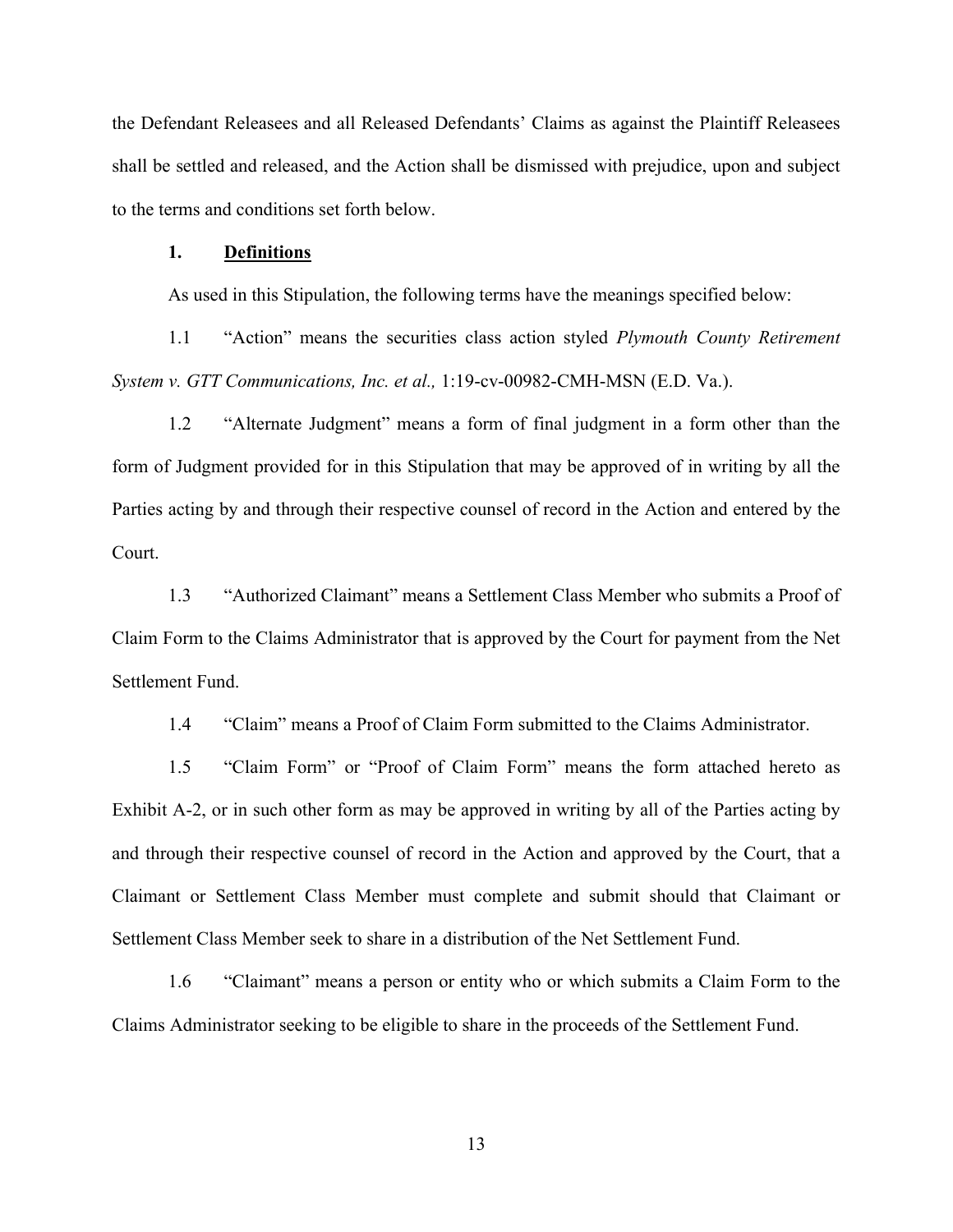the Defendant Releasees and all Released Defendants' Claims as against the Plaintiff Releasees shall be settled and released, and the Action shall be dismissed with prejudice, upon and subject to the terms and conditions set forth below.

## 1. **<u>Definitions</u>**

As used in this Stipulation, the following terms have the meanings specified below:

1.1 "Action" means the securities class action styled *Plymouth County Retirement System v. GTT Communications, Inc. et al.,* 1:19-cv-00982-CMH-MSN (E.D. Va.).

1.2 "Alternate Judgment" means a form of final judgment in a form other than the form of Judgment provided for in this Stipulation that may be approved of in writing by all the Parties acting by and through their respective counsel of record in the Action and entered by the Court.

1.3 "Authorized Claimant" means a Settlement Class Member who submits a Proof of Claim Form to the Claims Administrator that is approved by the Court for payment from the Net Settlement Fund.

1.4 "Claim" means a Proof of Claim Form submitted to the Claims Administrator.

1.5 "Claim Form" or "Proof of Claim Form" means the form attached hereto as Exhibit A-2, or in such other form as may be approved in writing by all of the Parties acting by and through their respective counsel of record in the Action and approved by the Court, that a Claimant or Settlement Class Member must complete and submit should that Claimant or Settlement Class Member seek to share in a distribution of the Net Settlement Fund.

1.6 "Claimant" means a person or entity who or which submits a Claim Form to the Claims Administrator seeking to be eligible to share in the proceeds of the Settlement Fund.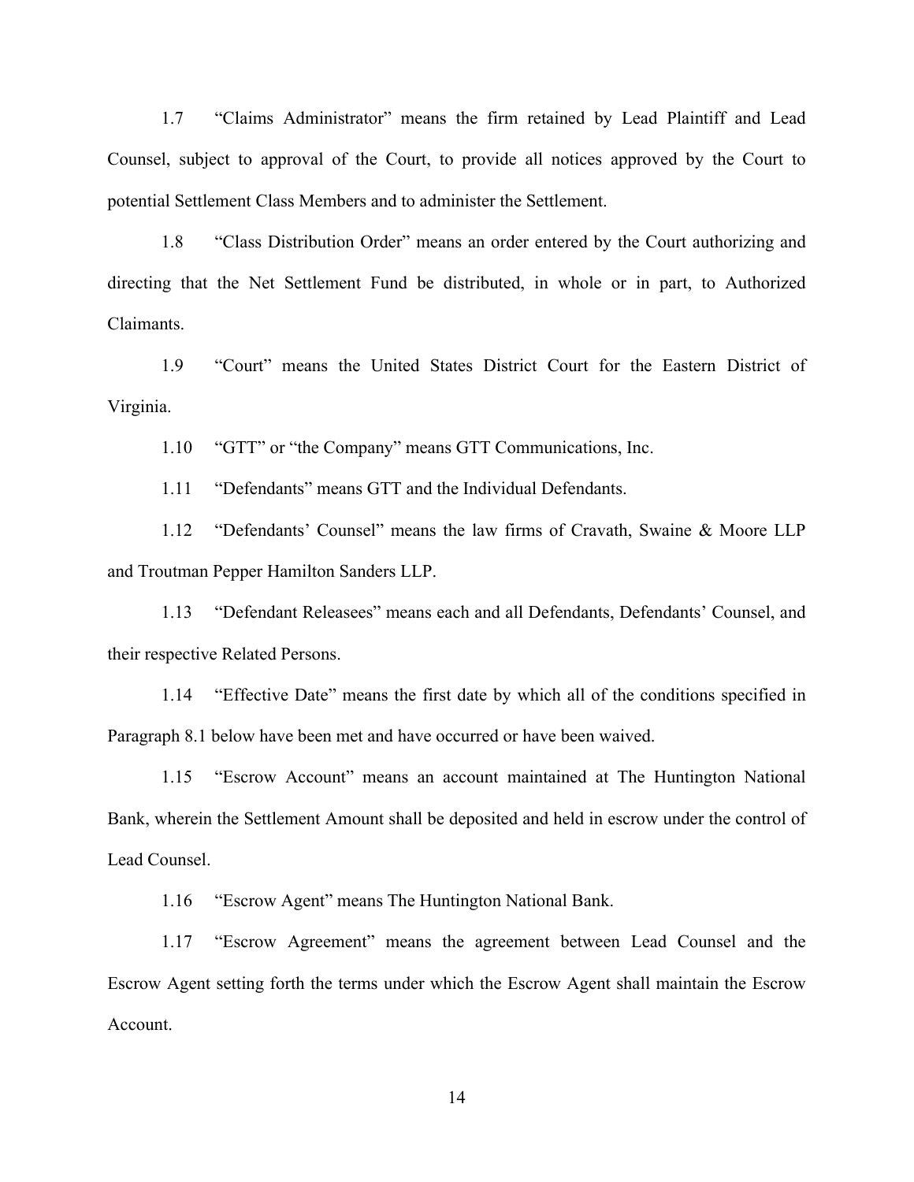1.7 "Claims Administrator" means the firm retained by Lead Plaintiff and Lead Counsel, subject to approval of the Court, to provide all notices approved by the Court to potential Settlement Class Members and to administer the Settlement.

1.8 "Class Distribution Order" means an order entered by the Court authorizing and directing that the Net Settlement Fund be distributed, in whole or in part, to Authorized Claimants.

1.9 "Court" means the United States District Court for the Eastern District of Virginia.

1.10 "GTT" or "the Company" means GTT Communications, Inc.

1.11 "Defendants" means GTT and the Individual Defendants.

1.12 "Defendants' Counsel" means the law firms of Cravath, Swaine & Moore LLP and Troutman Pepper Hamilton Sanders LLP.

1.13 "Defendant Releasees" means each and all Defendants, Defendants' Counsel, and their respective Related Persons.

1.14 "Effective Date" means the first date by which all of the conditions specified in Paragraph 8.1 below have been met and have occurred or have been waived.

1.15 "Escrow Account" means an account maintained at The Huntington National Bank, wherein the Settlement Amount shall be deposited and held in escrow under the control of Lead Counsel.

1.16 "Escrow Agent" means The Huntington National Bank.

1.17 "Escrow Agreement" means the agreement between Lead Counsel and the Escrow Agent setting forth the terms under which the Escrow Agent shall maintain the Escrow Account.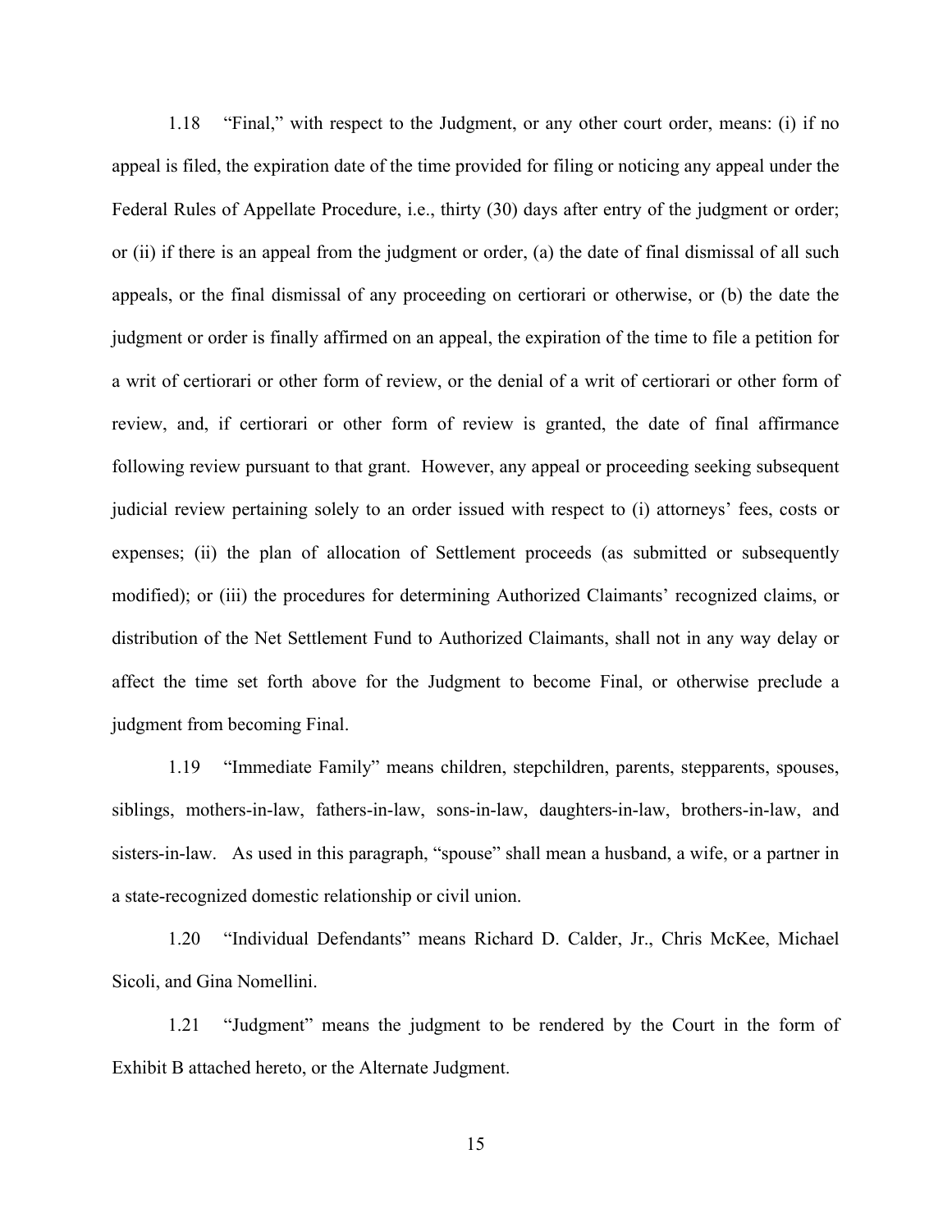1.18 "Final," with respect to the Judgment, or any other court order, means: (i) if no appeal is filed, the expiration date of the time provided for filing or noticing any appeal under the Federal Rules of Appellate Procedure, i.e., thirty (30) days after entry of the judgment or order; or (ii) if there is an appeal from the judgment or order, (a) the date of final dismissal of all such appeals, or the final dismissal of any proceeding on certiorari or otherwise, or (b) the date the judgment or order is finally affirmed on an appeal, the expiration of the time to file a petition for a writ of certiorari or other form of review, or the denial of a writ of certiorari or other form of review, and, if certiorari or other form of review is granted, the date of final affirmance following review pursuant to that grant. However, any appeal or proceeding seeking subsequent judicial review pertaining solely to an order issued with respect to (i) attorneys' fees, costs or expenses; (ii) the plan of allocation of Settlement proceeds (as submitted or subsequently modified); or (iii) the procedures for determining Authorized Claimants' recognized claims, or distribution of the Net Settlement Fund to Authorized Claimants, shall not in any way delay or affect the time set forth above for the Judgment to become Final, or otherwise preclude a judgment from becoming Final.

1.19 "Immediate Family" means children, stepchildren, parents, stepparents, spouses, siblings, mothers-in-law, fathers-in-law, sons-in-law, daughters-in-law, brothers-in-law, and sisters-in-law. As used in this paragraph, "spouse" shall mean a husband, a wife, or a partner in a state-recognized domestic relationship or civil union.

1.20 "Individual Defendants" means Richard D. Calder, Jr., Chris McKee, Michael Sicoli, and Gina Nomellini.

1.21 "Judgment" means the judgment to be rendered by the Court in the form of Exhibit B attached hereto, or the Alternate Judgment.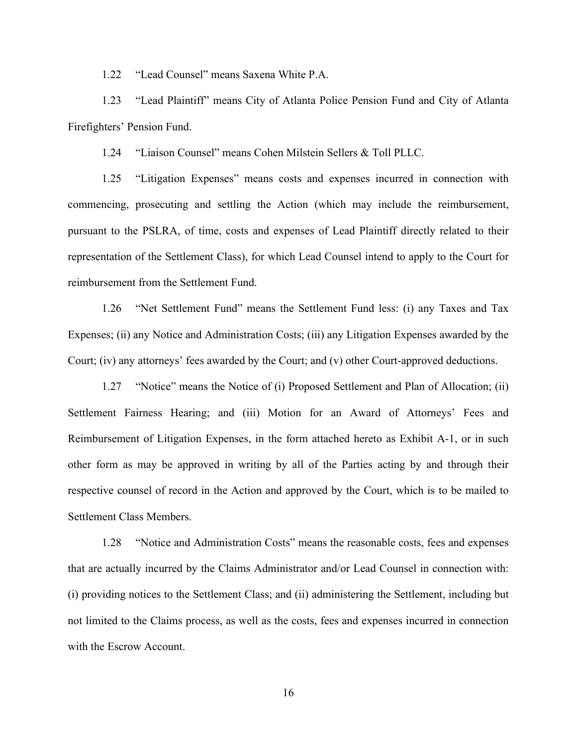1.22 "Lead Counsel" means Saxena White P.A.

1.23 "Lead Plaintiff" means City of Atlanta Police Pension Fund and City of Atlanta Firefighters' Pension Fund.

1.24 "Liaison Counsel" means Cohen Milstein Sellers & Toll PLLC.

1.25 "Litigation Expenses" means costs and expenses incurred in connection with commencing, prosecuting and settling the Action (which may include the reimbursement, pursuant to the PSLRA, of time, costs and expenses of Lead Plaintiff directly related to their representation of the Settlement Class), for which Lead Counsel intend to apply to the Court for reimbursement from the Settlement Fund.

1.26 "Net Settlement Fund" means the Settlement Fund less: (i) any Taxes and Tax Expenses; (ii) any Notice and Administration Costs; (iii) any Litigation Expenses awarded by the Court; (iv) any attorneys' fees awarded by the Court; and (v) other Court-approved deductions.

1.27 "Notice" means the Notice of (i) Proposed Settlement and Plan of Allocation; (ii) Settlement Fairness Hearing; and (iii) Motion for an Award of Attorneys' Fees and Reimbursement of Litigation Expenses, in the form attached hereto as Exhibit A-1, or in such other form as may be approved in writing by all of the Parties acting by and through their respective counsel of record in the Action and approved by the Court, which is to be mailed to Settlement Class Members.

1.28 "Notice and Administration Costs" means the reasonable costs, fees and expenses that are actually incurred by the Claims Administrator and/or Lead Counsel in connection with: (i) providing notices to the Settlement Class; and (ii) administering the Settlement, including but not limited to the Claims process, as well as the costs, fees and expenses incurred in connection with the Escrow Account.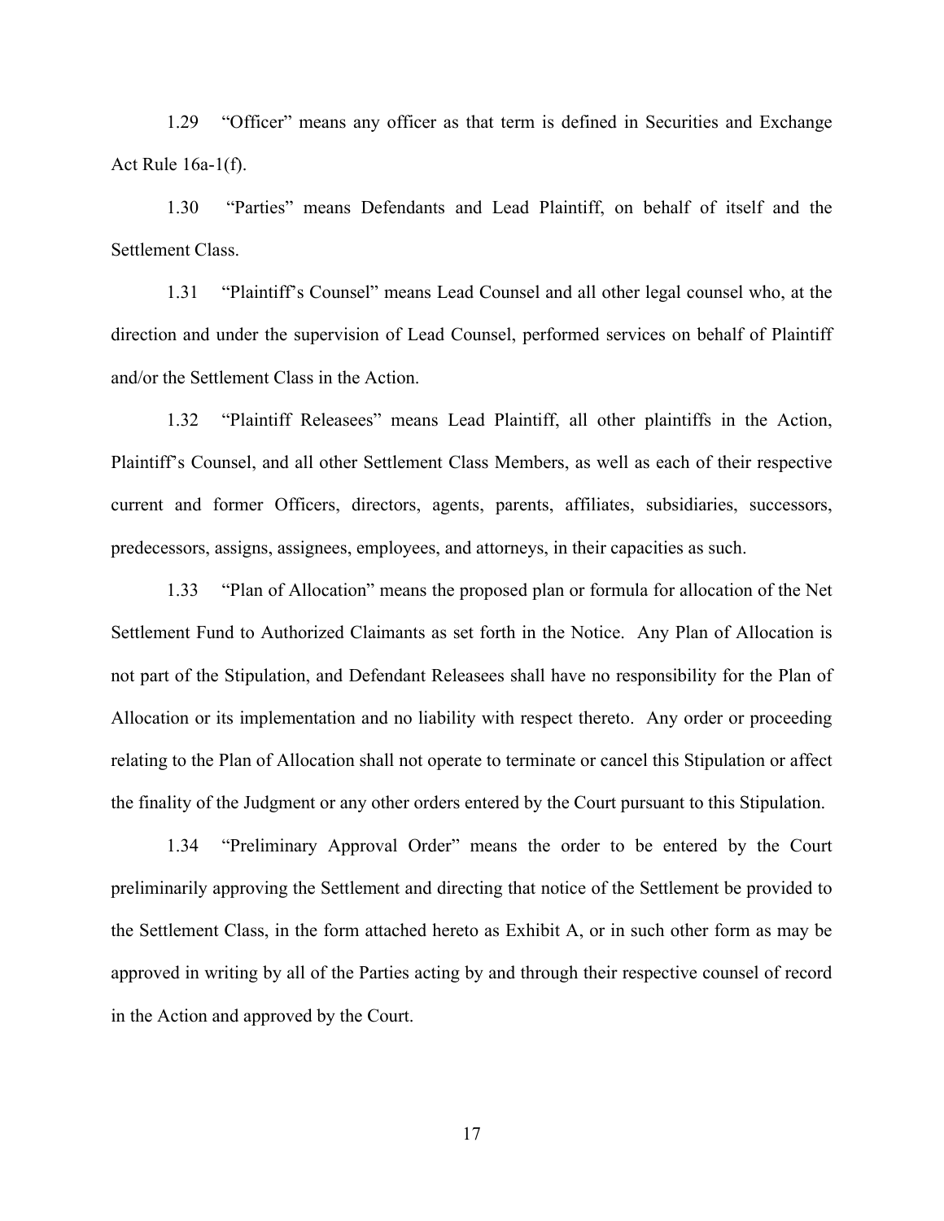1.29 "Officer" means any officer as that term is defined in Securities and Exchange Act Rule 16a-1(f).

1.30 "Parties" means Defendants and Lead Plaintiff, on behalf of itself and the Settlement Class.

1.31 "Plaintiff's Counsel" means Lead Counsel and all other legal counsel who, at the direction and under the supervision of Lead Counsel, performed services on behalf of Plaintiff and/or the Settlement Class in the Action.

1.32 "Plaintiff Releasees" means Lead Plaintiff, all other plaintiffs in the Action, Plaintiff's Counsel, and all other Settlement Class Members, as well as each of their respective current and former Officers, directors, agents, parents, affiliates, subsidiaries, successors, predecessors, assigns, assignees, employees, and attorneys, in their capacities as such.

1.33 "Plan of Allocation" means the proposed plan or formula for allocation of the Net Settlement Fund to Authorized Claimants as set forth in the Notice. Any Plan of Allocation is not part of the Stipulation, and Defendant Releasees shall have no responsibility for the Plan of Allocation or its implementation and no liability with respect thereto. Any order or proceeding relating to the Plan of Allocation shall not operate to terminate or cancel this Stipulation or affect the finality of the Judgment or any other orders entered by the Court pursuant to this Stipulation.

1.34 "Preliminary Approval Order" means the order to be entered by the Court preliminarily approving the Settlement and directing that notice of the Settlement be provided to the Settlement Class, in the form attached hereto as Exhibit A, or in such other form as may be approved in writing by all of the Parties acting by and through their respective counsel of record in the Action and approved by the Court.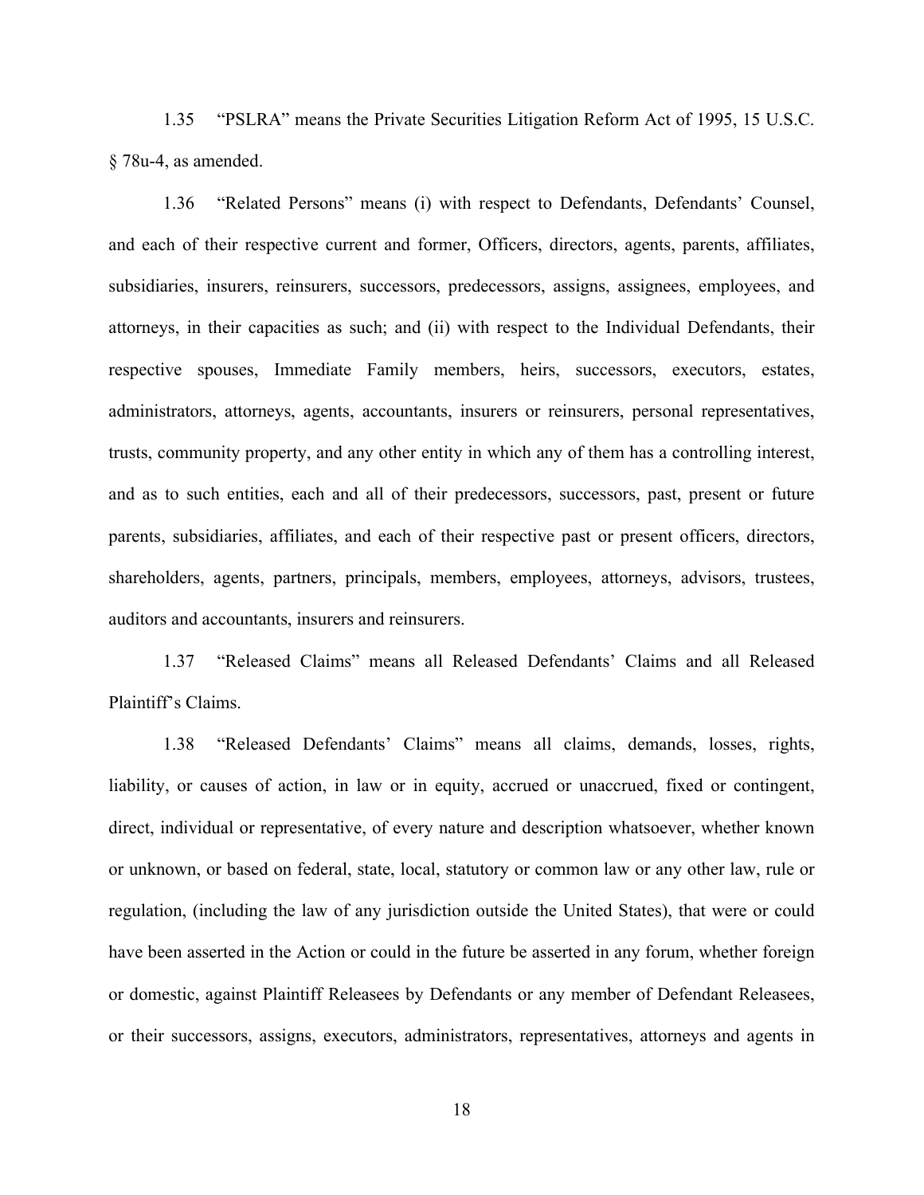1.35 "PSLRA" means the Private Securities Litigation Reform Act of 1995, 15 U.S.C. § 78u-4, as amended.

1.36 "Related Persons" means (i) with respect to Defendants, Defendants' Counsel, and each of their respective current and former, Officers, directors, agents, parents, affiliates, subsidiaries, insurers, reinsurers, successors, predecessors, assigns, assignees, employees, and attorneys, in their capacities as such; and (ii) with respect to the Individual Defendants, their respective spouses, Immediate Family members, heirs, successors, executors, estates, administrators, attorneys, agents, accountants, insurers or reinsurers, personal representatives, trusts, community property, and any other entity in which any of them has a controlling interest, and as to such entities, each and all of their predecessors, successors, past, present or future parents, subsidiaries, affiliates, and each of their respective past or present officers, directors, shareholders, agents, partners, principals, members, employees, attorneys, advisors, trustees, auditors and accountants, insurers and reinsurers.

1.37 "Released Claims" means all Released Defendants' Claims and all Released Plaintiff's Claims.

1.38 "Released Defendants' Claims" means all claims, demands, losses, rights, liability, or causes of action, in law or in equity, accrued or unaccrued, fixed or contingent, direct, individual or representative, of every nature and description whatsoever, whether known or unknown, or based on federal, state, local, statutory or common law or any other law, rule or regulation, (including the law of any jurisdiction outside the United States), that were or could have been asserted in the Action or could in the future be asserted in any forum, whether foreign or domestic, against Plaintiff Releasees by Defendants or any member of Defendant Releasees, or their successors, assigns, executors, administrators, representatives, attorneys and agents in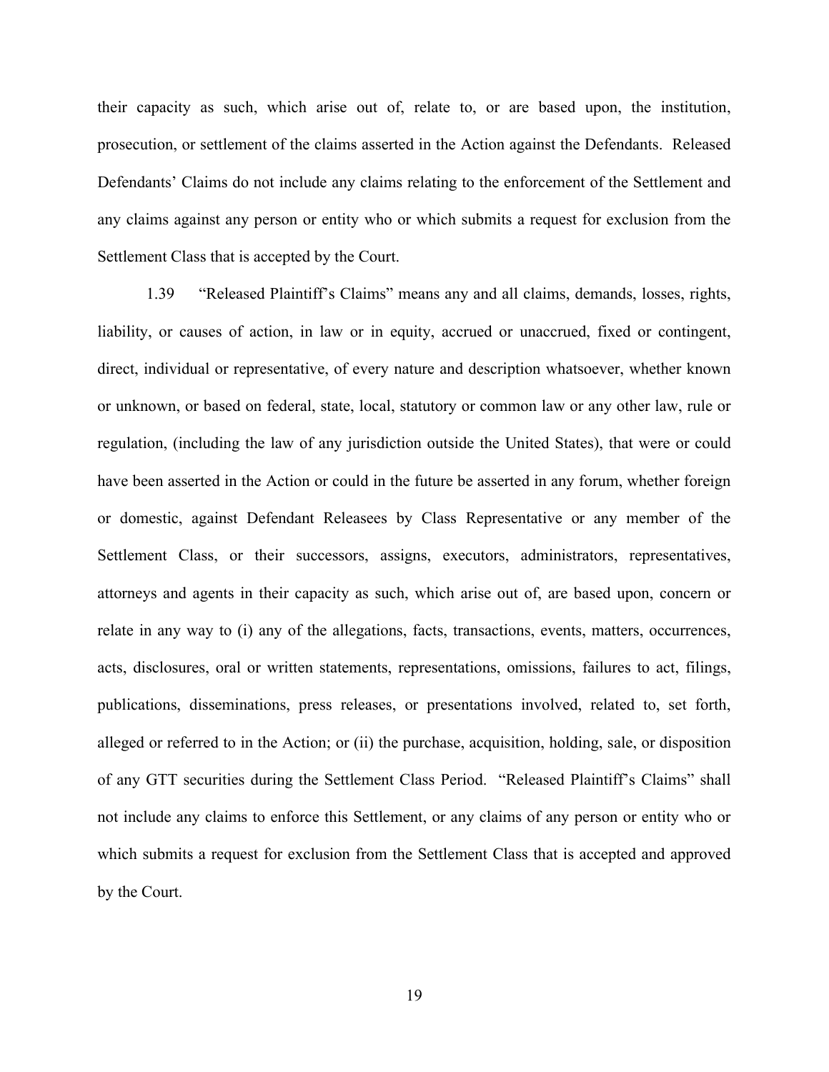their capacity as such, which arise out of, relate to, or are based upon, the institution, prosecution, or settlement of the claims asserted in the Action against the Defendants. Released Defendants' Claims do not include any claims relating to the enforcement of the Settlement and any claims against any person or entity who or which submits a request for exclusion from the Settlement Class that is accepted by the Court.

1.39 "Released Plaintiff's Claims" means any and all claims, demands, losses, rights, liability, or causes of action, in law or in equity, accrued or unaccrued, fixed or contingent, direct, individual or representative, of every nature and description whatsoever, whether known or unknown, or based on federal, state, local, statutory or common law or any other law, rule or regulation, (including the law of any jurisdiction outside the United States), that were or could have been asserted in the Action or could in the future be asserted in any forum, whether foreign or domestic, against Defendant Releasees by Class Representative or any member of the Settlement Class, or their successors, assigns, executors, administrators, representatives, attorneys and agents in their capacity as such, which arise out of, are based upon, concern or relate in any way to (i) any of the allegations, facts, transactions, events, matters, occurrences, acts, disclosures, oral or written statements, representations, omissions, failures to act, filings, publications, disseminations, press releases, or presentations involved, related to, set forth, alleged or referred to in the Action; or (ii) the purchase, acquisition, holding, sale, or disposition of any GTT securities during the Settlement Class Period. "Released Plaintiff's Claims" shall not include any claims to enforce this Settlement, or any claims of any person or entity who or which submits a request for exclusion from the Settlement Class that is accepted and approved by the Court.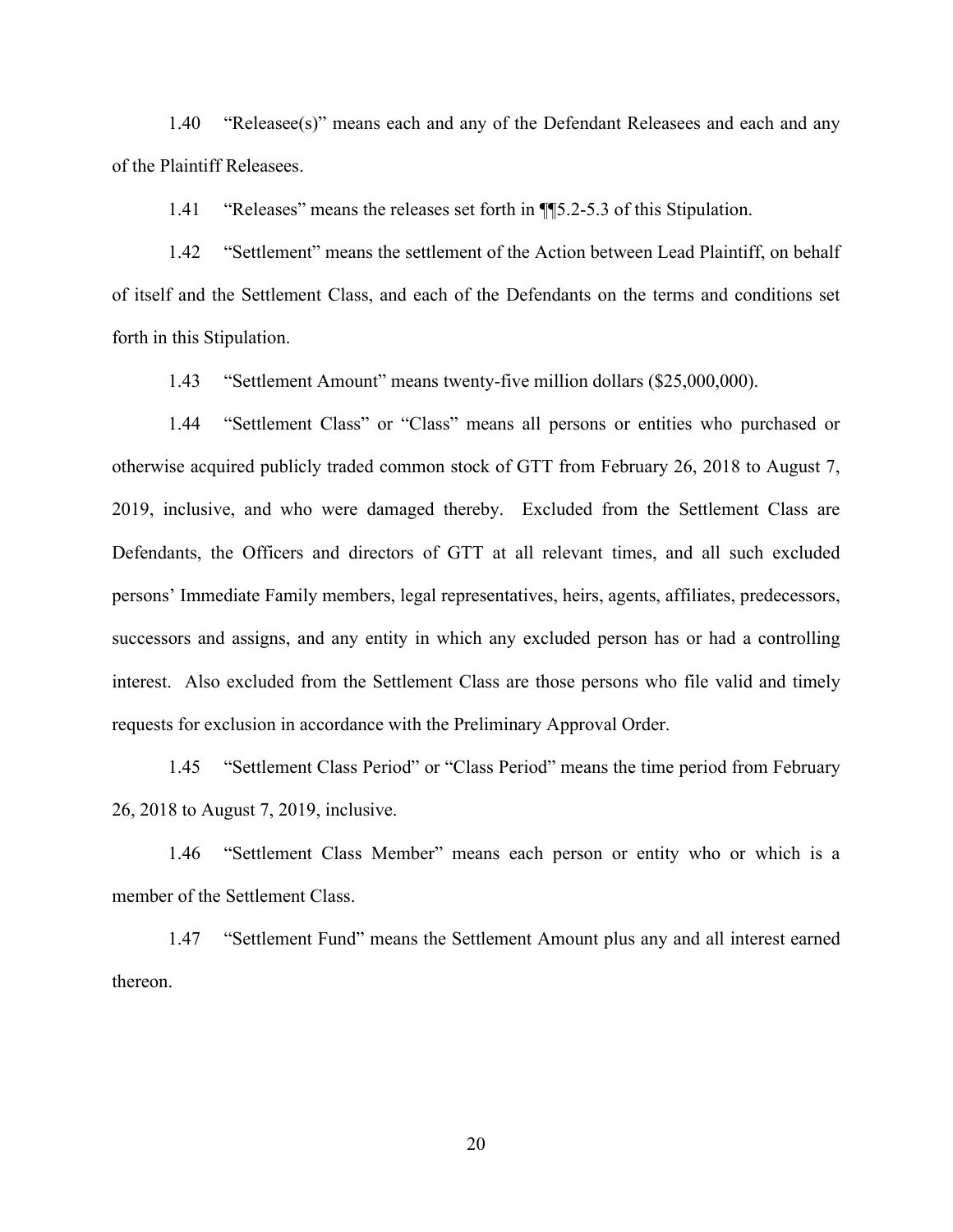1.40 "Releasee(s)" means each and any of the Defendant Releasees and each and any of the Plaintiff Releasees.

1.41 "Releases" means the releases set forth in ¶¶5.2-5.3 of this Stipulation.

1.42 "Settlement" means the settlement of the Action between Lead Plaintiff, on behalf of itself and the Settlement Class, and each of the Defendants on the terms and conditions set forth in this Stipulation.

1.43 "Settlement Amount" means twenty-five million dollars ($25,000,000).

1.44 "Settlement Class" or "Class" means all persons or entities who purchased or otherwise acquired publicly traded common stock of GTT from February 26, 2018 to August 7, 2019, inclusive, and who were damaged thereby. Excluded from the Settlement Class are Defendants, the Officers and directors of GTT at all relevant times, and all such excluded persons' Immediate Family members, legal representatives, heirs, agents, affiliates, predecessors, successors and assigns, and any entity in which any excluded person has or had a controlling interest. Also excluded from the Settlement Class are those persons who file valid and timely requests for exclusion in accordance with the Preliminary Approval Order.

1.45 "Settlement Class Period" or "Class Period" means the time period from February 26, 2018 to August 7, 2019, inclusive.

1.46 "Settlement Class Member" means each person or entity who or which is a member of the Settlement Class.

1.47 "Settlement Fund" means the Settlement Amount plus any and all interest earned thereon.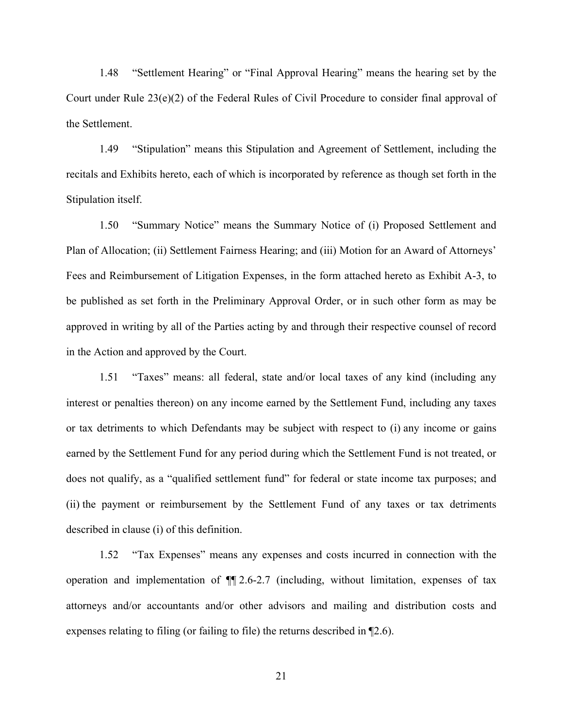1.48 "Settlement Hearing" or "Final Approval Hearing" means the hearing set by the Court under Rule 23(e)(2) of the Federal Rules of Civil Procedure to consider final approval of the Settlement.

1.49 "Stipulation" means this Stipulation and Agreement of Settlement, including the recitals and Exhibits hereto, each of which is incorporated by reference as though set forth in the Stipulation itself.

1.50 "Summary Notice" means the Summary Notice of (i) Proposed Settlement and Plan of Allocation; (ii) Settlement Fairness Hearing; and (iii) Motion for an Award of Attorneys' Fees and Reimbursement of Litigation Expenses, in the form attached hereto as Exhibit A-3, to be published as set forth in the Preliminary Approval Order, or in such other form as may be approved in writing by all of the Parties acting by and through their respective counsel of record in the Action and approved by the Court.

1.51 "Taxes" means: all federal, state and/or local taxes of any kind (including any interest or penalties thereon) on any income earned by the Settlement Fund, including any taxes or tax detriments to which Defendants may be subject with respect to (i) any income or gains earned by the Settlement Fund for any period during which the Settlement Fund is not treated, or does not qualify, as a "qualified settlement fund" for federal or state income tax purposes; and (ii) the payment or reimbursement by the Settlement Fund of any taxes or tax detriments described in clause (i) of this definition.

1.52 "Tax Expenses" means any expenses and costs incurred in connection with the operation and implementation of ¶¶ 2.6-2.7 (including, without limitation, expenses of tax attorneys and/or accountants and/or other advisors and mailing and distribution costs and expenses relating to filing (or failing to file) the returns described in ¶2.6).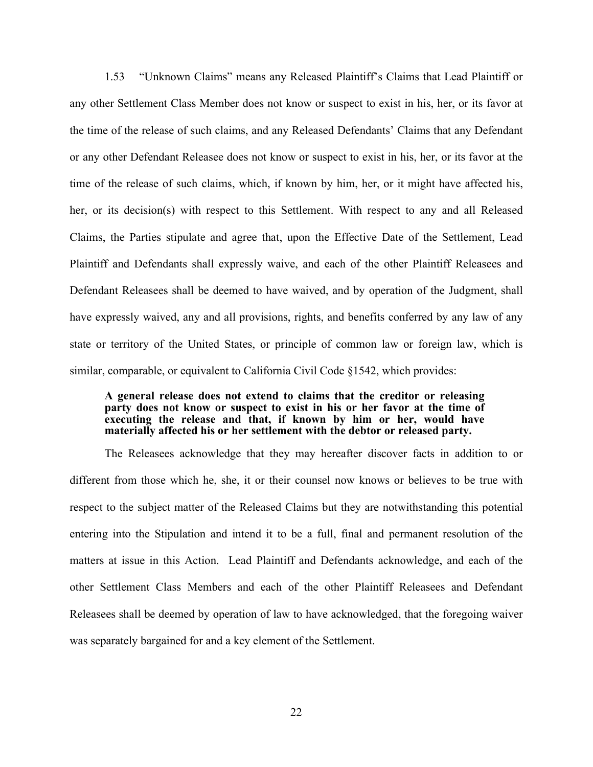1.53 "Unknown Claims" means any Released Plaintiff's Claims that Lead Plaintiff or any other Settlement Class Member does not know or suspect to exist in his, her, or its favor at the time of the release of such claims, and any Released Defendants' Claims that any Defendant or any other Defendant Releasee does not know or suspect to exist in his, her, or its favor at the time of the release of such claims, which, if known by him, her, or it might have affected his, her, or its decision(s) with respect to this Settlement. With respect to any and all Released Claims, the Parties stipulate and agree that, upon the Effective Date of the Settlement, Lead Plaintiff and Defendants shall expressly waive, and each of the other Plaintiff Releasees and Defendant Releasees shall be deemed to have waived, and by operation of the Judgment, shall have expressly waived, any and all provisions, rights, and benefits conferred by any law of any state or territory of the United States, or principle of common law or foreign law, which is similar, comparable, or equivalent to California Civil Code §1542, which provides:

> **A general release does not extend to claims that the creditor or releasing party does not know or suspect to exist in his or her favor at the time of executing the release and that, if known by him or her, would have materially affected his or her settlement with the debtor or released party.**

The Releasees acknowledge that they may hereafter discover facts in addition to or different from those which he, she, it or their counsel now knows or believes to be true with respect to the subject matter of the Released Claims but they are notwithstanding this potential entering into the Stipulation and intend it to be a full, final and permanent resolution of the matters at issue in this Action. Lead Plaintiff and Defendants acknowledge, and each of the other Settlement Class Members and each of the other Plaintiff Releasees and Defendant Releasees shall be deemed by operation of law to have acknowledged, that the foregoing waiver was separately bargained for and a key element of the Settlement.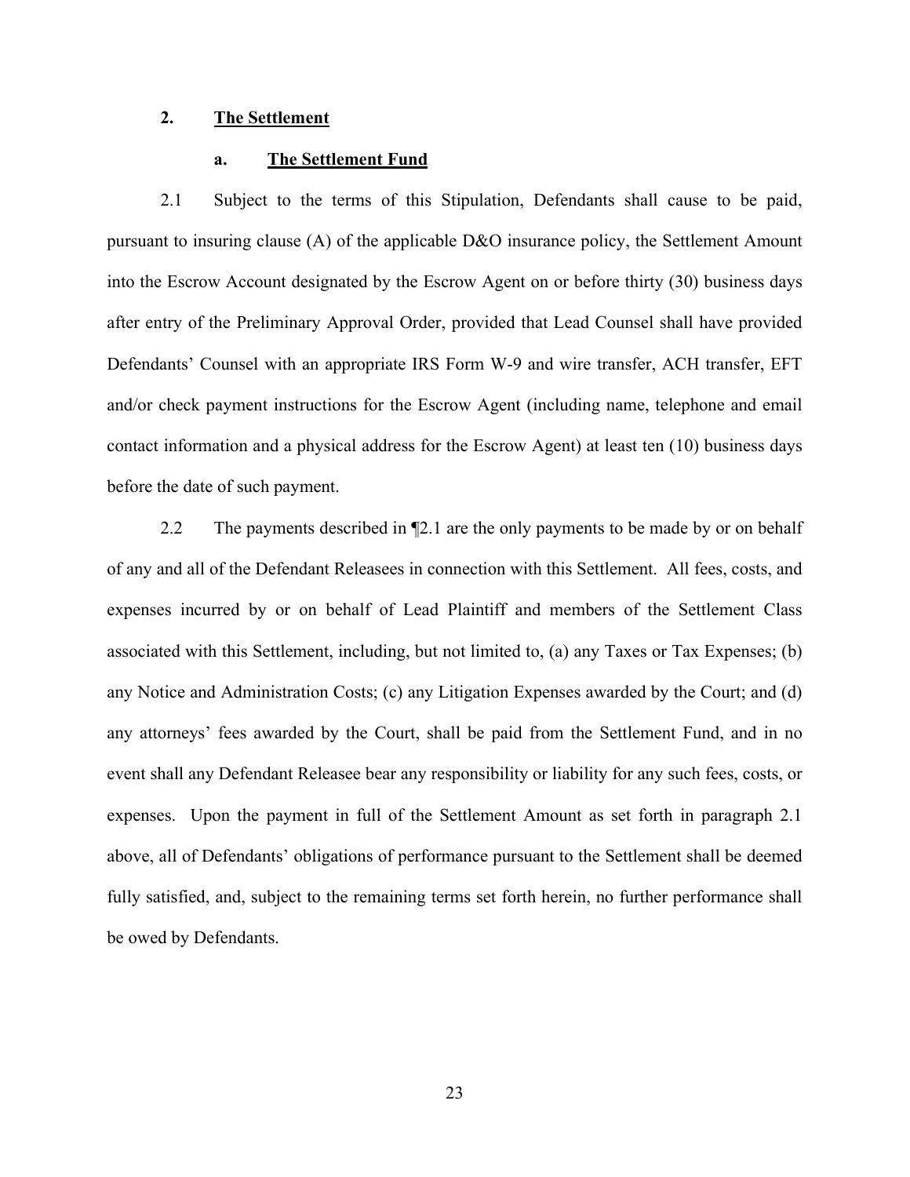## 2. The Settlement

### a. The Settlement Fund

2.1 Subject to the terms of this Stipulation, Defendants shall cause to be paid, pursuant to insuring clause (A) of the applicable D&O insurance policy, the Settlement Amount into the Escrow Account designated by the Escrow Agent on or before thirty (30) business days after entry of the Preliminary Approval Order, provided that Lead Counsel shall have provided Defendants' Counsel with an appropriate IRS Form W-9 and wire transfer, ACH transfer, EFT and/or check payment instructions for the Escrow Agent (including name, telephone and email contact information and a physical address for the Escrow Agent) at least ten (10) business days before the date of such payment.

2.2 The payments described in ¶2.1 are the only payments to be made by or on behalf of any and all of the Defendant Releasees in connection with this Settlement. All fees, costs, and expenses incurred by or on behalf of Lead Plaintiff and members of the Settlement Class associated with this Settlement, including, but not limited to, (a) any Taxes or Tax Expenses; (b) any Notice and Administration Costs; (c) any Litigation Expenses awarded by the Court; and (d) any attorneys' fees awarded by the Court, shall be paid from the Settlement Fund, and in no event shall any Defendant Releasee bear any responsibility or liability for any such fees, costs, or expenses. Upon the payment in full of the Settlement Amount as set forth in paragraph 2.1 above, all of Defendants' obligations of performance pursuant to the Settlement shall be deemed fully satisfied, and, subject to the remaining terms set forth herein, no further performance shall be owed by Defendants.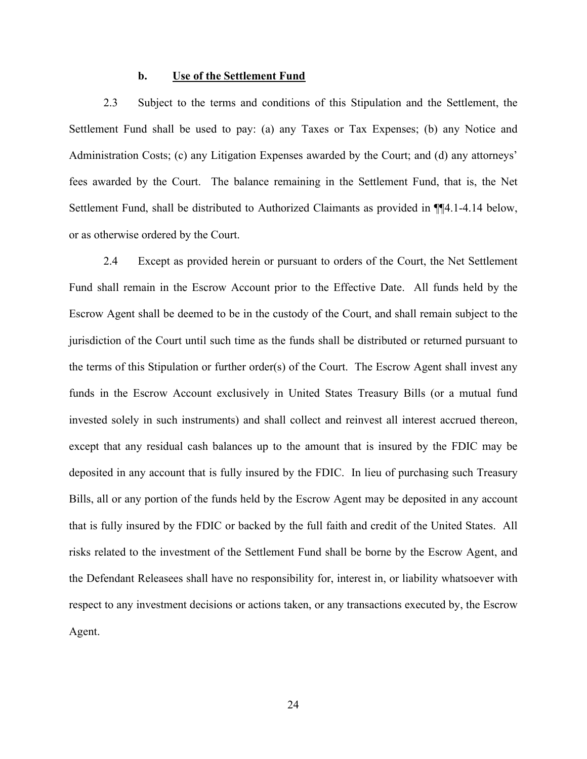### b. **Use of the Settlement Fund**

2.3 Subject to the terms and conditions of this Stipulation and the Settlement, the Settlement Fund shall be used to pay: (a) any Taxes or Tax Expenses; (b) any Notice and Administration Costs; (c) any Litigation Expenses awarded by the Court; and (d) any attorneys' fees awarded by the Court. The balance remaining in the Settlement Fund, that is, the Net Settlement Fund, shall be distributed to Authorized Claimants as provided in ¶¶4.1-4.14 below, or as otherwise ordered by the Court.

2.4 Except as provided herein or pursuant to orders of the Court, the Net Settlement Fund shall remain in the Escrow Account prior to the Effective Date. All funds held by the Escrow Agent shall be deemed to be in the custody of the Court, and shall remain subject to the jurisdiction of the Court until such time as the funds shall be distributed or returned pursuant to the terms of this Stipulation or further order(s) of the Court. The Escrow Agent shall invest any funds in the Escrow Account exclusively in United States Treasury Bills (or a mutual fund invested solely in such instruments) and shall collect and reinvest all interest accrued thereon, except that any residual cash balances up to the amount that is insured by the FDIC may be deposited in any account that is fully insured by the FDIC. In lieu of purchasing such Treasury Bills, all or any portion of the funds held by the Escrow Agent may be deposited in any account that is fully insured by the FDIC or backed by the full faith and credit of the United States. All risks related to the investment of the Settlement Fund shall be borne by the Escrow Agent, and the Defendant Releasees shall have no responsibility for, interest in, or liability whatsoever with respect to any investment decisions or actions taken, or any transactions executed by, the Escrow Agent.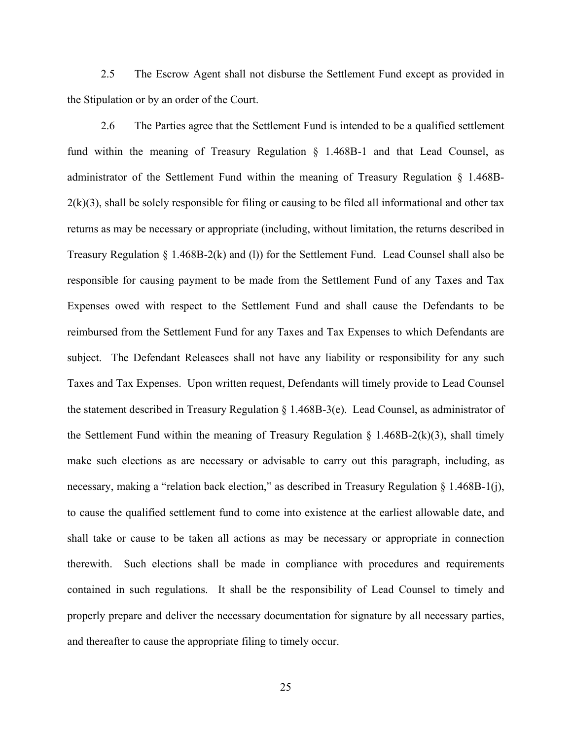2.5 The Escrow Agent shall not disburse the Settlement Fund except as provided in the Stipulation or by an order of the Court.

2.6 The Parties agree that the Settlement Fund is intended to be a qualified settlement fund within the meaning of Treasury Regulation § 1.468B-1 and that Lead Counsel, as administrator of the Settlement Fund within the meaning of Treasury Regulation § 1.468B-2(k)(3), shall be solely responsible for filing or causing to be filed all informational and other tax returns as may be necessary or appropriate (including, without limitation, the returns described in Treasury Regulation § 1.468B-2(k) and (l)) for the Settlement Fund. Lead Counsel shall also be responsible for causing payment to be made from the Settlement Fund of any Taxes and Tax Expenses owed with respect to the Settlement Fund and shall cause the Defendants to be reimbursed from the Settlement Fund for any Taxes and Tax Expenses to which Defendants are subject. The Defendant Releasees shall not have any liability or responsibility for any such Taxes and Tax Expenses. Upon written request, Defendants will timely provide to Lead Counsel the statement described in Treasury Regulation § 1.468B-3(e). Lead Counsel, as administrator of the Settlement Fund within the meaning of Treasury Regulation § 1.468B-2(k)(3), shall timely make such elections as are necessary or advisable to carry out this paragraph, including, as necessary, making a "relation back election," as described in Treasury Regulation § 1.468B-1(j), to cause the qualified settlement fund to come into existence at the earliest allowable date, and shall take or cause to be taken all actions as may be necessary or appropriate in connection therewith. Such elections shall be made in compliance with procedures and requirements contained in such regulations. It shall be the responsibility of Lead Counsel to timely and properly prepare and deliver the necessary documentation for signature by all necessary parties, and thereafter to cause the appropriate filing to timely occur.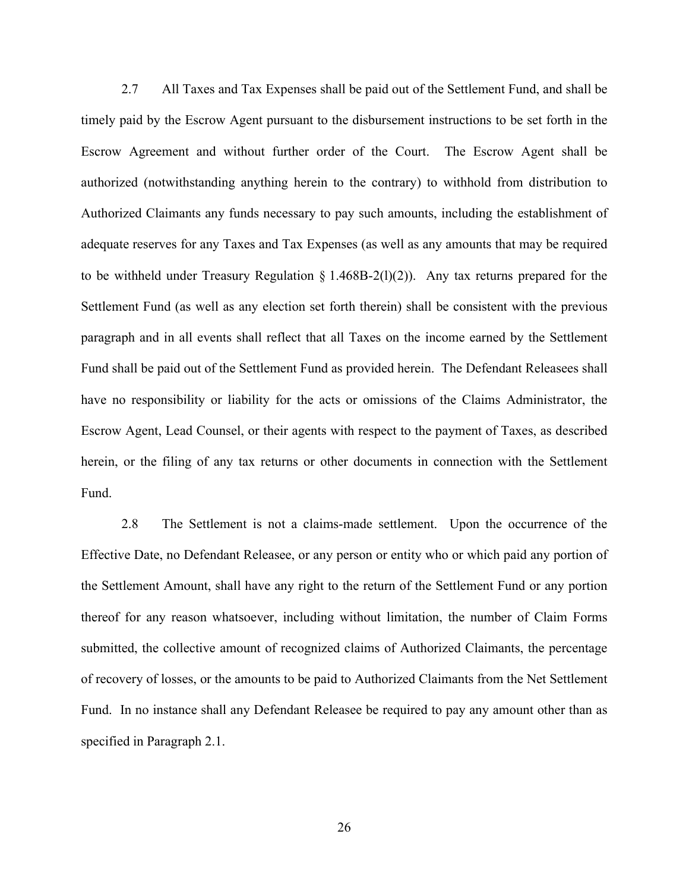2.7 All Taxes and Tax Expenses shall be paid out of the Settlement Fund, and shall be timely paid by the Escrow Agent pursuant to the disbursement instructions to be set forth in the Escrow Agreement and without further order of the Court. The Escrow Agent shall be authorized (notwithstanding anything herein to the contrary) to withhold from distribution to Authorized Claimants any funds necessary to pay such amounts, including the establishment of adequate reserves for any Taxes and Tax Expenses (as well as any amounts that may be required to be withheld under Treasury Regulation § 1.468B-2(l)(2)). Any tax returns prepared for the Settlement Fund (as well as any election set forth therein) shall be consistent with the previous paragraph and in all events shall reflect that all Taxes on the income earned by the Settlement Fund shall be paid out of the Settlement Fund as provided herein. The Defendant Releasees shall have no responsibility or liability for the acts or omissions of the Claims Administrator, the Escrow Agent, Lead Counsel, or their agents with respect to the payment of Taxes, as described herein, or the filing of any tax returns or other documents in connection with the Settlement Fund.

2.8 The Settlement is not a claims-made settlement. Upon the occurrence of the Effective Date, no Defendant Releasee, or any person or entity who or which paid any portion of the Settlement Amount, shall have any right to the return of the Settlement Fund or any portion thereof for any reason whatsoever, including without limitation, the number of Claim Forms submitted, the collective amount of recognized claims of Authorized Claimants, the percentage of recovery of losses, or the amounts to be paid to Authorized Claimants from the Net Settlement Fund. In no instance shall any Defendant Releasee be required to pay any amount other than as specified in Paragraph 2.1.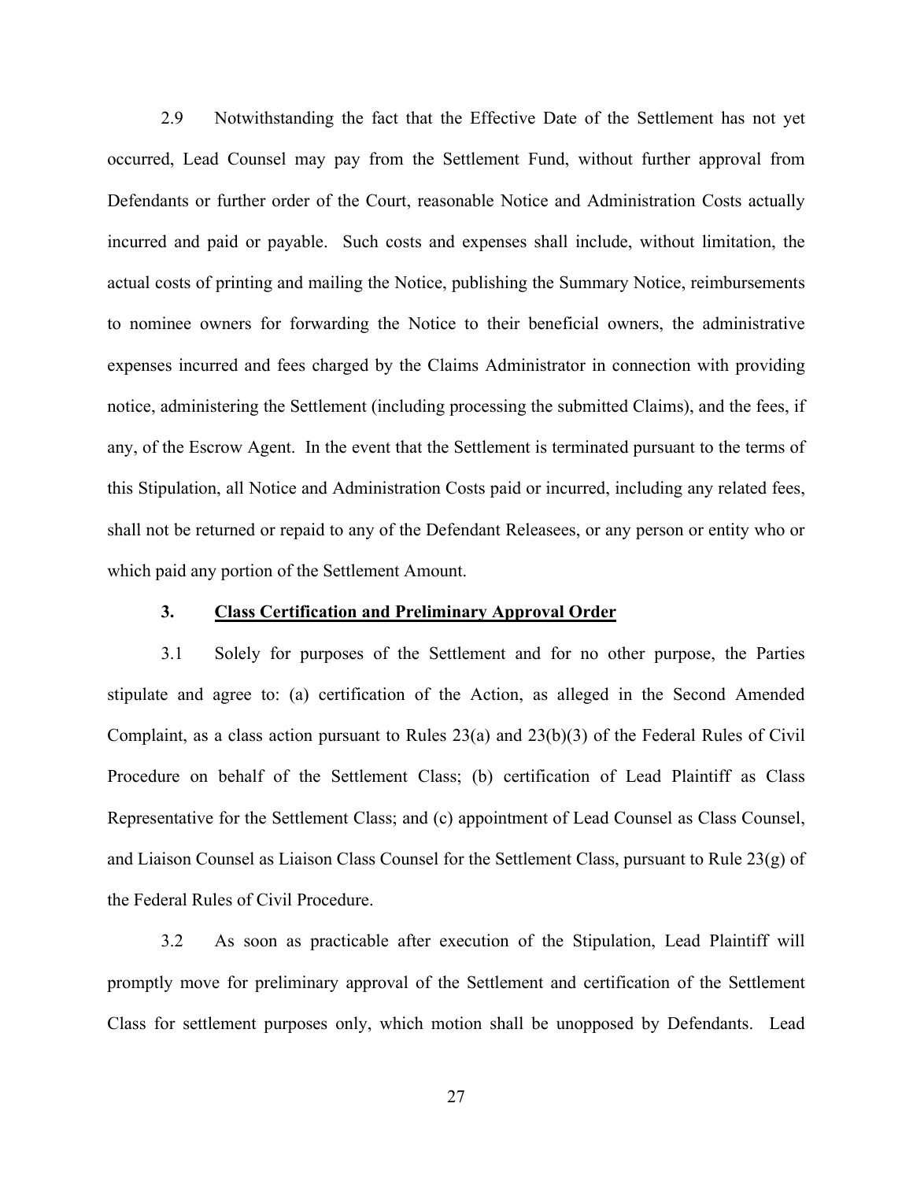2.9 Notwithstanding the fact that the Effective Date of the Settlement has not yet occurred, Lead Counsel may pay from the Settlement Fund, without further approval from Defendants or further order of the Court, reasonable Notice and Administration Costs actually incurred and paid or payable. Such costs and expenses shall include, without limitation, the actual costs of printing and mailing the Notice, publishing the Summary Notice, reimbursements to nominee owners for forwarding the Notice to their beneficial owners, the administrative expenses incurred and fees charged by the Claims Administrator in connection with providing notice, administering the Settlement (including processing the submitted Claims), and the fees, if any, of the Escrow Agent. In the event that the Settlement is terminated pursuant to the terms of this Stipulation, all Notice and Administration Costs paid or incurred, including any related fees, shall not be returned or repaid to any of the Defendant Releasees, or any person or entity who or which paid any portion of the Settlement Amount.

## 3. Class Certification and Preliminary Approval Order

3.1 Solely for purposes of the Settlement and for no other purpose, the Parties stipulate and agree to: (a) certification of the Action, as alleged in the Second Amended Complaint, as a class action pursuant to Rules 23(a) and 23(b)(3) of the Federal Rules of Civil Procedure on behalf of the Settlement Class; (b) certification of Lead Plaintiff as Class Representative for the Settlement Class; and (c) appointment of Lead Counsel as Class Counsel, and Liaison Counsel as Liaison Class Counsel for the Settlement Class, pursuant to Rule 23(g) of the Federal Rules of Civil Procedure.

3.2 As soon as practicable after execution of the Stipulation, Lead Plaintiff will promptly move for preliminary approval of the Settlement and certification of the Settlement Class for settlement purposes only, which motion shall be unopposed by Defendants. Lead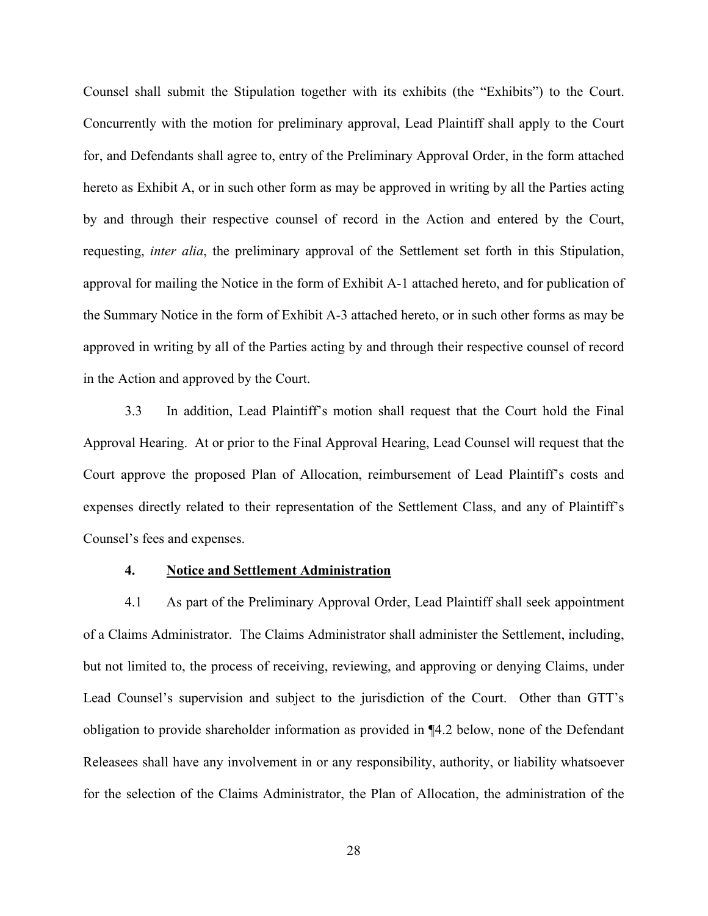Counsel shall submit the Stipulation together with its exhibits (the "Exhibits") to the Court. Concurrently with the motion for preliminary approval, Lead Plaintiff shall apply to the Court for, and Defendants shall agree to, entry of the Preliminary Approval Order, in the form attached hereto as Exhibit A, or in such other form as may be approved in writing by all the Parties acting by and through their respective counsel of record in the Action and entered by the Court, requesting, *inter alia*, the preliminary approval of the Settlement set forth in this Stipulation, approval for mailing the Notice in the form of Exhibit A-1 attached hereto, and for publication of the Summary Notice in the form of Exhibit A-3 attached hereto, or in such other forms as may be approved in writing by all of the Parties acting by and through their respective counsel of record in the Action and approved by the Court.

3.3 In addition, Lead Plaintiff's motion shall request that the Court hold the Final Approval Hearing. At or prior to the Final Approval Hearing, Lead Counsel will request that the Court approve the proposed Plan of Allocation, reimbursement of Lead Plaintiff's costs and expenses directly related to their representation of the Settlement Class, and any of Plaintiff's Counsel's fees and expenses.

**4. Notice and Settlement Administration**

4.1 As part of the Preliminary Approval Order, Lead Plaintiff shall seek appointment of a Claims Administrator. The Claims Administrator shall administer the Settlement, including, but not limited to, the process of receiving, reviewing, and approving or denying Claims, under Lead Counsel's supervision and subject to the jurisdiction of the Court. Other than GTT's obligation to provide shareholder information as provided in ¶4.2 below, none of the Defendant Releasees shall have any involvement in or any responsibility, authority, or liability whatsoever for the selection of the Claims Administrator, the Plan of Allocation, the administration of the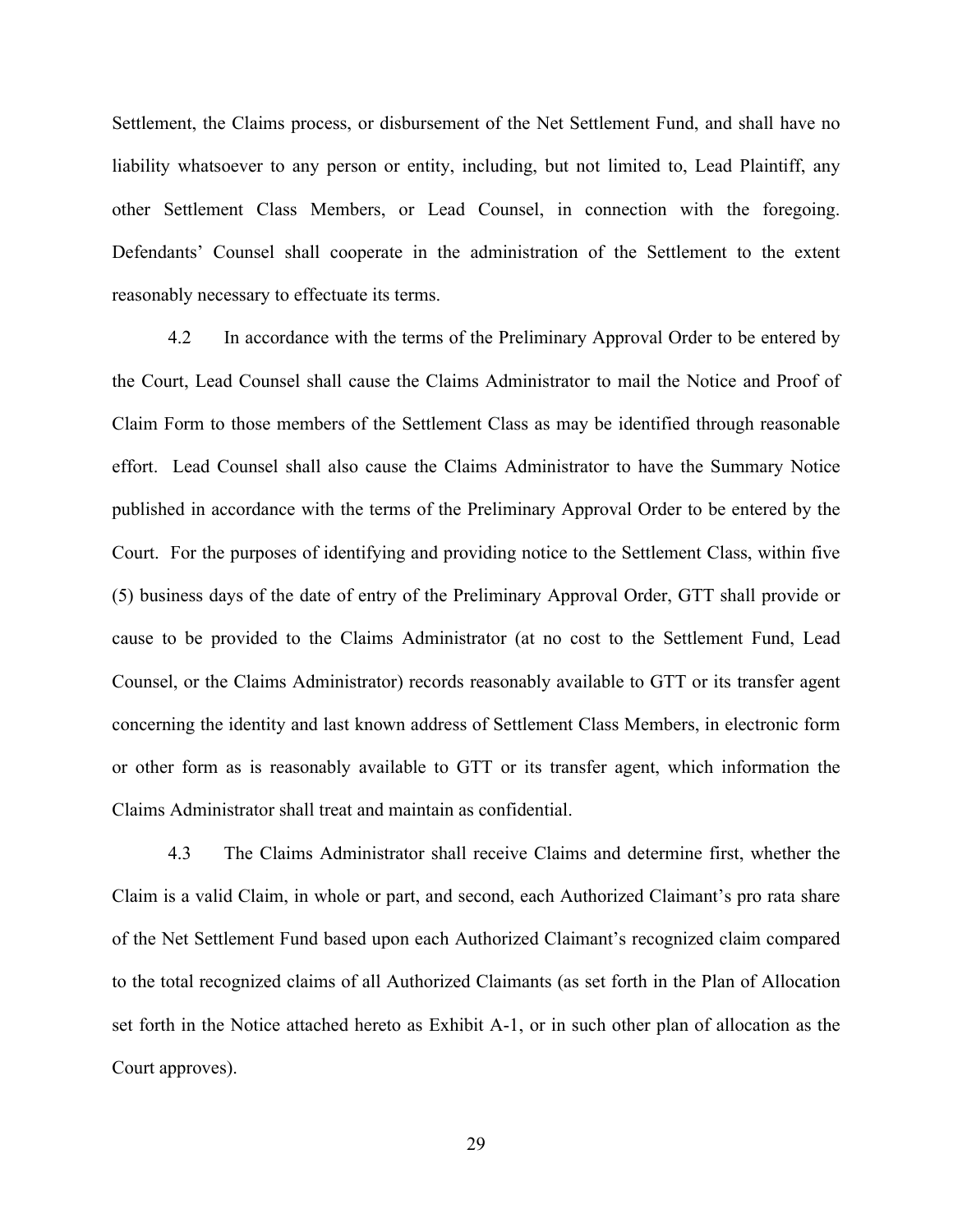Settlement, the Claims process, or disbursement of the Net Settlement Fund, and shall have no liability whatsoever to any person or entity, including, but not limited to, Lead Plaintiff, any other Settlement Class Members, or Lead Counsel, in connection with the foregoing. Defendants' Counsel shall cooperate in the administration of the Settlement to the extent reasonably necessary to effectuate its terms.

4.2 In accordance with the terms of the Preliminary Approval Order to be entered by the Court, Lead Counsel shall cause the Claims Administrator to mail the Notice and Proof of Claim Form to those members of the Settlement Class as may be identified through reasonable effort. Lead Counsel shall also cause the Claims Administrator to have the Summary Notice published in accordance with the terms of the Preliminary Approval Order to be entered by the Court. For the purposes of identifying and providing notice to the Settlement Class, within five (5) business days of the date of entry of the Preliminary Approval Order, GTT shall provide or cause to be provided to the Claims Administrator (at no cost to the Settlement Fund, Lead Counsel, or the Claims Administrator) records reasonably available to GTT or its transfer agent concerning the identity and last known address of Settlement Class Members, in electronic form or other form as is reasonably available to GTT or its transfer agent, which information the Claims Administrator shall treat and maintain as confidential.

4.3 The Claims Administrator shall receive Claims and determine first, whether the Claim is a valid Claim, in whole or part, and second, each Authorized Claimant's pro rata share of the Net Settlement Fund based upon each Authorized Claimant's recognized claim compared to the total recognized claims of all Authorized Claimants (as set forth in the Plan of Allocation set forth in the Notice attached hereto as Exhibit A-1, or in such other plan of allocation as the Court approves).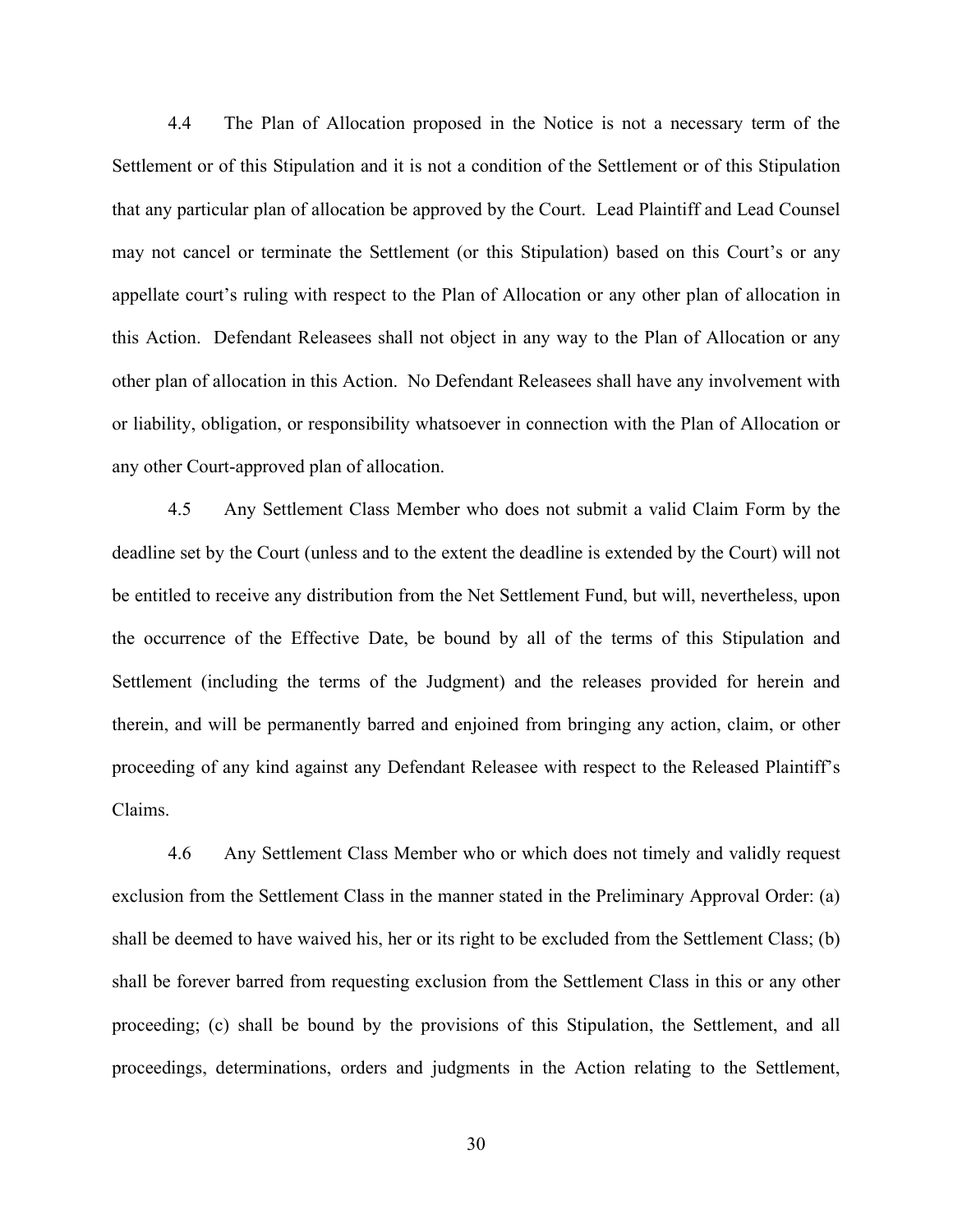4.4 The Plan of Allocation proposed in the Notice is not a necessary term of the Settlement or of this Stipulation and it is not a condition of the Settlement or of this Stipulation that any particular plan of allocation be approved by the Court. Lead Plaintiff and Lead Counsel may not cancel or terminate the Settlement (or this Stipulation) based on this Court's or any appellate court's ruling with respect to the Plan of Allocation or any other plan of allocation in this Action. Defendant Releasees shall not object in any way to the Plan of Allocation or any other plan of allocation in this Action. No Defendant Releasees shall have any involvement with or liability, obligation, or responsibility whatsoever in connection with the Plan of Allocation or any other Court-approved plan of allocation.

4.5 Any Settlement Class Member who does not submit a valid Claim Form by the deadline set by the Court (unless and to the extent the deadline is extended by the Court) will not be entitled to receive any distribution from the Net Settlement Fund, but will, nevertheless, upon the occurrence of the Effective Date, be bound by all of the terms of this Stipulation and Settlement (including the terms of the Judgment) and the releases provided for herein and therein, and will be permanently barred and enjoined from bringing any action, claim, or other proceeding of any kind against any Defendant Releasee with respect to the Released Plaintiff's Claims.

4.6 Any Settlement Class Member who or which does not timely and validly request exclusion from the Settlement Class in the manner stated in the Preliminary Approval Order: (a) shall be deemed to have waived his, her or its right to be excluded from the Settlement Class; (b) shall be forever barred from requesting exclusion from the Settlement Class in this or any other proceeding; (c) shall be bound by the provisions of this Stipulation, the Settlement, and all proceedings, determinations, orders and judgments in the Action relating to the Settlement,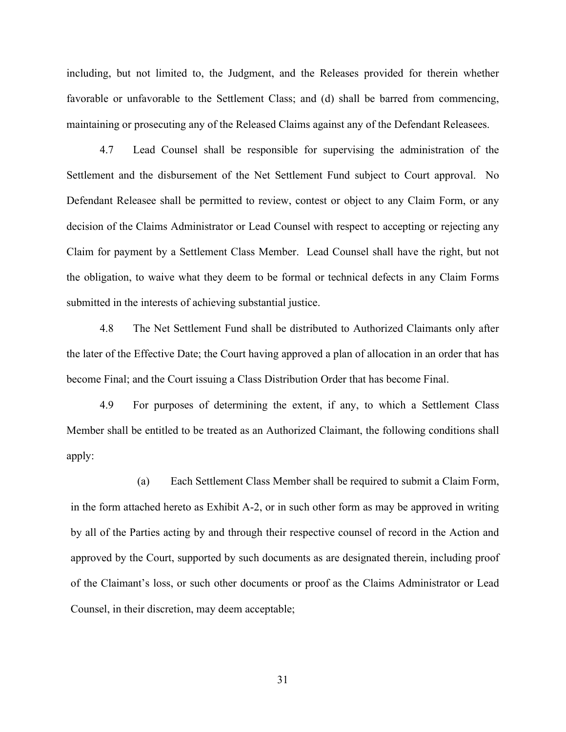including, but not limited to, the Judgment, and the Releases provided for therein whether favorable or unfavorable to the Settlement Class; and (d) shall be barred from commencing, maintaining or prosecuting any of the Released Claims against any of the Defendant Releasees.

4.7 Lead Counsel shall be responsible for supervising the administration of the Settlement and the disbursement of the Net Settlement Fund subject to Court approval. No Defendant Releasee shall be permitted to review, contest or object to any Claim Form, or any decision of the Claims Administrator or Lead Counsel with respect to accepting or rejecting any Claim for payment by a Settlement Class Member. Lead Counsel shall have the right, but not the obligation, to waive what they deem to be formal or technical defects in any Claim Forms submitted in the interests of achieving substantial justice.

4.8 The Net Settlement Fund shall be distributed to Authorized Claimants only after the later of the Effective Date; the Court having approved a plan of allocation in an order that has become Final; and the Court issuing a Class Distribution Order that has become Final.

4.9 For purposes of determining the extent, if any, to which a Settlement Class Member shall be entitled to be treated as an Authorized Claimant, the following conditions shall apply:

(a) Each Settlement Class Member shall be required to submit a Claim Form, in the form attached hereto as Exhibit A-2, or in such other form as may be approved in writing by all of the Parties acting by and through their respective counsel of record in the Action and approved by the Court, supported by such documents as are designated therein, including proof of the Claimant's loss, or such other documents or proof as the Claims Administrator or Lead Counsel, in their discretion, may deem acceptable;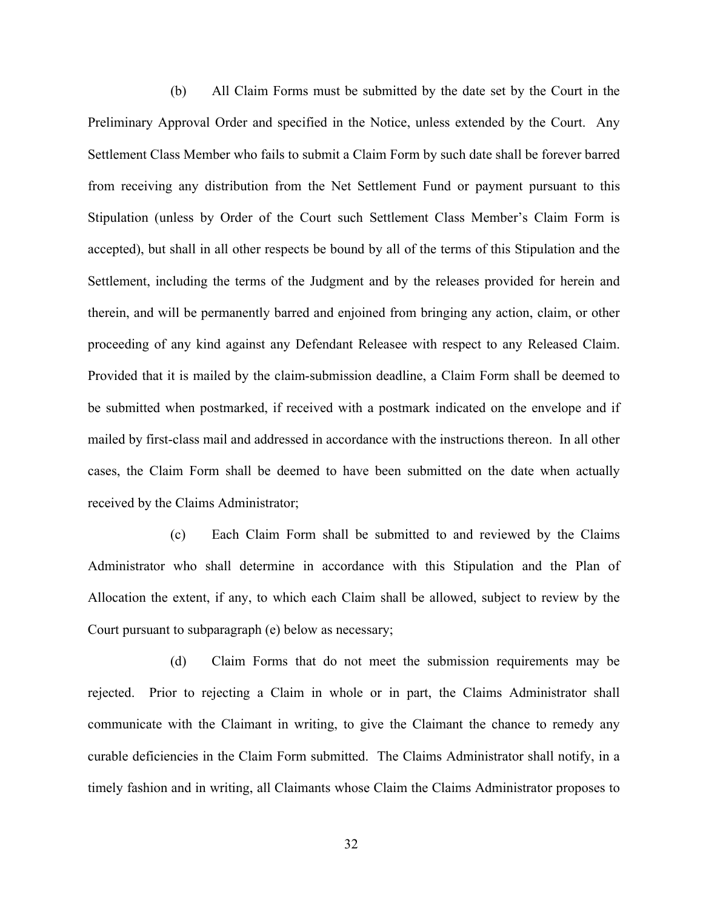(b) All Claim Forms must be submitted by the date set by the Court in the Preliminary Approval Order and specified in the Notice, unless extended by the Court. Any Settlement Class Member who fails to submit a Claim Form by such date shall be forever barred from receiving any distribution from the Net Settlement Fund or payment pursuant to this Stipulation (unless by Order of the Court such Settlement Class Member's Claim Form is accepted), but shall in all other respects be bound by all of the terms of this Stipulation and the Settlement, including the terms of the Judgment and by the releases provided for herein and therein, and will be permanently barred and enjoined from bringing any action, claim, or other proceeding of any kind against any Defendant Releasee with respect to any Released Claim. Provided that it is mailed by the claim-submission deadline, a Claim Form shall be deemed to be submitted when postmarked, if received with a postmark indicated on the envelope and if mailed by first-class mail and addressed in accordance with the instructions thereon. In all other cases, the Claim Form shall be deemed to have been submitted on the date when actually received by the Claims Administrator;

(c) Each Claim Form shall be submitted to and reviewed by the Claims Administrator who shall determine in accordance with this Stipulation and the Plan of Allocation the extent, if any, to which each Claim shall be allowed, subject to review by the Court pursuant to subparagraph (e) below as necessary;

(d) Claim Forms that do not meet the submission requirements may be rejected. Prior to rejecting a Claim in whole or in part, the Claims Administrator shall communicate with the Claimant in writing, to give the Claimant the chance to remedy any curable deficiencies in the Claim Form submitted. The Claims Administrator shall notify, in a timely fashion and in writing, all Claimants whose Claim the Claims Administrator proposes to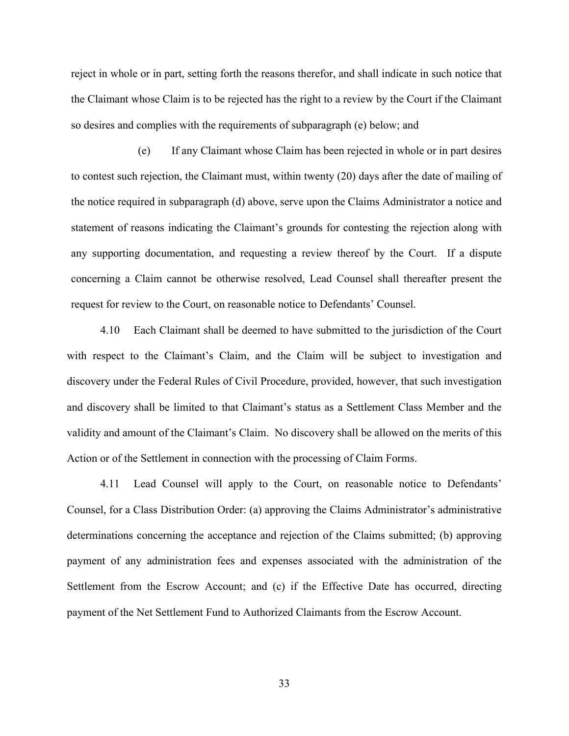reject in whole or in part, setting forth the reasons therefor, and shall indicate in such notice that the Claimant whose Claim is to be rejected has the right to a review by the Court if the Claimant so desires and complies with the requirements of subparagraph (e) below; and

(e) If any Claimant whose Claim has been rejected in whole or in part desires to contest such rejection, the Claimant must, within twenty (20) days after the date of mailing of the notice required in subparagraph (d) above, serve upon the Claims Administrator a notice and statement of reasons indicating the Claimant's grounds for contesting the rejection along with any supporting documentation, and requesting a review thereof by the Court. If a dispute concerning a Claim cannot be otherwise resolved, Lead Counsel shall thereafter present the request for review to the Court, on reasonable notice to Defendants' Counsel.

4.10 Each Claimant shall be deemed to have submitted to the jurisdiction of the Court with respect to the Claimant's Claim, and the Claim will be subject to investigation and discovery under the Federal Rules of Civil Procedure, provided, however, that such investigation and discovery shall be limited to that Claimant's status as a Settlement Class Member and the validity and amount of the Claimant's Claim. No discovery shall be allowed on the merits of this Action or of the Settlement in connection with the processing of Claim Forms.

4.11 Lead Counsel will apply to the Court, on reasonable notice to Defendants' Counsel, for a Class Distribution Order: (a) approving the Claims Administrator's administrative determinations concerning the acceptance and rejection of the Claims submitted; (b) approving payment of any administration fees and expenses associated with the administration of the Settlement from the Escrow Account; and (c) if the Effective Date has occurred, directing payment of the Net Settlement Fund to Authorized Claimants from the Escrow Account.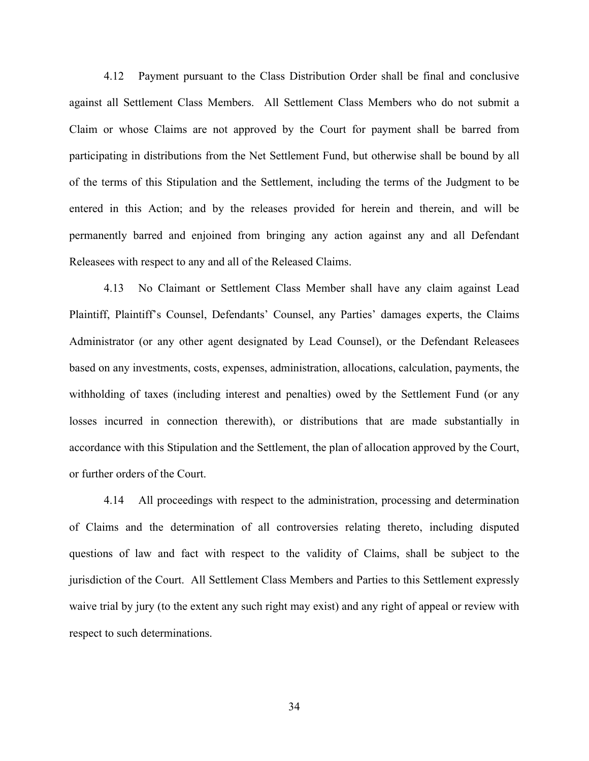4.12 Payment pursuant to the Class Distribution Order shall be final and conclusive against all Settlement Class Members. All Settlement Class Members who do not submit a Claim or whose Claims are not approved by the Court for payment shall be barred from participating in distributions from the Net Settlement Fund, but otherwise shall be bound by all of the terms of this Stipulation and the Settlement, including the terms of the Judgment to be entered in this Action; and by the releases provided for herein and therein, and will be permanently barred and enjoined from bringing any action against any and all Defendant Releasees with respect to any and all of the Released Claims.

4.13 No Claimant or Settlement Class Member shall have any claim against Lead Plaintiff, Plaintiff's Counsel, Defendants' Counsel, any Parties' damages experts, the Claims Administrator (or any other agent designated by Lead Counsel), or the Defendant Releasees based on any investments, costs, expenses, administration, allocations, calculation, payments, the withholding of taxes (including interest and penalties) owed by the Settlement Fund (or any losses incurred in connection therewith), or distributions that are made substantially in accordance with this Stipulation and the Settlement, the plan of allocation approved by the Court, or further orders of the Court.

4.14 All proceedings with respect to the administration, processing and determination of Claims and the determination of all controversies relating thereto, including disputed questions of law and fact with respect to the validity of Claims, shall be subject to the jurisdiction of the Court. All Settlement Class Members and Parties to this Settlement expressly waive trial by jury (to the extent any such right may exist) and any right of appeal or review with respect to such determinations.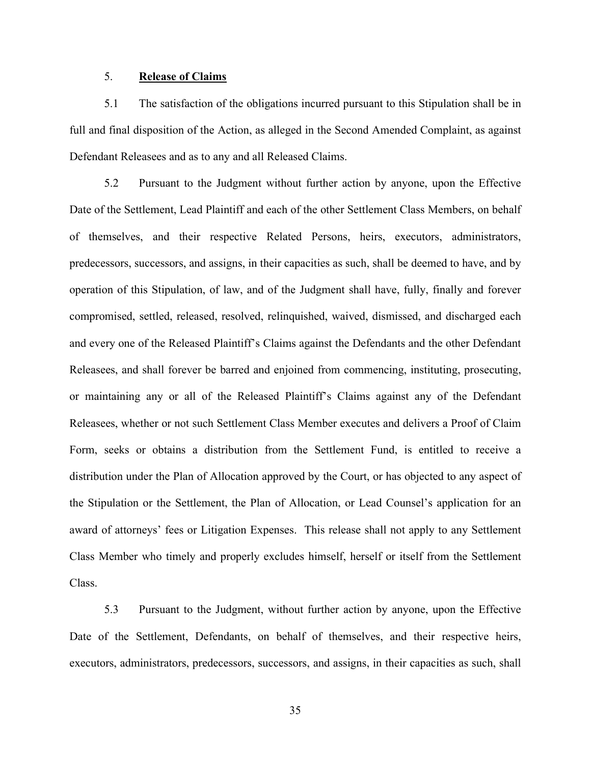5. **Release of Claims**

5.1 The satisfaction of the obligations incurred pursuant to this Stipulation shall be in full and final disposition of the Action, as alleged in the Second Amended Complaint, as against Defendant Releasees and as to any and all Released Claims.

5.2 Pursuant to the Judgment without further action by anyone, upon the Effective Date of the Settlement, Lead Plaintiff and each of the other Settlement Class Members, on behalf of themselves, and their respective Related Persons, heirs, executors, administrators, predecessors, successors, and assigns, in their capacities as such, shall be deemed to have, and by operation of this Stipulation, of law, and of the Judgment shall have, fully, finally and forever compromised, settled, released, resolved, relinquished, waived, dismissed, and discharged each and every one of the Released Plaintiff's Claims against the Defendants and the other Defendant Releasees, and shall forever be barred and enjoined from commencing, instituting, prosecuting, or maintaining any or all of the Released Plaintiff's Claims against any of the Defendant Releasees, whether or not such Settlement Class Member executes and delivers a Proof of Claim Form, seeks or obtains a distribution from the Settlement Fund, is entitled to receive a distribution under the Plan of Allocation approved by the Court, or has objected to any aspect of the Stipulation or the Settlement, the Plan of Allocation, or Lead Counsel's application for an award of attorneys' fees or Litigation Expenses. This release shall not apply to any Settlement Class Member who timely and properly excludes himself, herself or itself from the Settlement Class.

5.3 Pursuant to the Judgment, without further action by anyone, upon the Effective Date of the Settlement, Defendants, on behalf of themselves, and their respective heirs, executors, administrators, predecessors, successors, and assigns, in their capacities as such, shall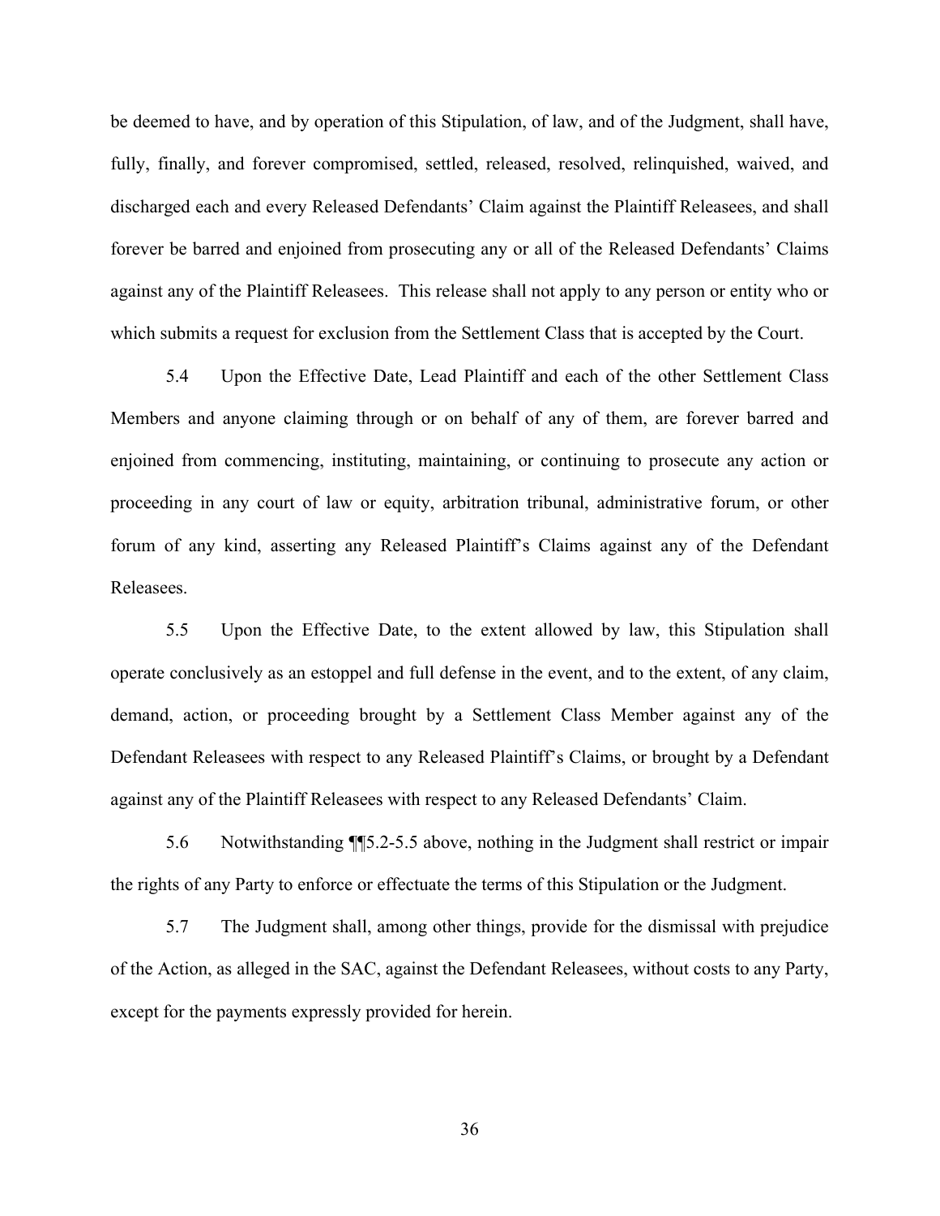be deemed to have, and by operation of this Stipulation, of law, and of the Judgment, shall have, fully, finally, and forever compromised, settled, released, resolved, relinquished, waived, and discharged each and every Released Defendants' Claim against the Plaintiff Releasees, and shall forever be barred and enjoined from prosecuting any or all of the Released Defendants' Claims against any of the Plaintiff Releasees. This release shall not apply to any person or entity who or which submits a request for exclusion from the Settlement Class that is accepted by the Court.

5.4 Upon the Effective Date, Lead Plaintiff and each of the other Settlement Class Members and anyone claiming through or on behalf of any of them, are forever barred and enjoined from commencing, instituting, maintaining, or continuing to prosecute any action or proceeding in any court of law or equity, arbitration tribunal, administrative forum, or other forum of any kind, asserting any Released Plaintiff's Claims against any of the Defendant Releasees.

5.5 Upon the Effective Date, to the extent allowed by law, this Stipulation shall operate conclusively as an estoppel and full defense in the event, and to the extent, of any claim, demand, action, or proceeding brought by a Settlement Class Member against any of the Defendant Releasees with respect to any Released Plaintiff's Claims, or brought by a Defendant against any of the Plaintiff Releasees with respect to any Released Defendants' Claim.

5.6 Notwithstanding ¶¶5.2-5.5 above, nothing in the Judgment shall restrict or impair the rights of any Party to enforce or effectuate the terms of this Stipulation or the Judgment.

5.7 The Judgment shall, among other things, provide for the dismissal with prejudice of the Action, as alleged in the SAC, against the Defendant Releasees, without costs to any Party, except for the payments expressly provided for herein.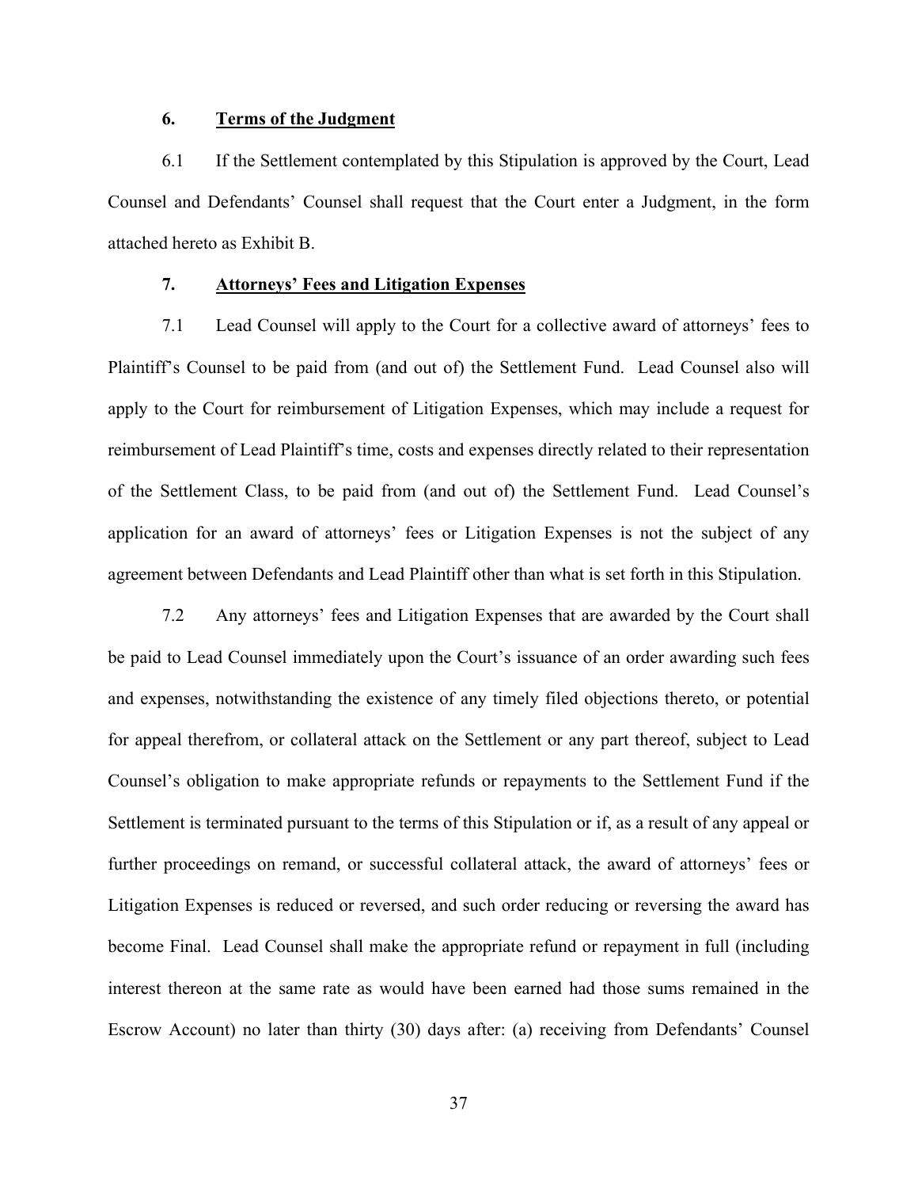## 6. Terms of the Judgment

6.1 If the Settlement contemplated by this Stipulation is approved by the Court, Lead Counsel and Defendants' Counsel shall request that the Court enter a Judgment, in the form attached hereto as Exhibit B.

## 7. Attorneys' Fees and Litigation Expenses

7.1 Lead Counsel will apply to the Court for a collective award of attorneys' fees to Plaintiff's Counsel to be paid from (and out of) the Settlement Fund. Lead Counsel also will apply to the Court for reimbursement of Litigation Expenses, which may include a request for reimbursement of Lead Plaintiff's time, costs and expenses directly related to their representation of the Settlement Class, to be paid from (and out of) the Settlement Fund. Lead Counsel's application for an award of attorneys' fees or Litigation Expenses is not the subject of any agreement between Defendants and Lead Plaintiff other than what is set forth in this Stipulation.

7.2 Any attorneys' fees and Litigation Expenses that are awarded by the Court shall be paid to Lead Counsel immediately upon the Court's issuance of an order awarding such fees and expenses, notwithstanding the existence of any timely filed objections thereto, or potential for appeal therefrom, or collateral attack on the Settlement or any part thereof, subject to Lead Counsel's obligation to make appropriate refunds or repayments to the Settlement Fund if the Settlement is terminated pursuant to the terms of this Stipulation or if, as a result of any appeal or further proceedings on remand, or successful collateral attack, the award of attorneys' fees or Litigation Expenses is reduced or reversed, and such order reducing or reversing the award has become Final. Lead Counsel shall make the appropriate refund or repayment in full (including interest thereon at the same rate as would have been earned had those sums remained in the Escrow Account) no later than thirty (30) days after: (a) receiving from Defendants' Counsel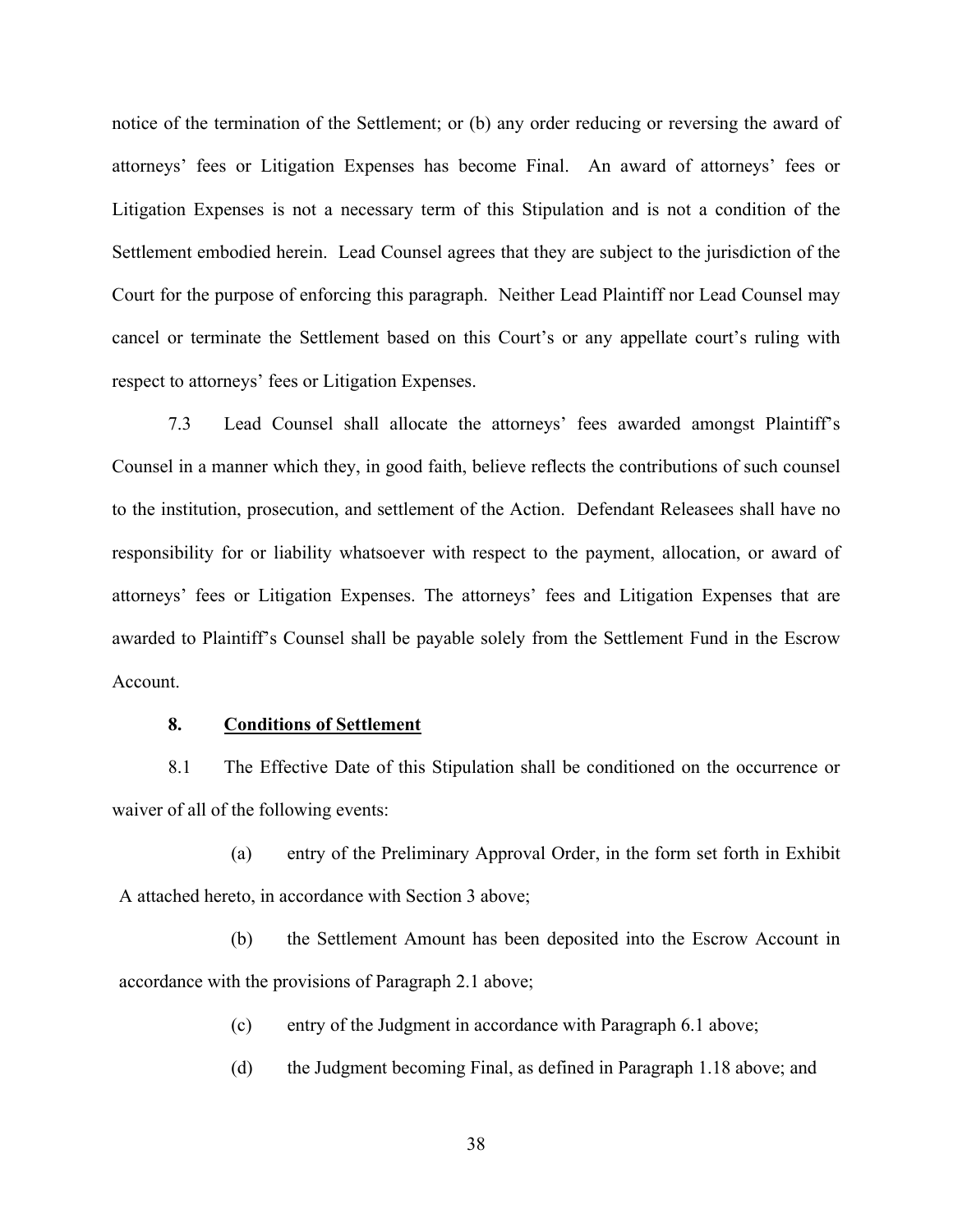notice of the termination of the Settlement; or (b) any order reducing or reversing the award of attorneys' fees or Litigation Expenses has become Final. An award of attorneys' fees or Litigation Expenses is not a necessary term of this Stipulation and is not a condition of the Settlement embodied herein. Lead Counsel agrees that they are subject to the jurisdiction of the Court for the purpose of enforcing this paragraph. Neither Lead Plaintiff nor Lead Counsel may cancel or terminate the Settlement based on this Court's or any appellate court's ruling with respect to attorneys' fees or Litigation Expenses.

7.3 Lead Counsel shall allocate the attorneys' fees awarded amongst Plaintiff's Counsel in a manner which they, in good faith, believe reflects the contributions of such counsel to the institution, prosecution, and settlement of the Action. Defendant Releasees shall have no responsibility for or liability whatsoever with respect to the payment, allocation, or award of attorneys' fees or Litigation Expenses. The attorneys' fees and Litigation Expenses that are awarded to Plaintiff's Counsel shall be payable solely from the Settlement Fund in the Escrow Account.

**8. Conditions of Settlement**

8.1 The Effective Date of this Stipulation shall be conditioned on the occurrence or waiver of all of the following events:

(a) entry of the Preliminary Approval Order, in the form set forth in Exhibit A attached hereto, in accordance with Section 3 above;

(b) the Settlement Amount has been deposited into the Escrow Account in accordance with the provisions of Paragraph 2.1 above;

(c) entry of the Judgment in accordance with Paragraph 6.1 above;

(d) the Judgment becoming Final, as defined in Paragraph 1.18 above; and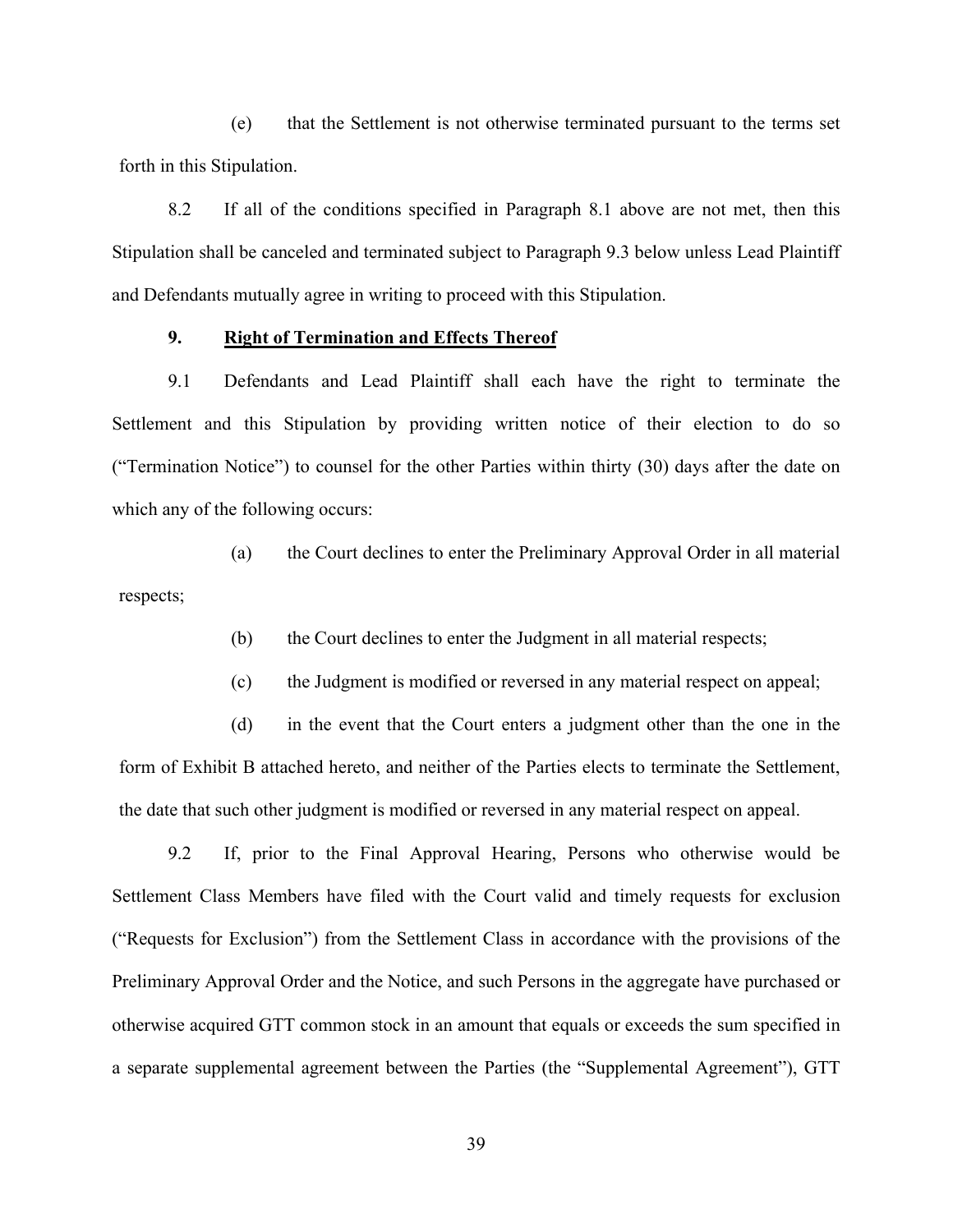(e) that the Settlement is not otherwise terminated pursuant to the terms set forth in this Stipulation.

8.2 If all of the conditions specified in Paragraph 8.1 above are not met, then this Stipulation shall be canceled and terminated subject to Paragraph 9.3 below unless Lead Plaintiff and Defendants mutually agree in writing to proceed with this Stipulation.

**9. Right of Termination and Effects Thereof**

9.1 Defendants and Lead Plaintiff shall each have the right to terminate the Settlement and this Stipulation by providing written notice of their election to do so ("Termination Notice") to counsel for the other Parties within thirty (30) days after the date on which any of the following occurs:

(a) the Court declines to enter the Preliminary Approval Order in all material respects;

(b) the Court declines to enter the Judgment in all material respects;

(c) the Judgment is modified or reversed in any material respect on appeal;

(d) in the event that the Court enters a judgment other than the one in the form of Exhibit B attached hereto, and neither of the Parties elects to terminate the Settlement, the date that such other judgment is modified or reversed in any material respect on appeal.

9.2 If, prior to the Final Approval Hearing, Persons who otherwise would be Settlement Class Members have filed with the Court valid and timely requests for exclusion ("Requests for Exclusion") from the Settlement Class in accordance with the provisions of the Preliminary Approval Order and the Notice, and such Persons in the aggregate have purchased or otherwise acquired GTT common stock in an amount that equals or exceeds the sum specified in a separate supplemental agreement between the Parties (the "Supplemental Agreement"), GTT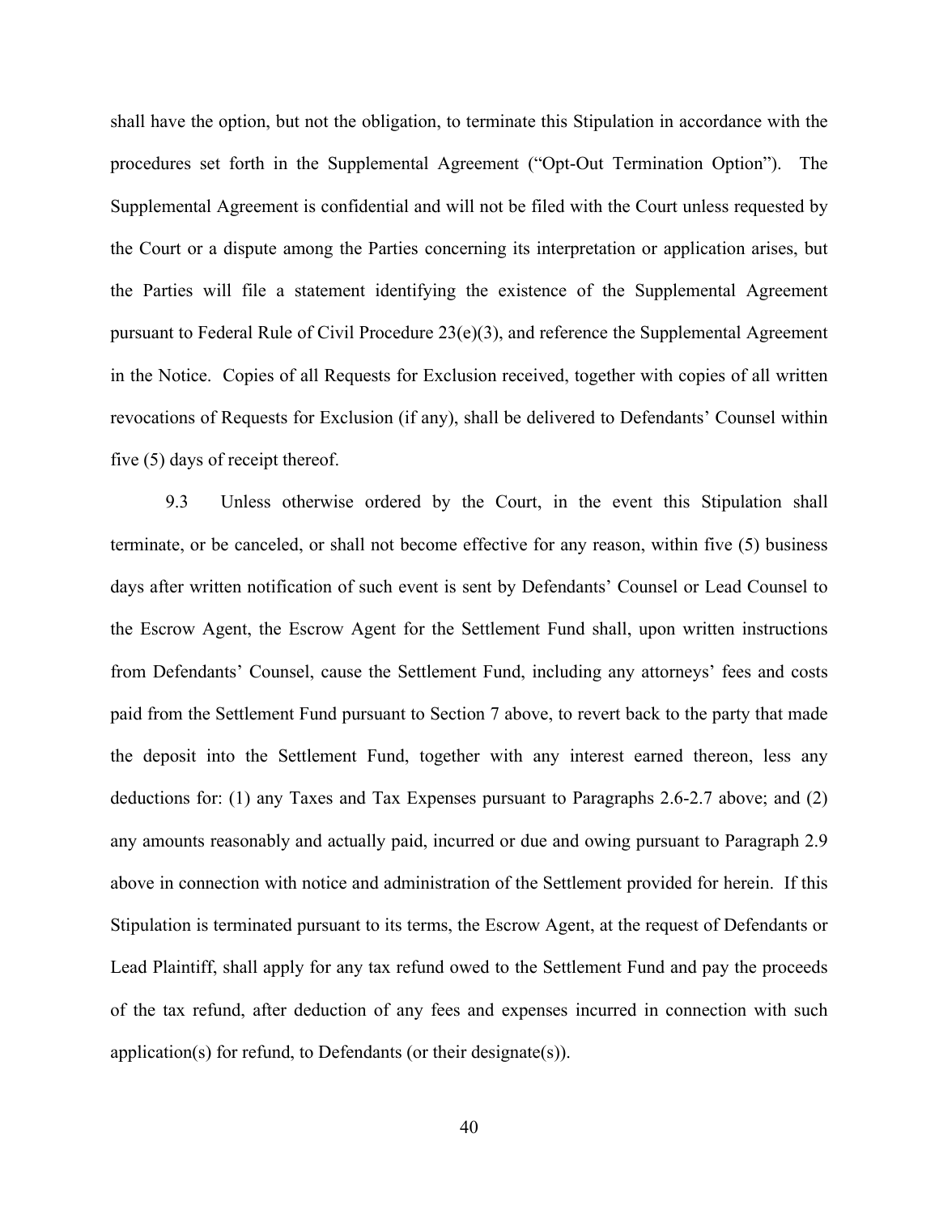shall have the option, but not the obligation, to terminate this Stipulation in accordance with the procedures set forth in the Supplemental Agreement ("Opt-Out Termination Option"). The Supplemental Agreement is confidential and will not be filed with the Court unless requested by the Court or a dispute among the Parties concerning its interpretation or application arises, but the Parties will file a statement identifying the existence of the Supplemental Agreement pursuant to Federal Rule of Civil Procedure 23(e)(3), and reference the Supplemental Agreement in the Notice. Copies of all Requests for Exclusion received, together with copies of all written revocations of Requests for Exclusion (if any), shall be delivered to Defendants' Counsel within five (5) days of receipt thereof.

9.3 Unless otherwise ordered by the Court, in the event this Stipulation shall terminate, or be canceled, or shall not become effective for any reason, within five (5) business days after written notification of such event is sent by Defendants' Counsel or Lead Counsel to the Escrow Agent, the Escrow Agent for the Settlement Fund shall, upon written instructions from Defendants' Counsel, cause the Settlement Fund, including any attorneys' fees and costs paid from the Settlement Fund pursuant to Section 7 above, to revert back to the party that made the deposit into the Settlement Fund, together with any interest earned thereon, less any deductions for: (1) any Taxes and Tax Expenses pursuant to Paragraphs 2.6-2.7 above; and (2) any amounts reasonably and actually paid, incurred or due and owing pursuant to Paragraph 2.9 above in connection with notice and administration of the Settlement provided for herein. If this Stipulation is terminated pursuant to its terms, the Escrow Agent, at the request of Defendants or Lead Plaintiff, shall apply for any tax refund owed to the Settlement Fund and pay the proceeds of the tax refund, after deduction of any fees and expenses incurred in connection with such application(s) for refund, to Defendants (or their designate(s)).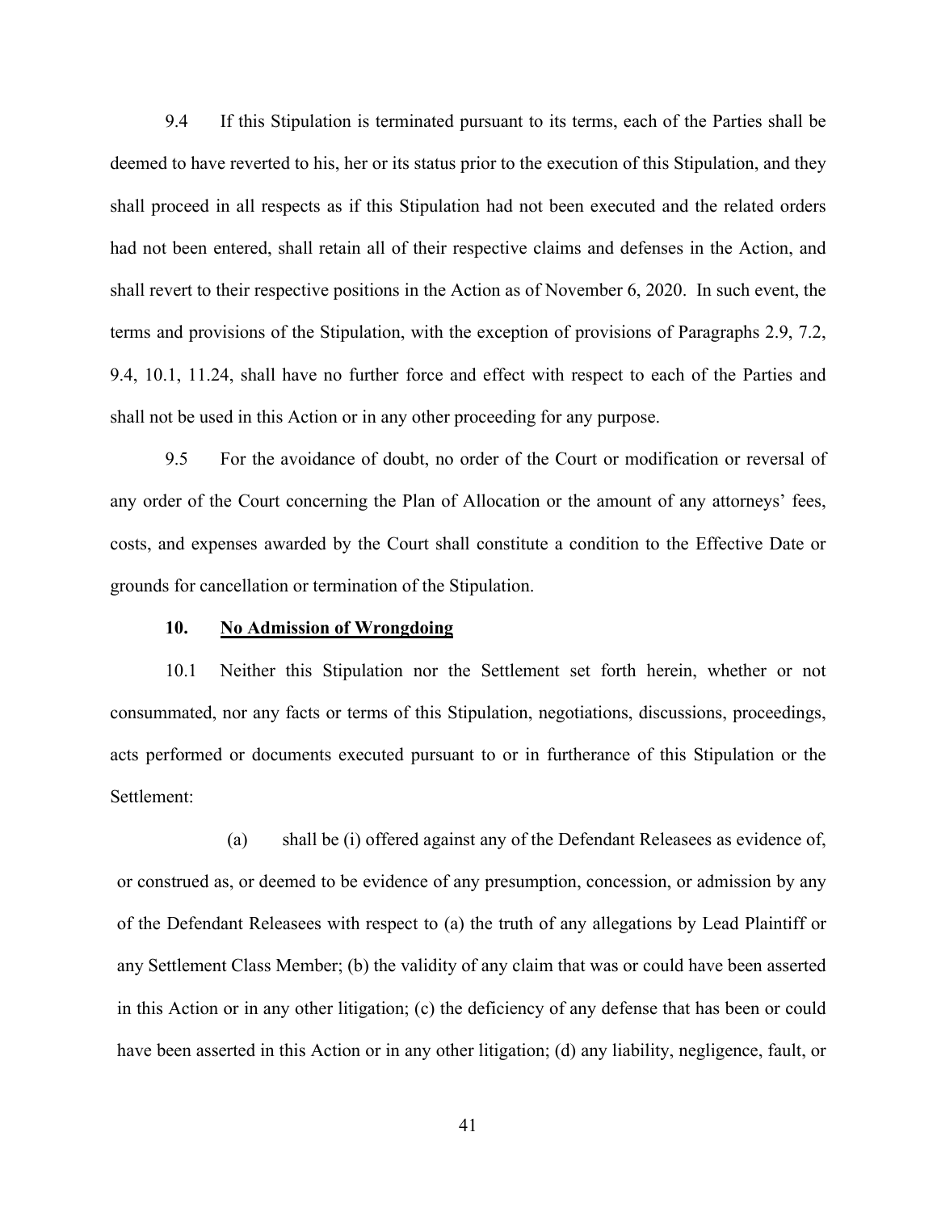9.4 If this Stipulation is terminated pursuant to its terms, each of the Parties shall be deemed to have reverted to his, her or its status prior to the execution of this Stipulation, and they shall proceed in all respects as if this Stipulation had not been executed and the related orders had not been entered, shall retain all of their respective claims and defenses in the Action, and shall revert to their respective positions in the Action as of November 6, 2020. In such event, the terms and provisions of the Stipulation, with the exception of provisions of Paragraphs 2.9, 7.2, 9.4, 10.1, 11.24, shall have no further force and effect with respect to each of the Parties and shall not be used in this Action or in any other proceeding for any purpose.

9.5 For the avoidance of doubt, no order of the Court or modification or reversal of any order of the Court concerning the Plan of Allocation or the amount of any attorneys' fees, costs, and expenses awarded by the Court shall constitute a condition to the Effective Date or grounds for cancellation or termination of the Stipulation.

## 10. <u>No Admission of Wrongdoing</u>

10.1 Neither this Stipulation nor the Settlement set forth herein, whether or not consummated, nor any facts or terms of this Stipulation, negotiations, discussions, proceedings, acts performed or documents executed pursuant to or in furtherance of this Stipulation or the Settlement:

(a) shall be (i) offered against any of the Defendant Releasees as evidence of, or construed as, or deemed to be evidence of any presumption, concession, or admission by any of the Defendant Releasees with respect to (a) the truth of any allegations by Lead Plaintiff or any Settlement Class Member; (b) the validity of any claim that was or could have been asserted in this Action or in any other litigation; (c) the deficiency of any defense that has been or could have been asserted in this Action or in any other litigation; (d) any liability, negligence, fault, or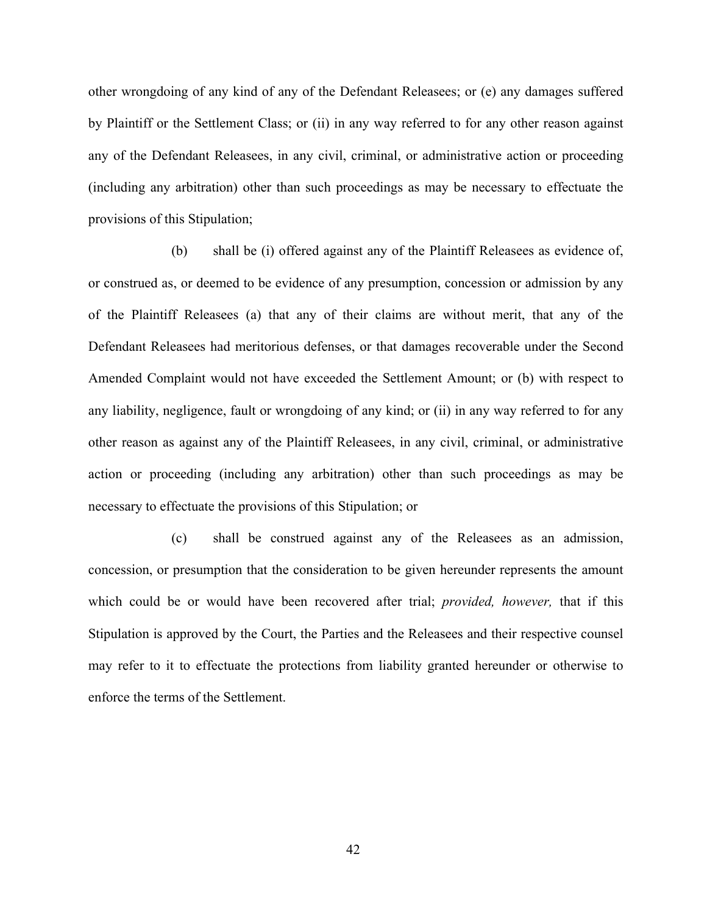other wrongdoing of any kind of any of the Defendant Releasees; or (e) any damages suffered by Plaintiff or the Settlement Class; or (ii) in any way referred to for any other reason against any of the Defendant Releasees, in any civil, criminal, or administrative action or proceeding (including any arbitration) other than such proceedings as may be necessary to effectuate the provisions of this Stipulation;

(b) shall be (i) offered against any of the Plaintiff Releasees as evidence of, or construed as, or deemed to be evidence of any presumption, concession or admission by any of the Plaintiff Releasees (a) that any of their claims are without merit, that any of the Defendant Releasees had meritorious defenses, or that damages recoverable under the Second Amended Complaint would not have exceeded the Settlement Amount; or (b) with respect to any liability, negligence, fault or wrongdoing of any kind; or (ii) in any way referred to for any other reason as against any of the Plaintiff Releasees, in any civil, criminal, or administrative action or proceeding (including any arbitration) other than such proceedings as may be necessary to effectuate the provisions of this Stipulation; or

(c) shall be construed against any of the Releasees as an admission, concession, or presumption that the consideration to be given hereunder represents the amount which could be or would have been recovered after trial; *provided, however,* that if this Stipulation is approved by the Court, the Parties and the Releasees and their respective counsel may refer to it to effectuate the protections from liability granted hereunder or otherwise to enforce the terms of the Settlement.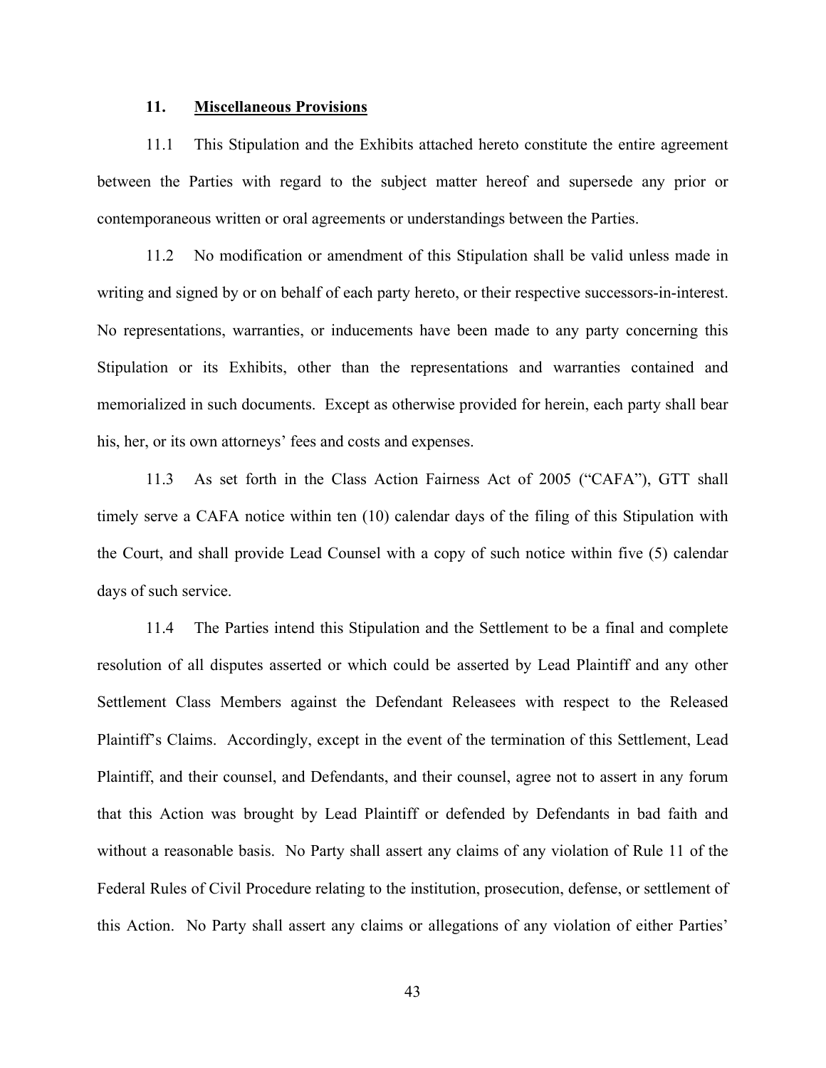## 11. **Miscellaneous Provisions**

11.1 This Stipulation and the Exhibits attached hereto constitute the entire agreement between the Parties with regard to the subject matter hereof and supersede any prior or contemporaneous written or oral agreements or understandings between the Parties.

11.2 No modification or amendment of this Stipulation shall be valid unless made in writing and signed by or on behalf of each party hereto, or their respective successors-in-interest. No representations, warranties, or inducements have been made to any party concerning this Stipulation or its Exhibits, other than the representations and warranties contained and memorialized in such documents. Except as otherwise provided for herein, each party shall bear his, her, or its own attorneys' fees and costs and expenses.

11.3 As set forth in the Class Action Fairness Act of 2005 ("CAFA"), GTT shall timely serve a CAFA notice within ten (10) calendar days of the filing of this Stipulation with the Court, and shall provide Lead Counsel with a copy of such notice within five (5) calendar days of such service.

11.4 The Parties intend this Stipulation and the Settlement to be a final and complete resolution of all disputes asserted or which could be asserted by Lead Plaintiff and any other Settlement Class Members against the Defendant Releasees with respect to the Released Plaintiff's Claims. Accordingly, except in the event of the termination of this Settlement, Lead Plaintiff, and their counsel, and Defendants, and their counsel, agree not to assert in any forum that this Action was brought by Lead Plaintiff or defended by Defendants in bad faith and without a reasonable basis. No Party shall assert any claims of any violation of Rule 11 of the Federal Rules of Civil Procedure relating to the institution, prosecution, defense, or settlement of this Action. No Party shall assert any claims or allegations of any violation of either Parties'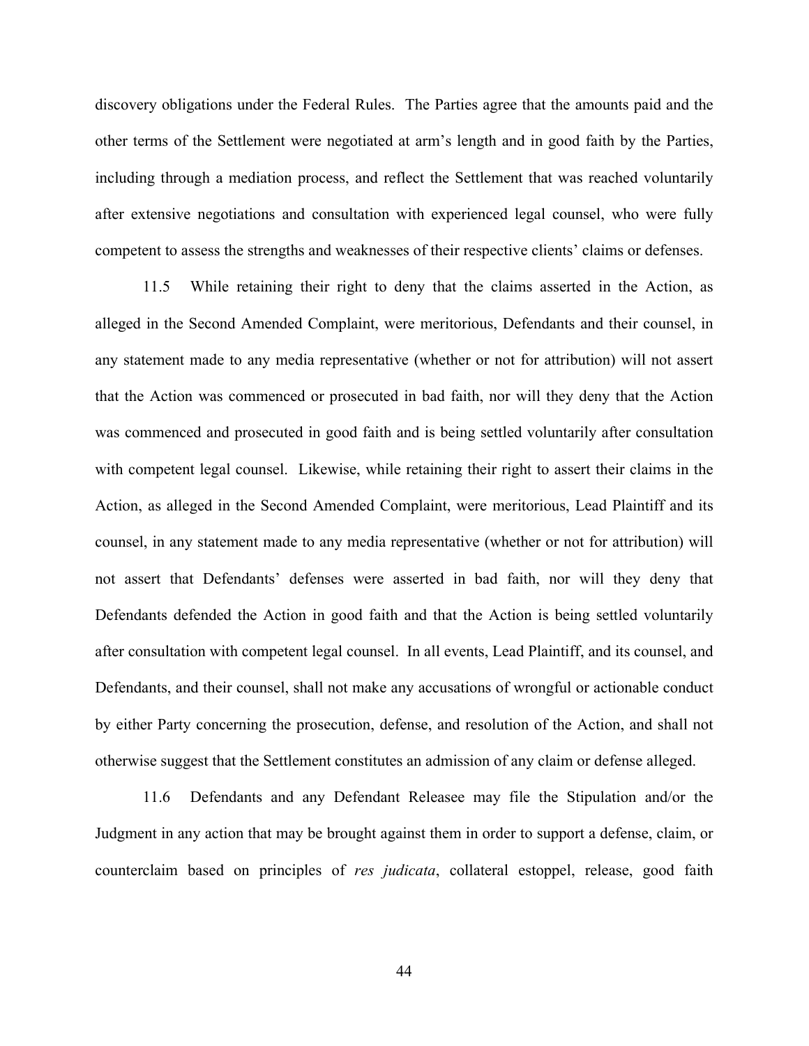discovery obligations under the Federal Rules. The Parties agree that the amounts paid and the other terms of the Settlement were negotiated at arm's length and in good faith by the Parties, including through a mediation process, and reflect the Settlement that was reached voluntarily after extensive negotiations and consultation with experienced legal counsel, who were fully competent to assess the strengths and weaknesses of their respective clients' claims or defenses.

11.5 While retaining their right to deny that the claims asserted in the Action, as alleged in the Second Amended Complaint, were meritorious, Defendants and their counsel, in any statement made to any media representative (whether or not for attribution) will not assert that the Action was commenced or prosecuted in bad faith, nor will they deny that the Action was commenced and prosecuted in good faith and is being settled voluntarily after consultation with competent legal counsel. Likewise, while retaining their right to assert their claims in the Action, as alleged in the Second Amended Complaint, were meritorious, Lead Plaintiff and its counsel, in any statement made to any media representative (whether or not for attribution) will not assert that Defendants' defenses were asserted in bad faith, nor will they deny that Defendants defended the Action in good faith and that the Action is being settled voluntarily after consultation with competent legal counsel. In all events, Lead Plaintiff, and its counsel, and Defendants, and their counsel, shall not make any accusations of wrongful or actionable conduct by either Party concerning the prosecution, defense, and resolution of the Action, and shall not otherwise suggest that the Settlement constitutes an admission of any claim or defense alleged.

11.6 Defendants and any Defendant Releasee may file the Stipulation and/or the Judgment in any action that may be brought against them in order to support a defense, claim, or counterclaim based on principles of *res judicata*, collateral estoppel, release, good faith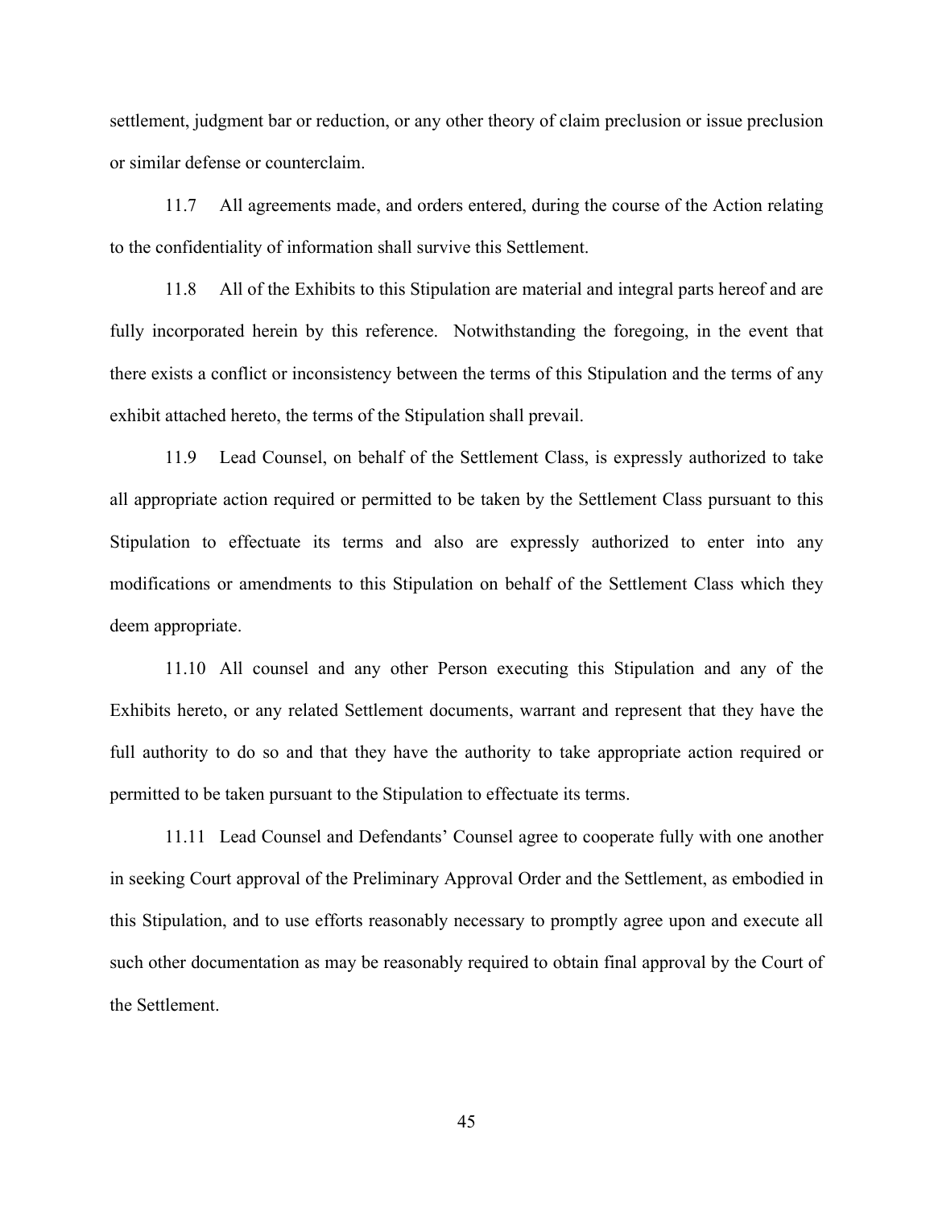settlement, judgment bar or reduction, or any other theory of claim preclusion or issue preclusion or similar defense or counterclaim.

11.7 All agreements made, and orders entered, during the course of the Action relating to the confidentiality of information shall survive this Settlement.

11.8 All of the Exhibits to this Stipulation are material and integral parts hereof and are fully incorporated herein by this reference. Notwithstanding the foregoing, in the event that there exists a conflict or inconsistency between the terms of this Stipulation and the terms of any exhibit attached hereto, the terms of the Stipulation shall prevail.

11.9 Lead Counsel, on behalf of the Settlement Class, is expressly authorized to take all appropriate action required or permitted to be taken by the Settlement Class pursuant to this Stipulation to effectuate its terms and also are expressly authorized to enter into any modifications or amendments to this Stipulation on behalf of the Settlement Class which they deem appropriate.

11.10 All counsel and any other Person executing this Stipulation and any of the Exhibits hereto, or any related Settlement documents, warrant and represent that they have the full authority to do so and that they have the authority to take appropriate action required or permitted to be taken pursuant to the Stipulation to effectuate its terms.

11.11 Lead Counsel and Defendants' Counsel agree to cooperate fully with one another in seeking Court approval of the Preliminary Approval Order and the Settlement, as embodied in this Stipulation, and to use efforts reasonably necessary to promptly agree upon and execute all such other documentation as may be reasonably required to obtain final approval by the Court of the Settlement.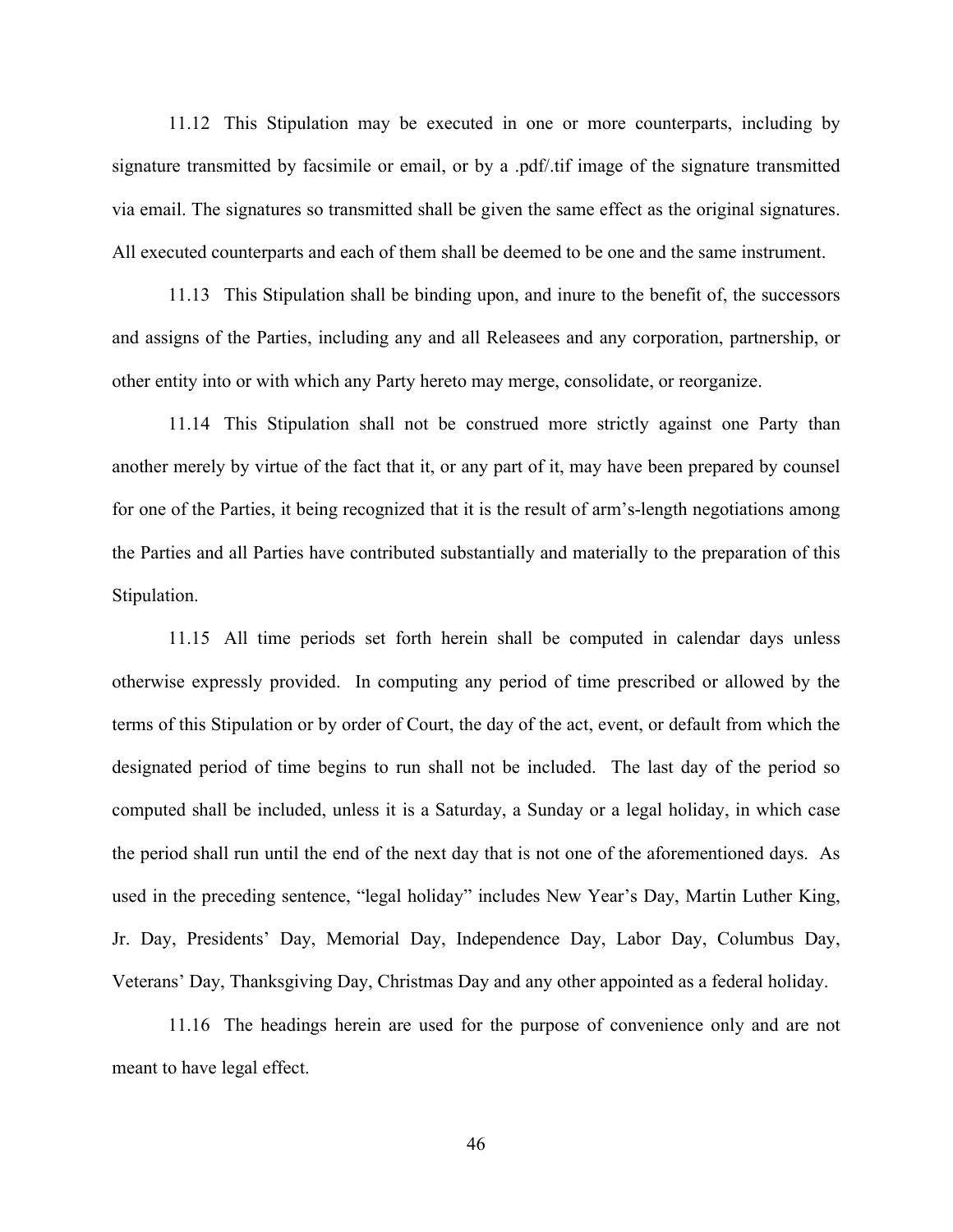11.12 This Stipulation may be executed in one or more counterparts, including by signature transmitted by facsimile or email, or by a .pdf/.tif image of the signature transmitted via email. The signatures so transmitted shall be given the same effect as the original signatures. All executed counterparts and each of them shall be deemed to be one and the same instrument.

11.13 This Stipulation shall be binding upon, and inure to the benefit of, the successors and assigns of the Parties, including any and all Releasees and any corporation, partnership, or other entity into or with which any Party hereto may merge, consolidate, or reorganize.

11.14 This Stipulation shall not be construed more strictly against one Party than another merely by virtue of the fact that it, or any part of it, may have been prepared by counsel for one of the Parties, it being recognized that it is the result of arm's-length negotiations among the Parties and all Parties have contributed substantially and materially to the preparation of this Stipulation.

11.15 All time periods set forth herein shall be computed in calendar days unless otherwise expressly provided. In computing any period of time prescribed or allowed by the terms of this Stipulation or by order of Court, the day of the act, event, or default from which the designated period of time begins to run shall not be included. The last day of the period so computed shall be included, unless it is a Saturday, a Sunday or a legal holiday, in which case the period shall run until the end of the next day that is not one of the aforementioned days. As used in the preceding sentence, "legal holiday" includes New Year's Day, Martin Luther King, Jr. Day, Presidents' Day, Memorial Day, Independence Day, Labor Day, Columbus Day, Veterans' Day, Thanksgiving Day, Christmas Day and any other appointed as a federal holiday.

11.16 The headings herein are used for the purpose of convenience only and are not meant to have legal effect.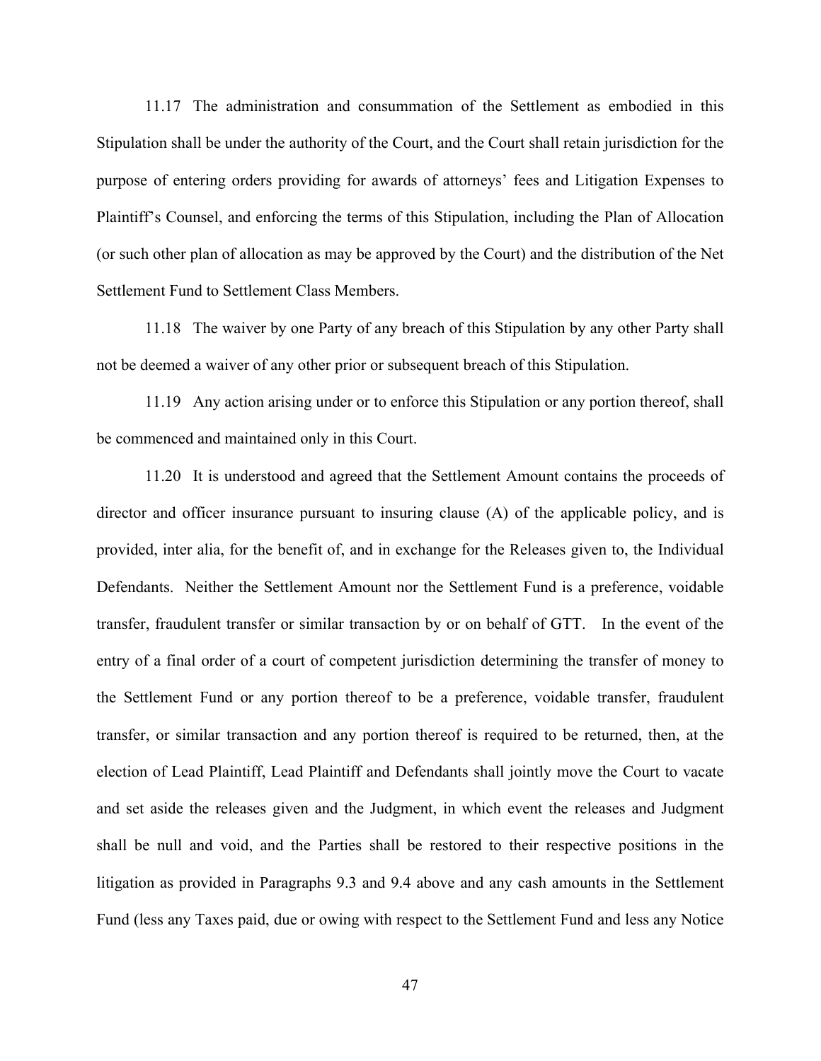11.17 The administration and consummation of the Settlement as embodied in this Stipulation shall be under the authority of the Court, and the Court shall retain jurisdiction for the purpose of entering orders providing for awards of attorneys' fees and Litigation Expenses to Plaintiff's Counsel, and enforcing the terms of this Stipulation, including the Plan of Allocation (or such other plan of allocation as may be approved by the Court) and the distribution of the Net Settlement Fund to Settlement Class Members.

11.18 The waiver by one Party of any breach of this Stipulation by any other Party shall not be deemed a waiver of any other prior or subsequent breach of this Stipulation.

11.19 Any action arising under or to enforce this Stipulation or any portion thereof, shall be commenced and maintained only in this Court.

11.20 It is understood and agreed that the Settlement Amount contains the proceeds of director and officer insurance pursuant to insuring clause (A) of the applicable policy, and is provided, inter alia, for the benefit of, and in exchange for the Releases given to, the Individual Defendants. Neither the Settlement Amount nor the Settlement Fund is a preference, voidable transfer, fraudulent transfer or similar transaction by or on behalf of GTT. In the event of the entry of a final order of a court of competent jurisdiction determining the transfer of money to the Settlement Fund or any portion thereof to be a preference, voidable transfer, fraudulent transfer, or similar transaction and any portion thereof is required to be returned, then, at the election of Lead Plaintiff, Lead Plaintiff and Defendants shall jointly move the Court to vacate and set aside the releases given and the Judgment, in which event the releases and Judgment shall be null and void, and the Parties shall be restored to their respective positions in the litigation as provided in Paragraphs 9.3 and 9.4 above and any cash amounts in the Settlement Fund (less any Taxes paid, due or owing with respect to the Settlement Fund and less any Notice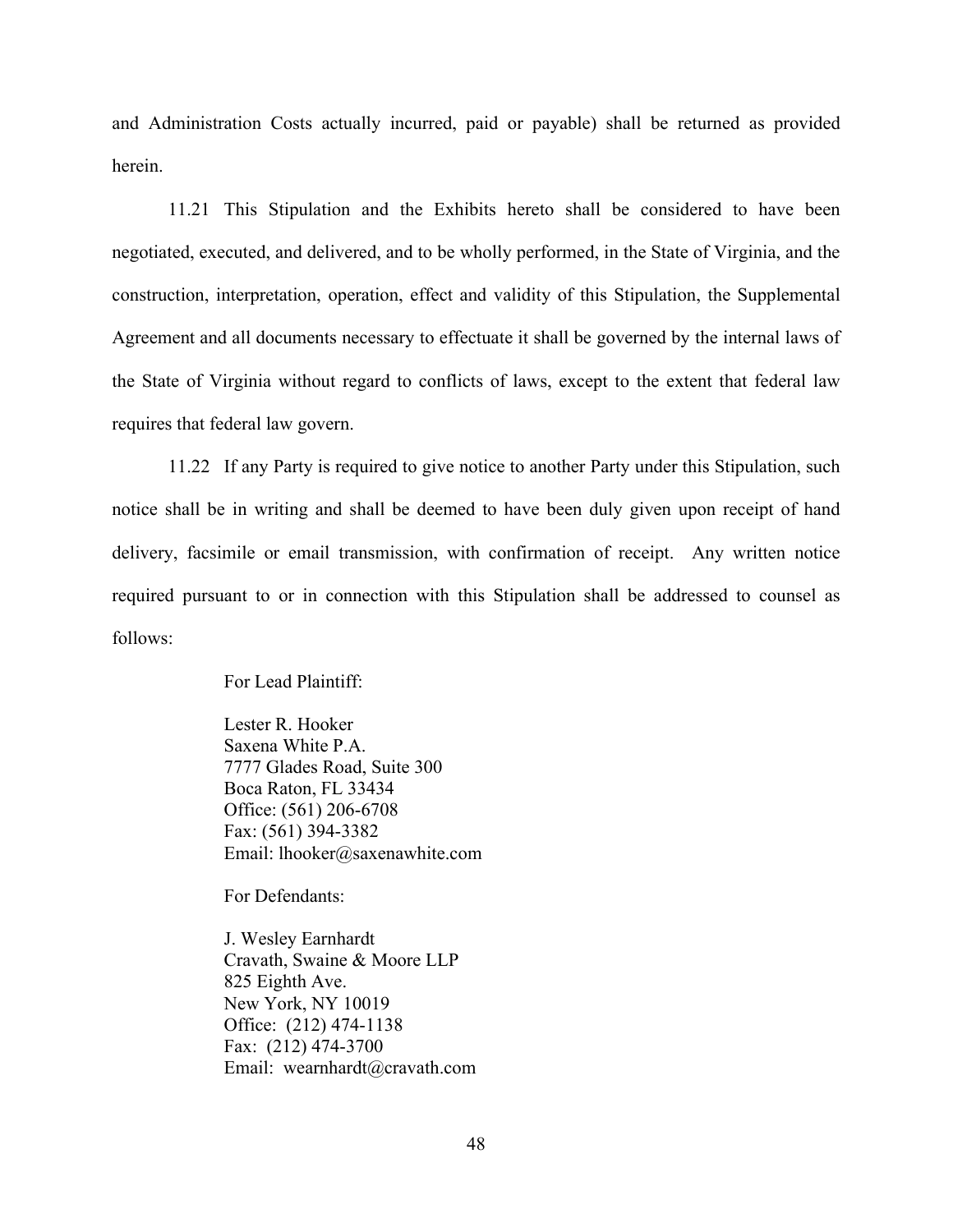and Administration Costs actually incurred, paid or payable) shall be returned as provided herein.

11.21 This Stipulation and the Exhibits hereto shall be considered to have been negotiated, executed, and delivered, and to be wholly performed, in the State of Virginia, and the construction, interpretation, operation, effect and validity of this Stipulation, the Supplemental Agreement and all documents necessary to effectuate it shall be governed by the internal laws of the State of Virginia without regard to conflicts of laws, except to the extent that federal law requires that federal law govern.

11.22 If any Party is required to give notice to another Party under this Stipulation, such notice shall be in writing and shall be deemed to have been duly given upon receipt of hand delivery, facsimile or email transmission, with confirmation of receipt. Any written notice required pursuant to or in connection with this Stipulation shall be addressed to counsel as follows:

For Lead Plaintiff:

Lester R. Hooker
Saxena White P.A.
7777 Glades Road, Suite 300
Boca Raton, FL 33434
Office: (561) 206-6708
Fax: (561) 394-3382
Email: lhooker@saxenawhite.com

For Defendants:

J. Wesley Earnhardt
Cravath, Swaine & Moore LLP
825 Eighth Ave.
New York, NY 10019
Office: (212) 474-1138
Fax: (212) 474-3700
Email: wearnhardt@cravath.com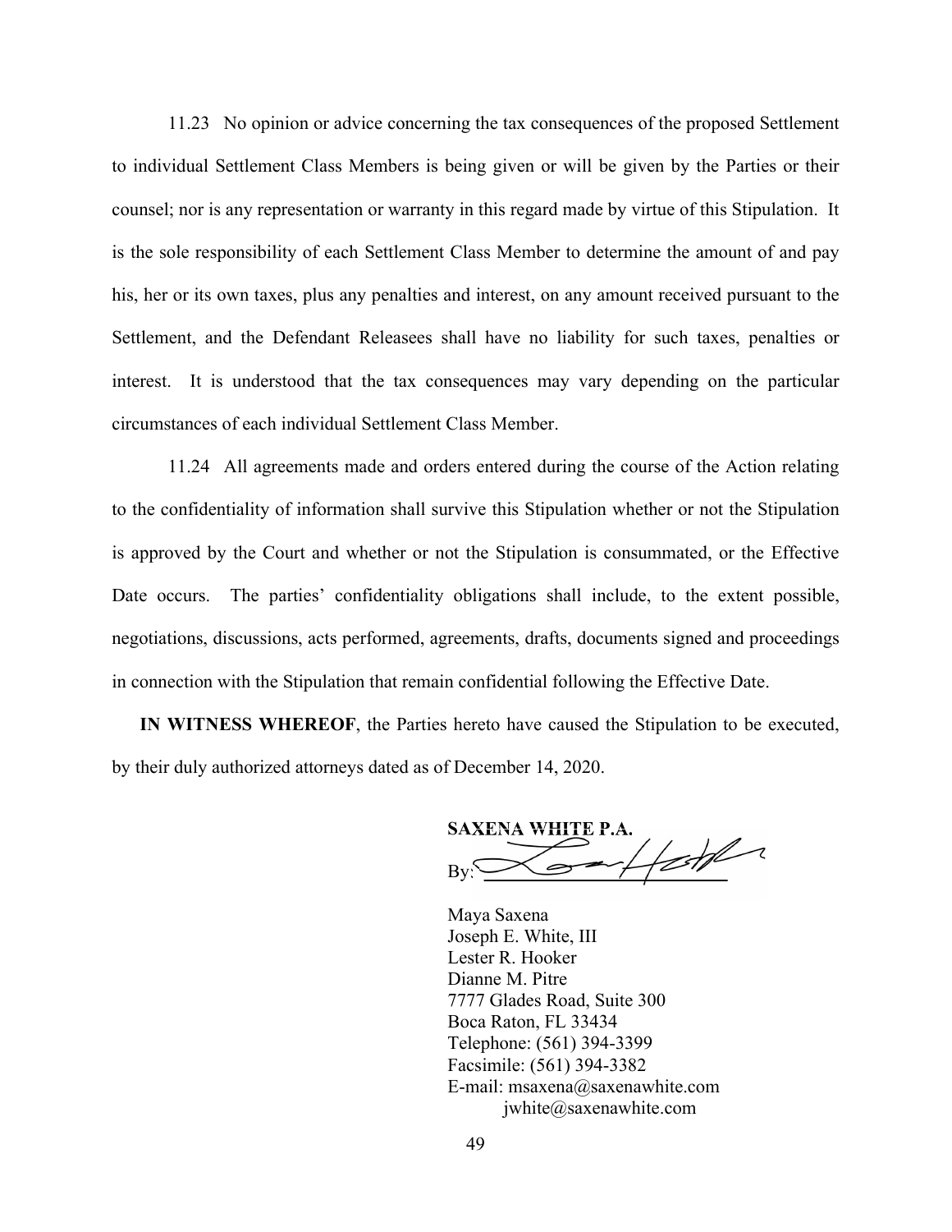11.23 No opinion or advice concerning the tax consequences of the proposed Settlement to individual Settlement Class Members is being given or will be given by the Parties or their counsel; nor is any representation or warranty in this regard made by virtue of this Stipulation. It is the sole responsibility of each Settlement Class Member to determine the amount of and pay his, her or its own taxes, plus any penalties and interest, on any amount received pursuant to the Settlement, and the Defendant Releasees shall have no liability for such taxes, penalties or interest. It is understood that the tax consequences may vary depending on the particular circumstances of each individual Settlement Class Member.

11.24 All agreements made and orders entered during the course of the Action relating to the confidentiality of information shall survive this Stipulation whether or not the Stipulation is approved by the Court and whether or not the Stipulation is consummated, or the Effective Date occurs. The parties' confidentiality obligations shall include, to the extent possible, negotiations, discussions, acts performed, agreements, drafts, documents signed and proceedings in connection with the Stipulation that remain confidential following the Effective Date.

**IN WITNESS WHEREOF**, the Parties hereto have caused the Stipulation to be executed, by their duly authorized attorneys dated as of December 14, 2020.

**SAXENA WHITE P.A.**

By: ______________________

Maya Saxena
Joseph E. White, III
Lester R. Hooker
Dianne M. Pitre
7777 Glades Road, Suite 300
Boca Raton, FL 33434
Telephone: (561) 394-3399
Facsimile: (561) 394-3382
E-mail: msaxena@saxenawhite.com
jwhite@saxenawhite.com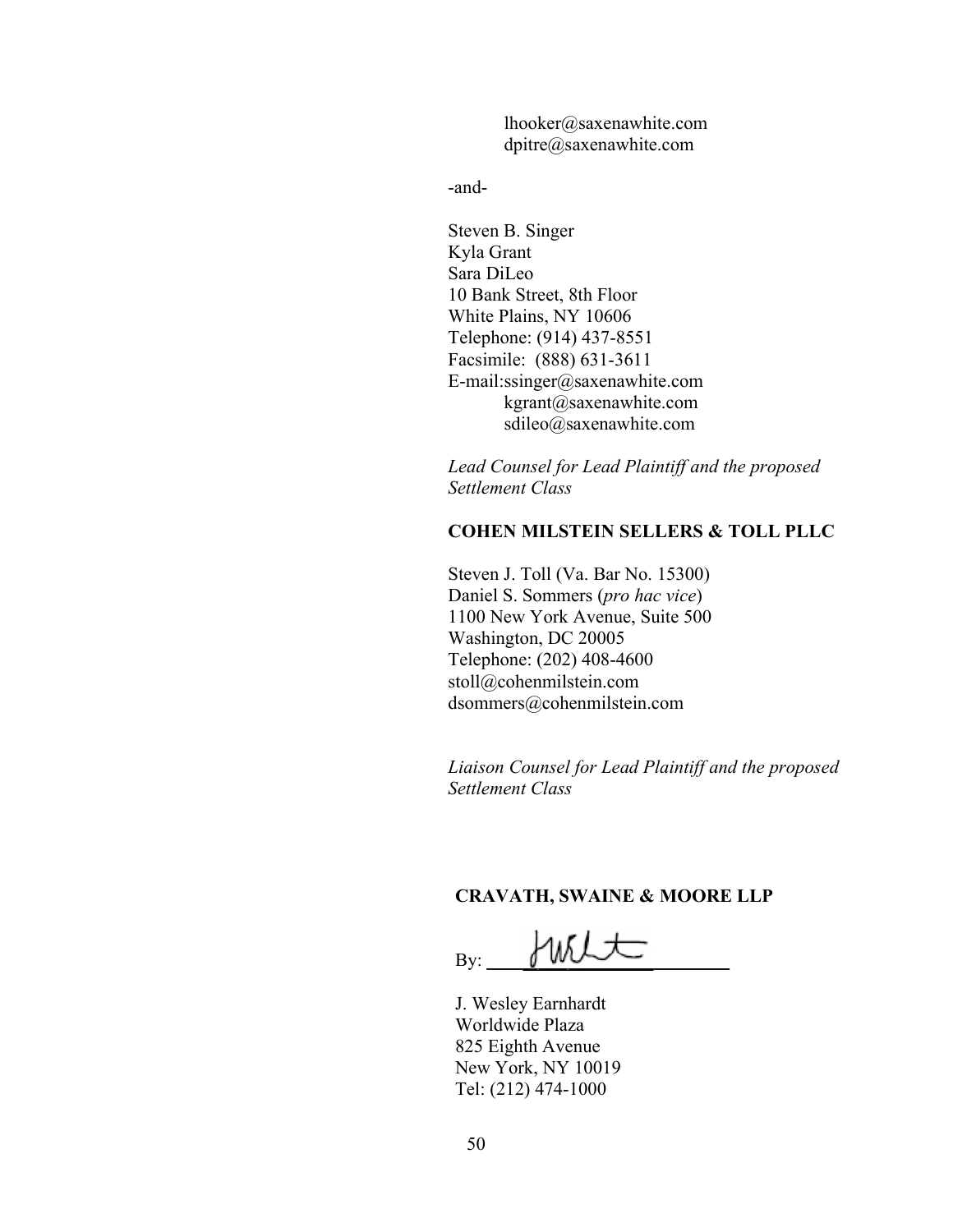lhooker@saxenawhite.com
dpitre@saxenawhite.com

-and-

Steven B. Singer
Kyla Grant
Sara DiLeo
10 Bank Street, 8th Floor
White Plains, NY 10606
Telephone: (914) 437-8551
Facsimile: (888) 631-3611
E-mail:ssinger@saxenawhite.com
kgrant@saxenawhite.com
sdileo@saxenawhite.com

*Lead Counsel for Lead Plaintiff and the proposed Settlement Class*

**COHEN MILSTEIN SELLERS & TOLL PLLC**

Steven J. Toll (Va. Bar No. 15300)
Daniel S. Sommers (*pro hac vice*)
1100 New York Avenue, Suite 500
Washington, DC 20005
Telephone: (202) 408-4600
stoll@cohenmilstein.com
dsommers@cohenmilstein.com

*Liaison Counsel for Lead Plaintiff and the proposed Settlement Class*

**CRAVATH, SWAINE & MOORE LLP**

By: ______________________

J. Wesley Earnhardt
Worldwide Plaza
825 Eighth Avenue
New York, NY 10019
Tel: (212) 474-1000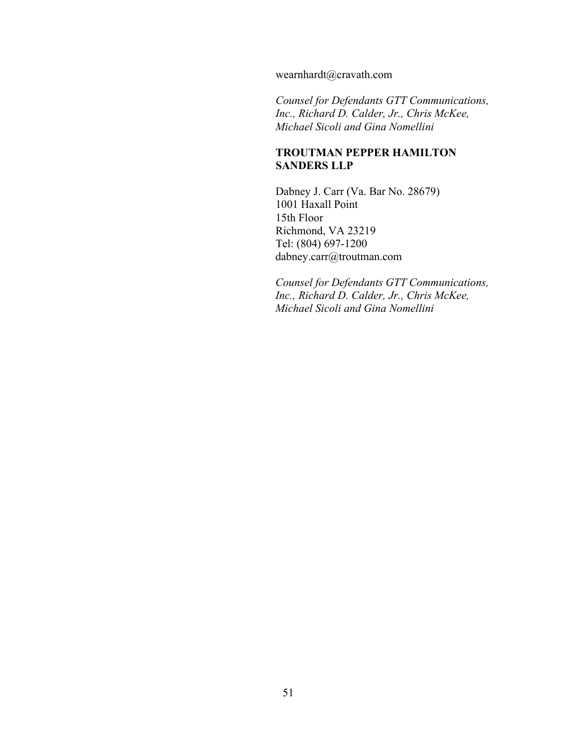wearnhardt@cravath.com

*Counsel for Defendants GTT Communications, Inc., Richard D. Calder, Jr., Chris McKee, Michael Sicoli and Gina Nomellini*

**TROUTMAN PEPPER HAMILTON SANDERS LLP**

Dabney J. Carr (Va. Bar No. 28679)
1001 Haxall Point
15th Floor
Richmond, VA 23219
Tel: (804) 697-1200
dabney.carr@troutman.com

*Counsel for Defendants GTT Communications, Inc., Richard D. Calder, Jr., Chris McKee, Michael Sicoli and Gina Nomellini*